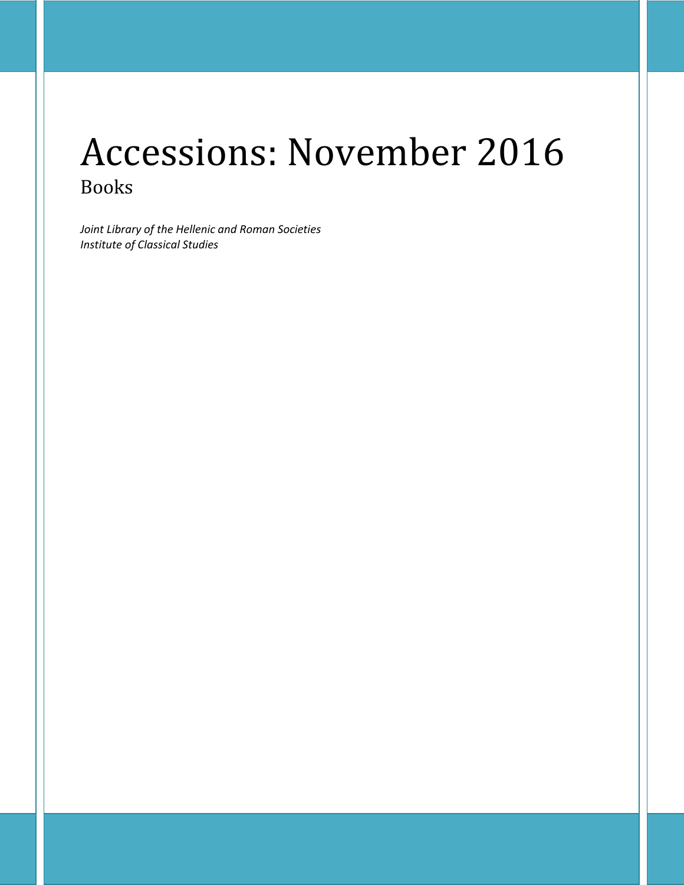# Accessions: November 2016

## Books

*Joint Library of the Hellenic and Roman Societies*
*Institute of Classical Studies*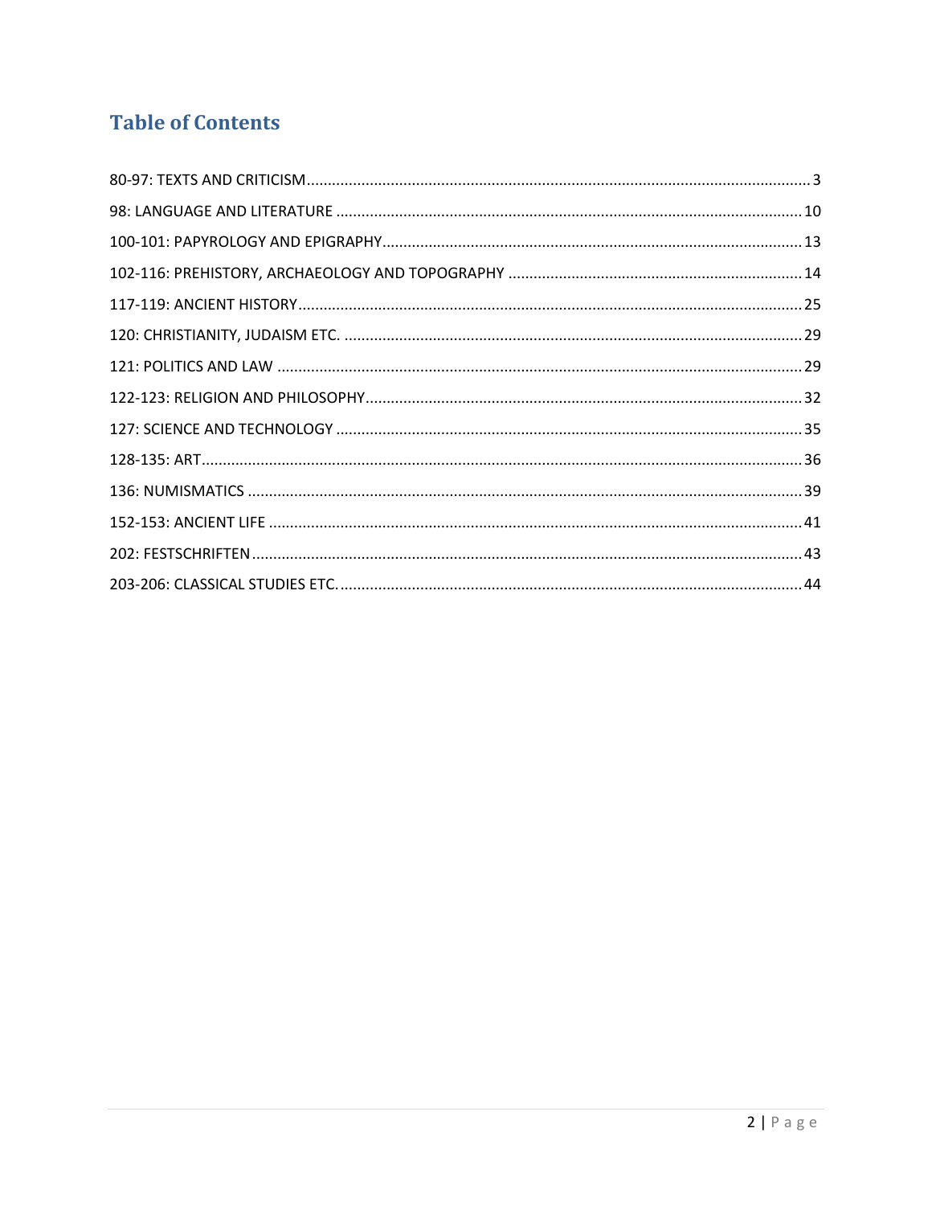# Table of Contents

80-97: TEXTS AND CRITICISM ........ 3
98: LANGUAGE AND LITERATURE ........ 10
100-101: PAPYROLOGY AND EPIGRAPHY ........ 13
102-116: PREHISTORY, ARCHAEOLOGY AND TOPOGRAPHY ........ 14
117-119: ANCIENT HISTORY ........ 25
120: CHRISTIANITY, JUDAISM ETC. ........ 29
121: POLITICS AND LAW ........ 29
122-123: RELIGION AND PHILOSOPHY ........ 32
127: SCIENCE AND TECHNOLOGY ........ 35
128-135: ART ........ 36
136: NUMISMATICS ........ 39
152-153: ANCIENT LIFE ........ 41
202: FESTSCHRIFTEN ........ 43
203-206: CLASSICAL STUDIES ETC. ........ 44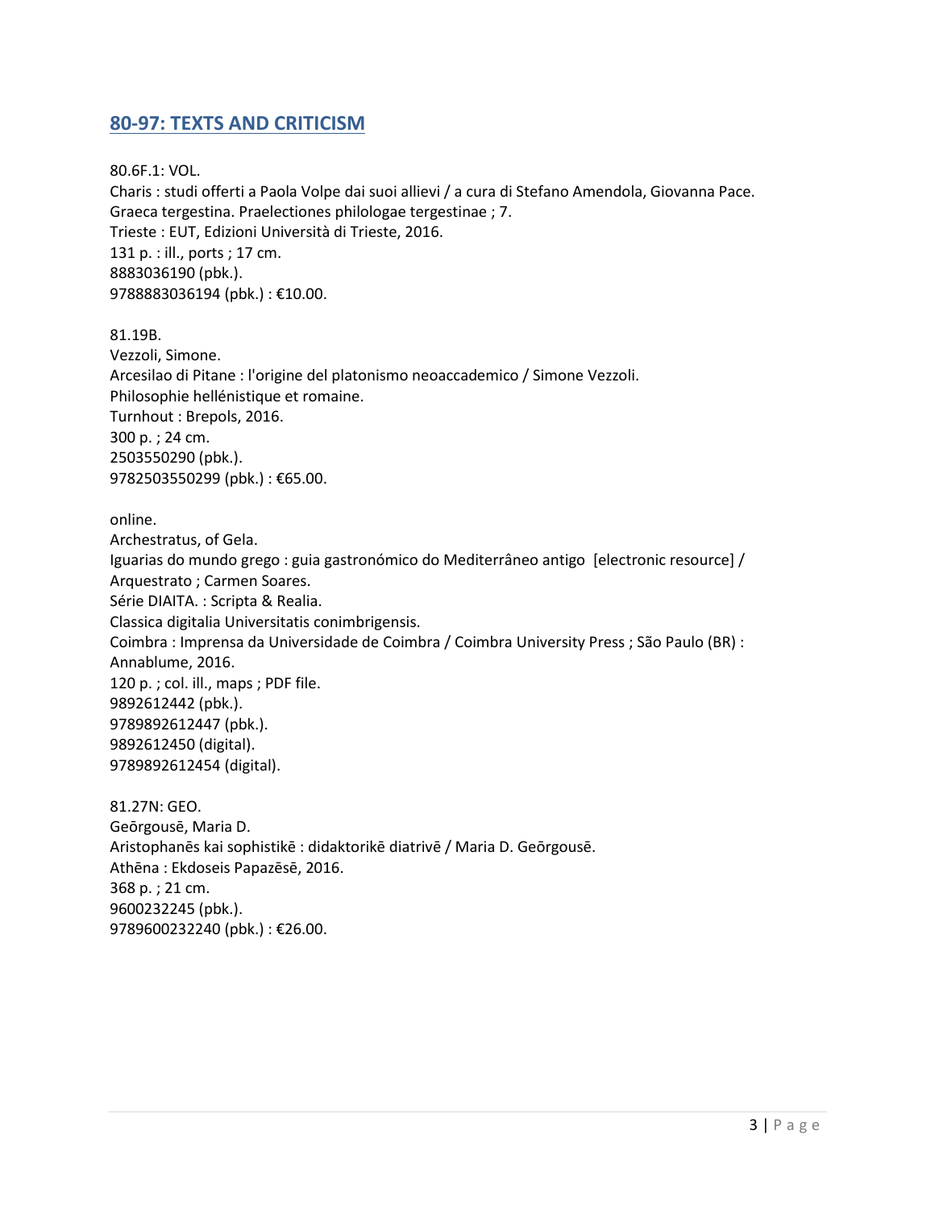## 80-97: TEXTS AND CRITICISM

80.6F.1: VOL.  
Charis : studi offerti a Paola Volpe dai suoi allievi / a cura di Stefano Amendola, Giovanna Pace.  
Graeca tergestina. Praelectiones philologae tergestinae ; 7.  
Trieste : EUT, Edizioni Università di Trieste, 2016.  
131 p. : ill., ports ; 17 cm.  
8883036190 (pbk.).  
9788883036194 (pbk.) : €10.00.

81.19B.  
Vezzoli, Simone.  
Arcesilao di Pitane : l'origine del platonismo neoaccademico / Simone Vezzoli.  
Philosophie hellénistique et romaine.  
Turnhout : Brepols, 2016.  
300 p. ; 24 cm.  
2503550290 (pbk.).  
9782503550299 (pbk.) : €65.00.

online.  
Archestratus, of Gela.  
Iguarias do mundo grego : guia gastronómico do Mediterrâneo antigo [electronic resource] / Arquestrato ; Carmen Soares.  
Série DIAITA. : Scripta & Realia.  
Classica digitalia Universitatis conimbrigensis.  
Coimbra : Imprensa da Universidade de Coimbra / Coimbra University Press ; São Paulo (BR) : Annablume, 2016.  
120 p. ; col. ill., maps ; PDF file.  
9892612442 (pbk.).  
9789892612447 (pbk.).  
9892612450 (digital).  
9789892612454 (digital).

81.27N: GEO.  
Geōrgousē, Maria D.  
Aristophanēs kai sophistikē : didaktorikē diatrivē / Maria D. Geōrgousē.  
Athēna : Ekdoseis Papazēsē, 2016.  
368 p. ; 21 cm.  
9600232245 (pbk.).  
9789600232240 (pbk.) : €26.00.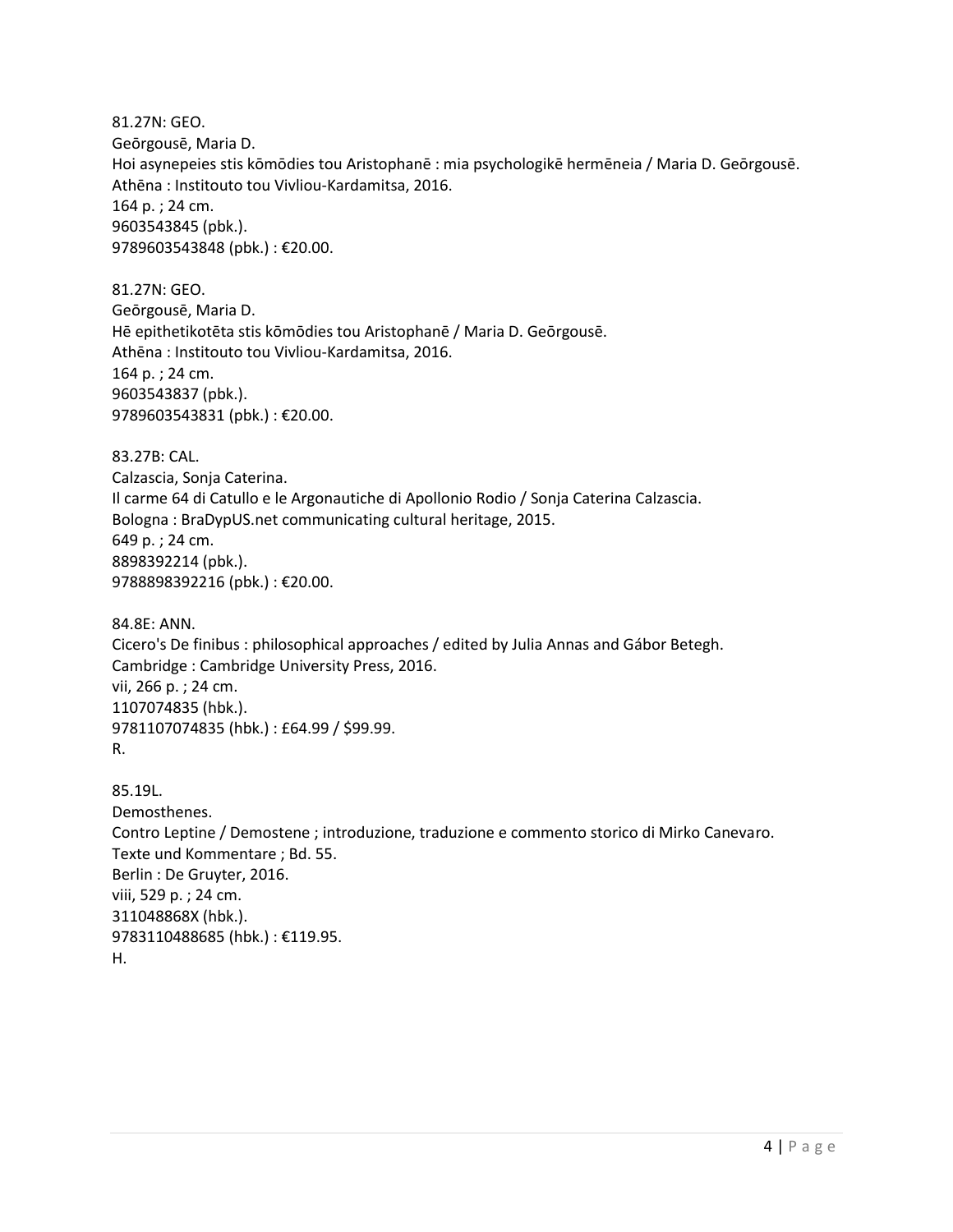81.27N: GEO.
Geōrgousē, Maria D.
Hoi asynepeies stis kōmōdies tou Aristophanē : mia psychologikē hermēneia / Maria D. Geōrgousē.
Athēna : Institouto tou Vivliou-Kardamitsa, 2016.
164 p. ; 24 cm.
9603543845 (pbk.).
9789603543848 (pbk.) : €20.00.

81.27N: GEO.
Geōrgousē, Maria D.
Hē epithetikotēta stis kōmōdies tou Aristophanē / Maria D. Geōrgousē.
Athēna : Institouto tou Vivliou-Kardamitsa, 2016.
164 p. ; 24 cm.
9603543837 (pbk.).
9789603543831 (pbk.) : €20.00.

83.27B: CAL.
Calzascia, Sonja Caterina.
Il carme 64 di Catullo e le Argonautiche di Apollonio Rodio / Sonja Caterina Calzascia.
Bologna : BraDypUS.net communicating cultural heritage, 2015.
649 p. ; 24 cm.
8898392214 (pbk.).
9788898392216 (pbk.) : €20.00.

84.8E: ANN.
Cicero's De finibus : philosophical approaches / edited by Julia Annas and Gábor Betegh.
Cambridge : Cambridge University Press, 2016.
vii, 266 p. ; 24 cm.
1107074835 (hbk.).
9781107074835 (hbk.) : £64.99 / $99.99.
R.

85.19L.
Demosthenes.
Contro Leptine / Demostene ; introduzione, traduzione e commento storico di Mirko Canevaro.
Texte und Kommentare ; Bd. 55.
Berlin : De Gruyter, 2016.
viii, 529 p. ; 24 cm.
311048868X (hbk.).
9783110488685 (hbk.) : €119.95.
H.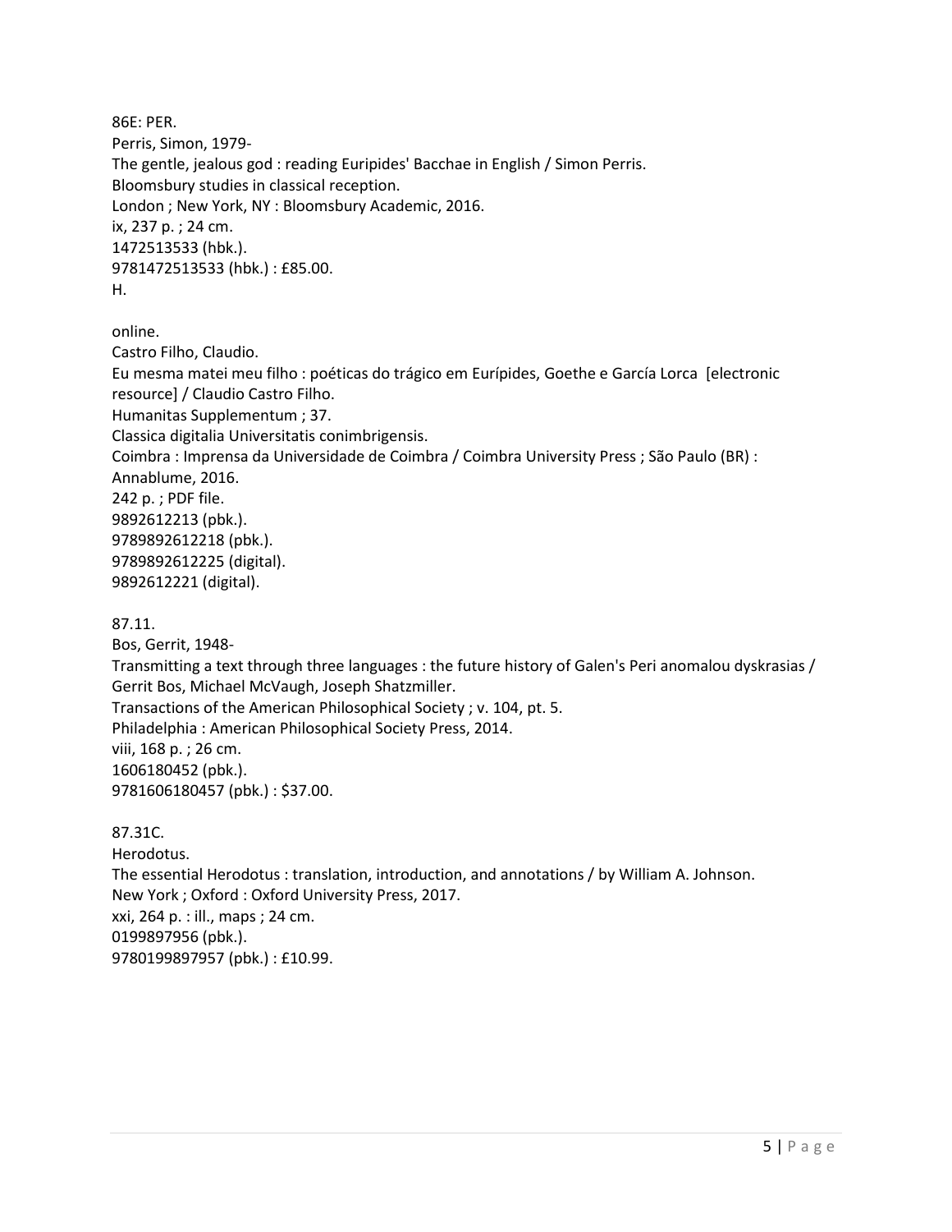86E: PER.
Perris, Simon, 1979-
The gentle, jealous god : reading Euripides' Bacchae in English / Simon Perris.
Bloomsbury studies in classical reception.
London ; New York, NY : Bloomsbury Academic, 2016.
ix, 237 p. ; 24 cm.
1472513533 (hbk.).
9781472513533 (hbk.) : £85.00.
H.

online.
Castro Filho, Claudio.
Eu mesma matei meu filho : poéticas do trágico em Eurípides, Goethe e García Lorca [electronic resource] / Claudio Castro Filho.
Humanitas Supplementum ; 37.
Classica digitalia Universitatis conimbrigensis.
Coimbra : Imprensa da Universidade de Coimbra / Coimbra University Press ; São Paulo (BR) : Annablume, 2016.
242 p. ; PDF file.
9892612213 (pbk.).
9789892612218 (pbk.).
9789892612225 (digital).
9892612221 (digital).

87.11.
Bos, Gerrit, 1948-
Transmitting a text through three languages : the future history of Galen's Peri anomalou dyskrasias / Gerrit Bos, Michael McVaugh, Joseph Shatzmiller.
Transactions of the American Philosophical Society ; v. 104, pt. 5.
Philadelphia : American Philosophical Society Press, 2014.
viii, 168 p. ; 26 cm.
1606180452 (pbk.).
9781606180457 (pbk.) : $37.00.

87.31C.
Herodotus.
The essential Herodotus : translation, introduction, and annotations / by William A. Johnson.
New York ; Oxford : Oxford University Press, 2017.
xxi, 264 p. : ill., maps ; 24 cm.
0199897956 (pbk.).
9780199897957 (pbk.) : £10.99.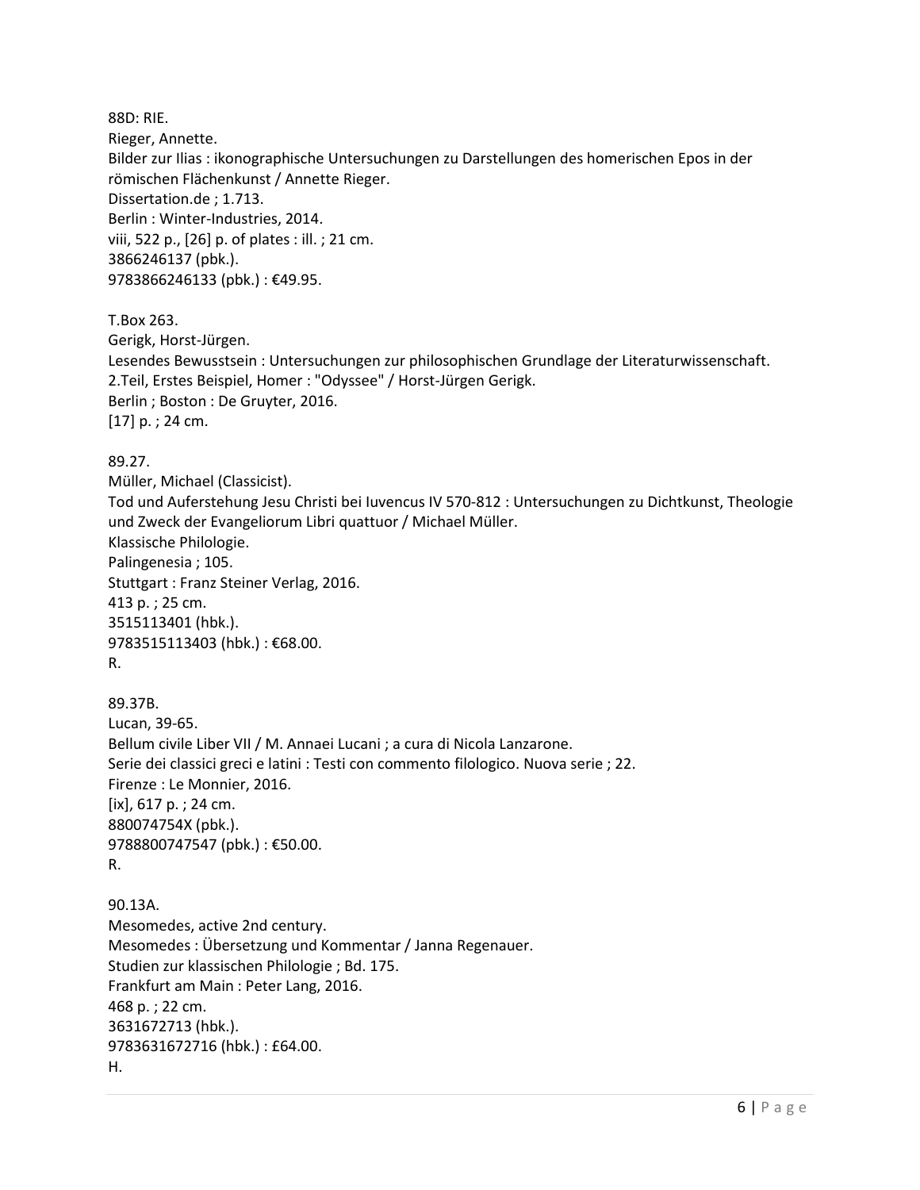88D: RIE.
Rieger, Annette.
Bilder zur Ilias : ikonographische Untersuchungen zu Darstellungen des homerischen Epos in der römischen Flächenkunst / Annette Rieger.
Dissertation.de ; 1.713.
Berlin : Winter-Industries, 2014.
viii, 522 p., [26] p. of plates : ill. ; 21 cm.
3866246137 (pbk.).
9783866246133 (pbk.) : €49.95.

T.Box 263.
Gerigk, Horst-Jürgen.
Lesendes Bewusstsein : Untersuchungen zur philosophischen Grundlage der Literaturwissenschaft. 2.Teil, Erstes Beispiel, Homer : "Odyssee" / Horst-Jürgen Gerigk.
Berlin ; Boston : De Gruyter, 2016.
[17] p. ; 24 cm.

89.27.
Müller, Michael (Classicist).
Tod und Auferstehung Jesu Christi bei Iuvencus IV 570-812 : Untersuchungen zu Dichtkunst, Theologie und Zweck der Evangeliorum Libri quattuor / Michael Müller.
Klassische Philologie.
Palingenesia ; 105.
Stuttgart : Franz Steiner Verlag, 2016.
413 p. ; 25 cm.
3515113401 (hbk.).
9783515113403 (hbk.) : €68.00.
R.

89.37B.
Lucan, 39-65.
Bellum civile Liber VII / M. Annaei Lucani ; a cura di Nicola Lanzarone.
Serie dei classici greci e latini : Testi con commento filologico. Nuova serie ; 22.
Firenze : Le Monnier, 2016.
[ix], 617 p. ; 24 cm.
880074754X (pbk.).
9788800747547 (pbk.) : €50.00.
R.

90.13A.
Mesomedes, active 2nd century.
Mesomedes : Übersetzung und Kommentar / Janna Regenauer.
Studien zur klassischen Philologie ; Bd. 175.
Frankfurt am Main : Peter Lang, 2016.
468 p. ; 22 cm.
3631672713 (hbk.).
9783631672716 (hbk.) : £64.00.
H.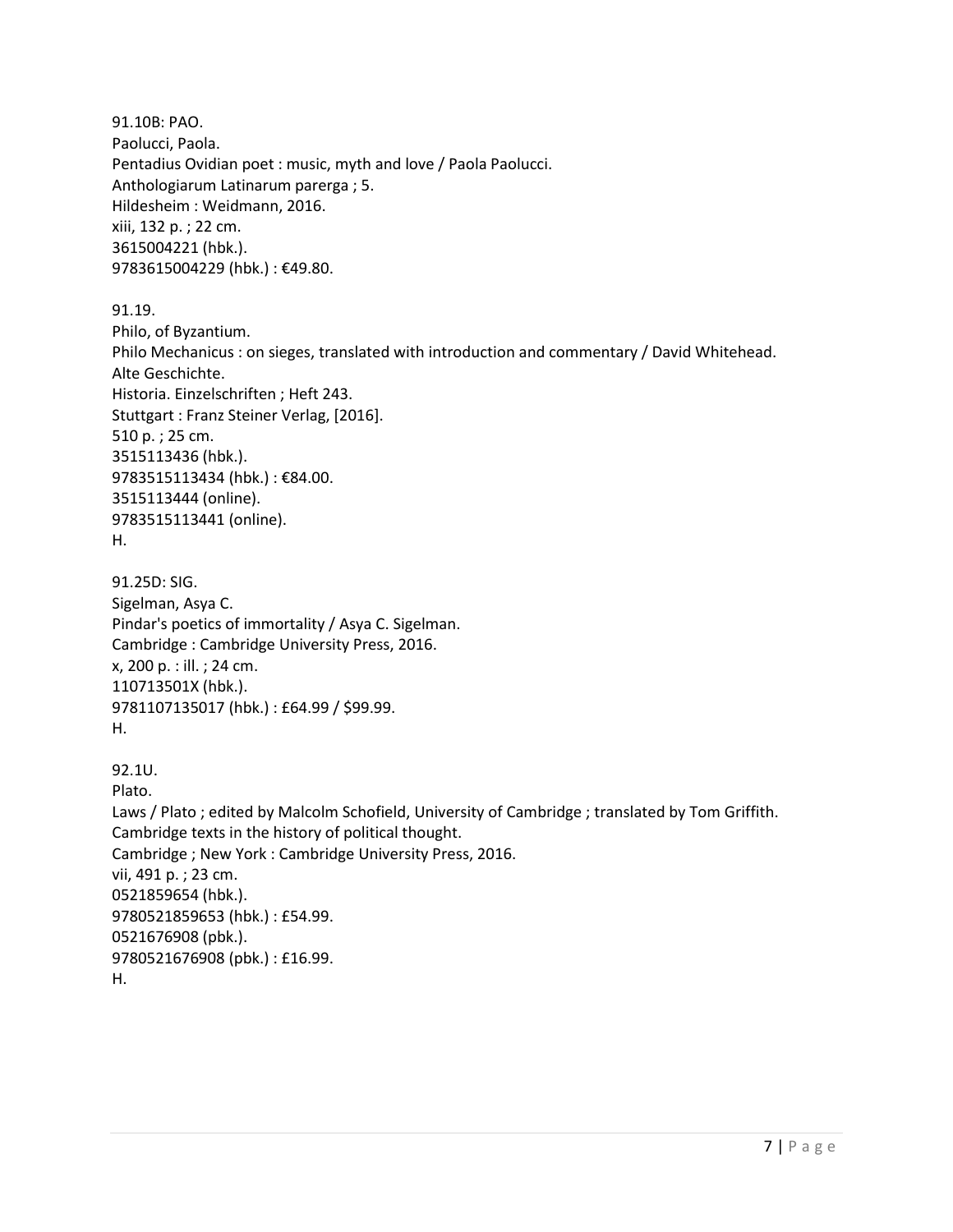91.10B: PAO.
Paolucci, Paola.
Pentadius Ovidian poet : music, myth and love / Paola Paolucci.
Anthologiarum Latinarum parerga ; 5.
Hildesheim : Weidmann, 2016.
xiii, 132 p. ; 22 cm.
3615004221 (hbk.).
9783615004229 (hbk.) : €49.80.

91.19.
Philo, of Byzantium.
Philo Mechanicus : on sieges, translated with introduction and commentary / David Whitehead.
Alte Geschichte.
Historia. Einzelschriften ; Heft 243.
Stuttgart : Franz Steiner Verlag, [2016].
510 p. ; 25 cm.
3515113436 (hbk.).
9783515113434 (hbk.) : €84.00.
3515113444 (online).
9783515113441 (online).
H.

91.25D: SIG.
Sigelman, Asya C.
Pindar's poetics of immortality / Asya C. Sigelman.
Cambridge : Cambridge University Press, 2016.
x, 200 p. : ill. ; 24 cm.
110713501X (hbk.).
9781107135017 (hbk.) : £64.99 / $99.99.
H.

92.1U.
Plato.
Laws / Plato ; edited by Malcolm Schofield, University of Cambridge ; translated by Tom Griffith.
Cambridge texts in the history of political thought.
Cambridge ; New York : Cambridge University Press, 2016.
vii, 491 p. ; 23 cm.
0521859654 (hbk.).
9780521859653 (hbk.) : £54.99.
0521676908 (pbk.).
9780521676908 (pbk.) : £16.99.
H.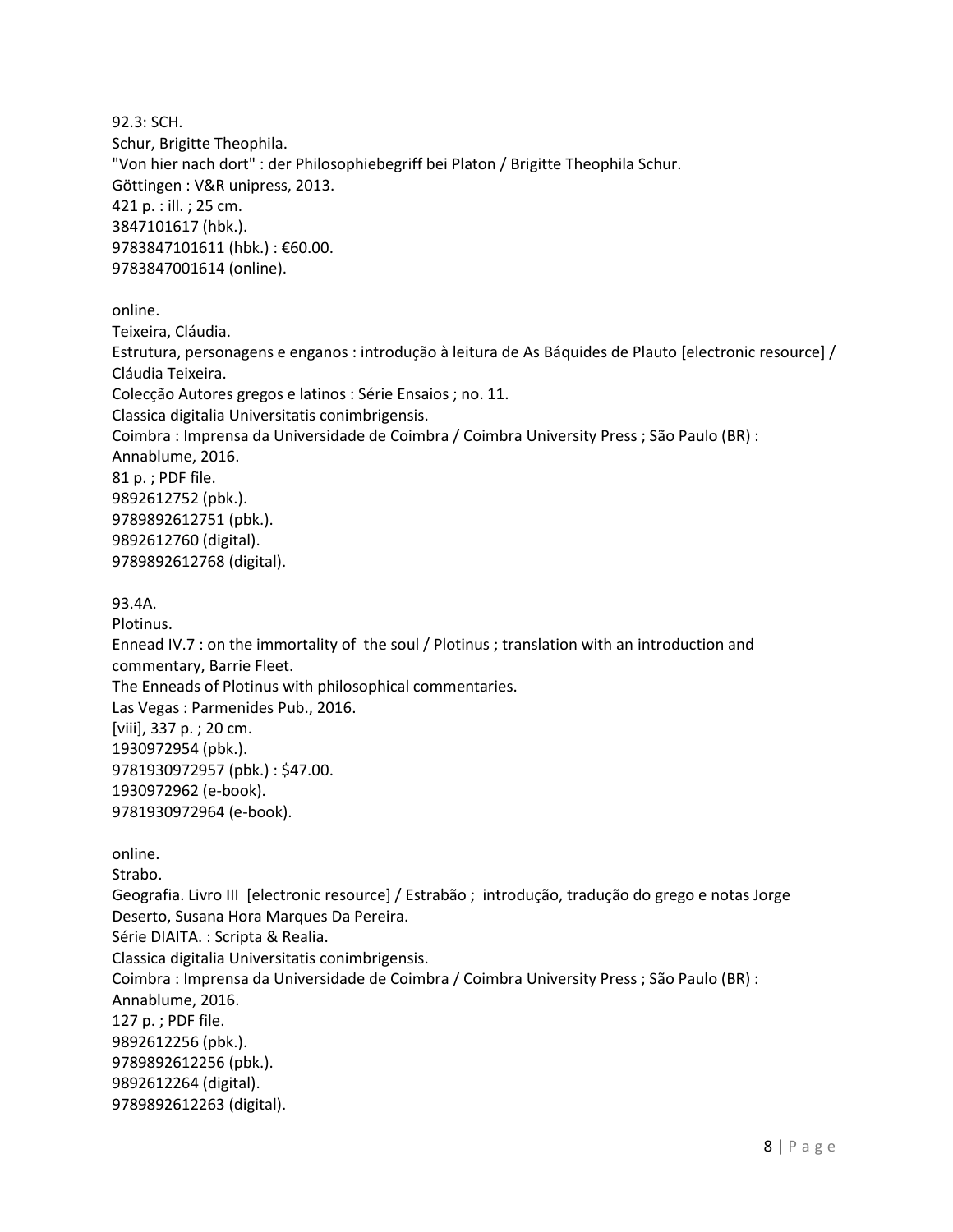92.3: SCH.
Schur, Brigitte Theophila.
"Von hier nach dort" : der Philosophiebegriff bei Platon / Brigitte Theophila Schur.
Göttingen : V&R unipress, 2013.
421 p. : ill. ; 25 cm.
3847101617 (hbk.).
9783847101611 (hbk.) : €60.00.
9783847001614 (online).

online.
Teixeira, Cláudia.
Estrutura, personagens e enganos : introdução à leitura de As Báquides de Plauto [electronic resource] / Cláudia Teixeira.
Colecção Autores gregos e latinos : Série Ensaios ; no. 11.
Classica digitalia Universitatis conimbrigensis.
Coimbra : Imprensa da Universidade de Coimbra / Coimbra University Press ; São Paulo (BR) : Annablume, 2016.
81 p. ; PDF file.
9892612752 (pbk.).
9789892612751 (pbk.).
9892612760 (digital).
9789892612768 (digital).

93.4A.
Plotinus.
Ennead IV.7 : on the immortality of the soul / Plotinus ; translation with an introduction and commentary, Barrie Fleet.
The Enneads of Plotinus with philosophical commentaries.
Las Vegas : Parmenides Pub., 2016.
[viii], 337 p. ; 20 cm.
1930972954 (pbk.).
9781930972957 (pbk.) : $47.00.
1930972962 (e-book).
9781930972964 (e-book).

online.
Strabo.
Geografia. Livro III [electronic resource] / Estrabão ; introdução, tradução do grego e notas Jorge Deserto, Susana Hora Marques Da Pereira.
Série DIAITA. : Scripta & Realia.
Classica digitalia Universitatis conimbrigensis.
Coimbra : Imprensa da Universidade de Coimbra / Coimbra University Press ; São Paulo (BR) : Annablume, 2016.
127 p. ; PDF file.
9892612256 (pbk.).
9789892612256 (pbk.).
9892612264 (digital).
9789892612263 (digital).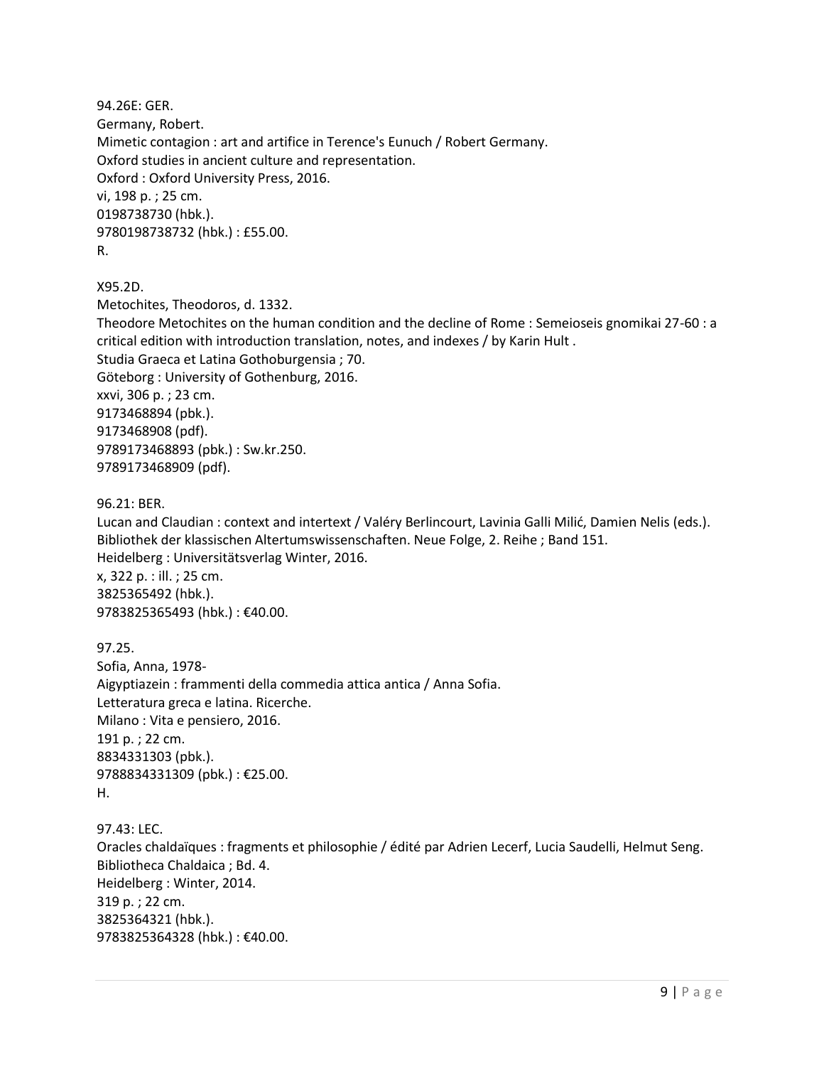94.26E: GER.
Germany, Robert.
Mimetic contagion : art and artifice in Terence's Eunuch / Robert Germany.
Oxford studies in ancient culture and representation.
Oxford : Oxford University Press, 2016.
vi, 198 p. ; 25 cm.
0198738730 (hbk.).
9780198738732 (hbk.) : £55.00.
R.

X95.2D.
Metochites, Theodoros, d. 1332.
Theodore Metochites on the human condition and the decline of Rome : Semeioseis gnomikai 27-60 : a critical edition with introduction translation, notes, and indexes / by Karin Hult .
Studia Graeca et Latina Gothoburgensia ; 70.
Göteborg : University of Gothenburg, 2016.
xxvi, 306 p. ; 23 cm.
9173468894 (pbk.).
9173468908 (pdf).
9789173468893 (pbk.) : Sw.kr.250.
9789173468909 (pdf).

96.21: BER.
Lucan and Claudian : context and intertext / Valéry Berlincourt, Lavinia Galli Milić, Damien Nelis (eds.).
Bibliothek der klassischen Altertumswissenschaften. Neue Folge, 2. Reihe ; Band 151.
Heidelberg : Universitätsverlag Winter, 2016.
x, 322 p. : ill. ; 25 cm.
3825365492 (hbk.).
9783825365493 (hbk.) : €40.00.

97.25.
Sofia, Anna, 1978-
Aigyptiazein : frammenti della commedia attica antica / Anna Sofia.
Letteratura greca e latina. Ricerche.
Milano : Vita e pensiero, 2016.
191 p. ; 22 cm.
8834331303 (pbk.).
9788834331309 (pbk.) : €25.00.
H.

97.43: LEC.
Oracles chaldaïques : fragments et philosophie / édité par Adrien Lecerf, Lucia Saudelli, Helmut Seng.
Bibliotheca Chaldaica ; Bd. 4.
Heidelberg : Winter, 2014.
319 p. ; 22 cm.
3825364321 (hbk.).
9783825364328 (hbk.) : €40.00.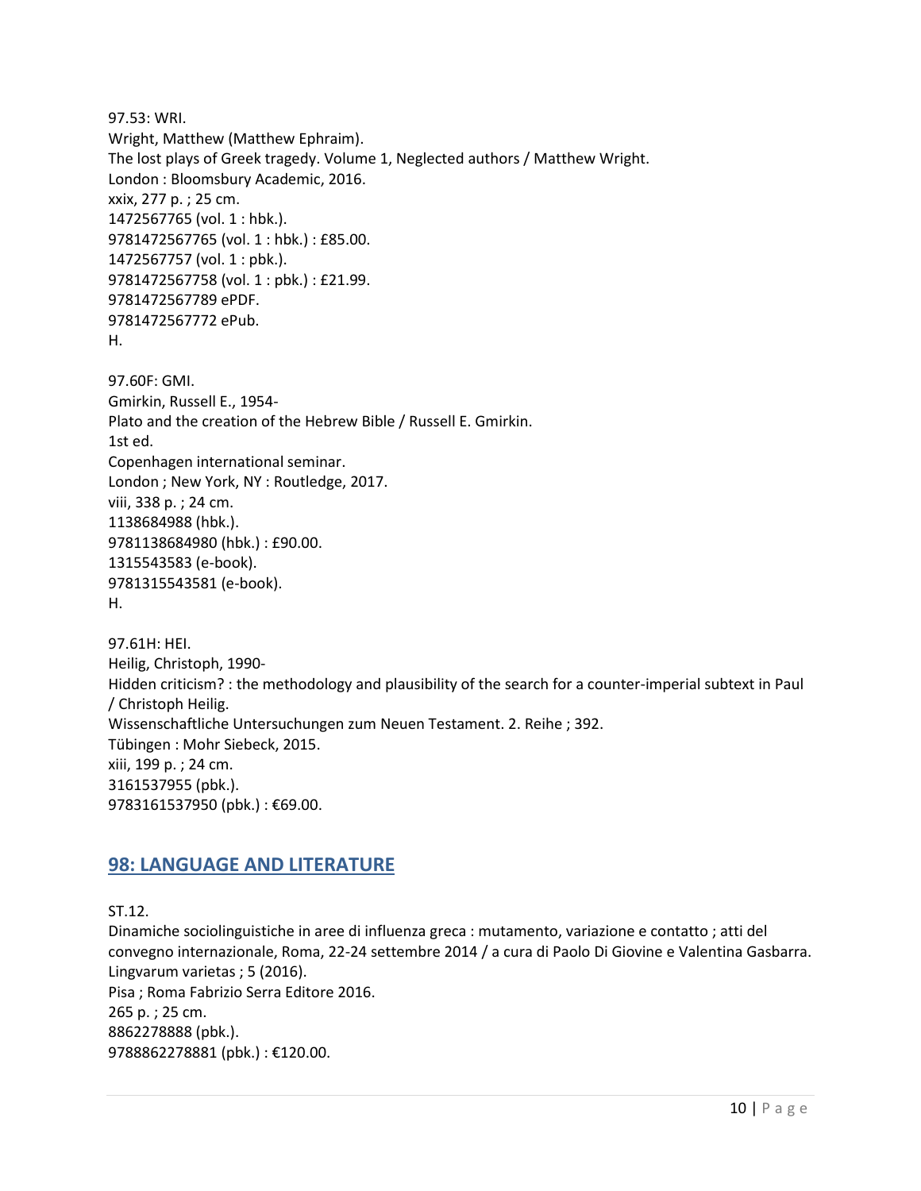97.53: WRI.
Wright, Matthew (Matthew Ephraim).
The lost plays of Greek tragedy. Volume 1, Neglected authors / Matthew Wright.
London : Bloomsbury Academic, 2016.
xxix, 277 p. ; 25 cm.
1472567765 (vol. 1 : hbk.).
9781472567765 (vol. 1 : hbk.) : £85.00.
1472567757 (vol. 1 : pbk.).
9781472567758 (vol. 1 : pbk.) : £21.99.
9781472567789 ePDF.
9781472567772 ePub.
H.

97.60F: GMI.
Gmirkin, Russell E., 1954-
Plato and the creation of the Hebrew Bible / Russell E. Gmirkin.
1st ed.
Copenhagen international seminar.
London ; New York, NY : Routledge, 2017.
viii, 338 p. ; 24 cm.
1138684988 (hbk.).
9781138684980 (hbk.) : £90.00.
1315543583 (e-book).
9781315543581 (e-book).
H.

97.61H: HEI.
Heilig, Christoph, 1990-
Hidden criticism? : the methodology and plausibility of the search for a counter-imperial subtext in Paul / Christoph Heilig.
Wissenschaftliche Untersuchungen zum Neuen Testament. 2. Reihe ; 392.
Tübingen : Mohr Siebeck, 2015.
xiii, 199 p. ; 24 cm.
3161537955 (pbk.).
9783161537950 (pbk.) : €69.00.

## 98: LANGUAGE AND LITERATURE

ST.12.
Dinamiche sociolinguistiche in aree di influenza greca : mutamento, variazione e contatto ; atti del convegno internazionale, Roma, 22-24 settembre 2014 / a cura di Paolo Di Giovine e Valentina Gasbarra.
Lingvarum varietas ; 5 (2016).
Pisa ; Roma Fabrizio Serra Editore 2016.
265 p. ; 25 cm.
8862278888 (pbk.).
9788862278881 (pbk.) : €120.00.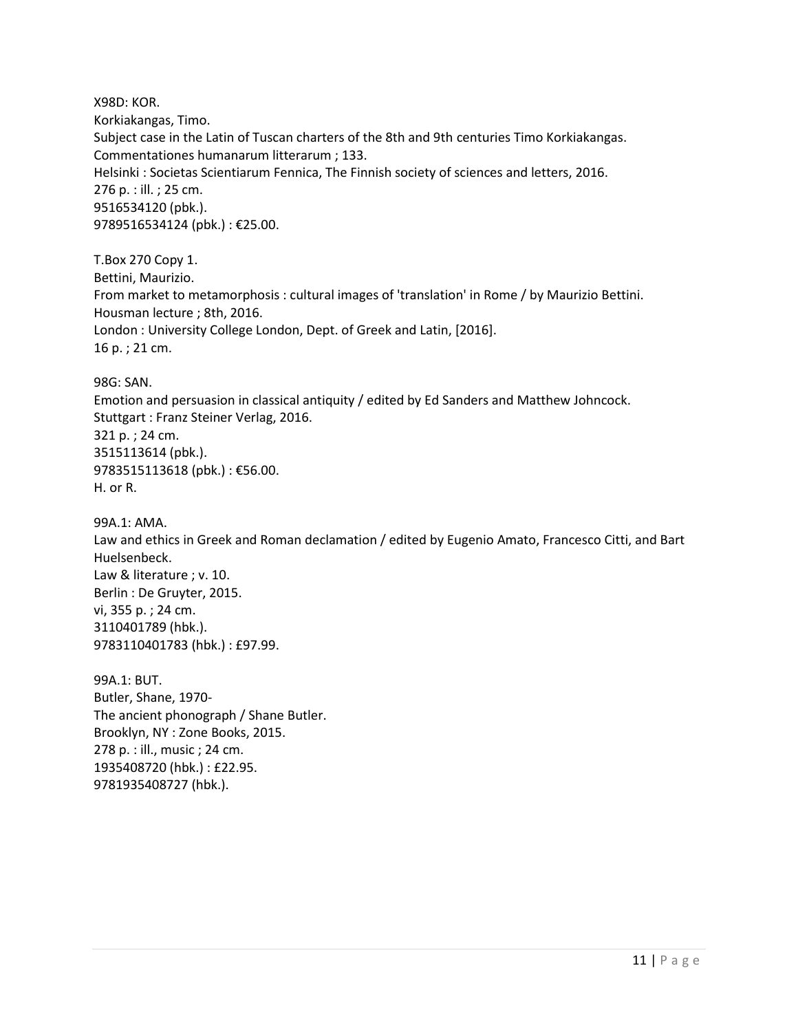X98D: KOR.
Korkiakangas, Timo.
Subject case in the Latin of Tuscan charters of the 8th and 9th centuries Timo Korkiakangas.
Commentationes humanarum litterarum ; 133.
Helsinki : Societas Scientiarum Fennica, The Finnish society of sciences and letters, 2016.
276 p. : ill. ; 25 cm.
9516534120 (pbk.).
9789516534124 (pbk.) : €25.00.

T.Box 270 Copy 1.
Bettini, Maurizio.
From market to metamorphosis : cultural images of 'translation' in Rome / by Maurizio Bettini.
Housman lecture ; 8th, 2016.
London : University College London, Dept. of Greek and Latin, [2016].
16 p. ; 21 cm.

98G: SAN.
Emotion and persuasion in classical antiquity / edited by Ed Sanders and Matthew Johncock.
Stuttgart : Franz Steiner Verlag, 2016.
321 p. ; 24 cm.
3515113614 (pbk.).
9783515113618 (pbk.) : €56.00.
H. or R.

99A.1: AMA.
Law and ethics in Greek and Roman declamation / edited by Eugenio Amato, Francesco Citti, and Bart Huelsenbeck.
Law & literature ; v. 10.
Berlin : De Gruyter, 2015.
vi, 355 p. ; 24 cm.
3110401789 (hbk.).
9783110401783 (hbk.) : £97.99.

99A.1: BUT.
Butler, Shane, 1970-
The ancient phonograph / Shane Butler.
Brooklyn, NY : Zone Books, 2015.
278 p. : ill., music ; 24 cm.
1935408720 (hbk.) : £22.95.
9781935408727 (hbk.).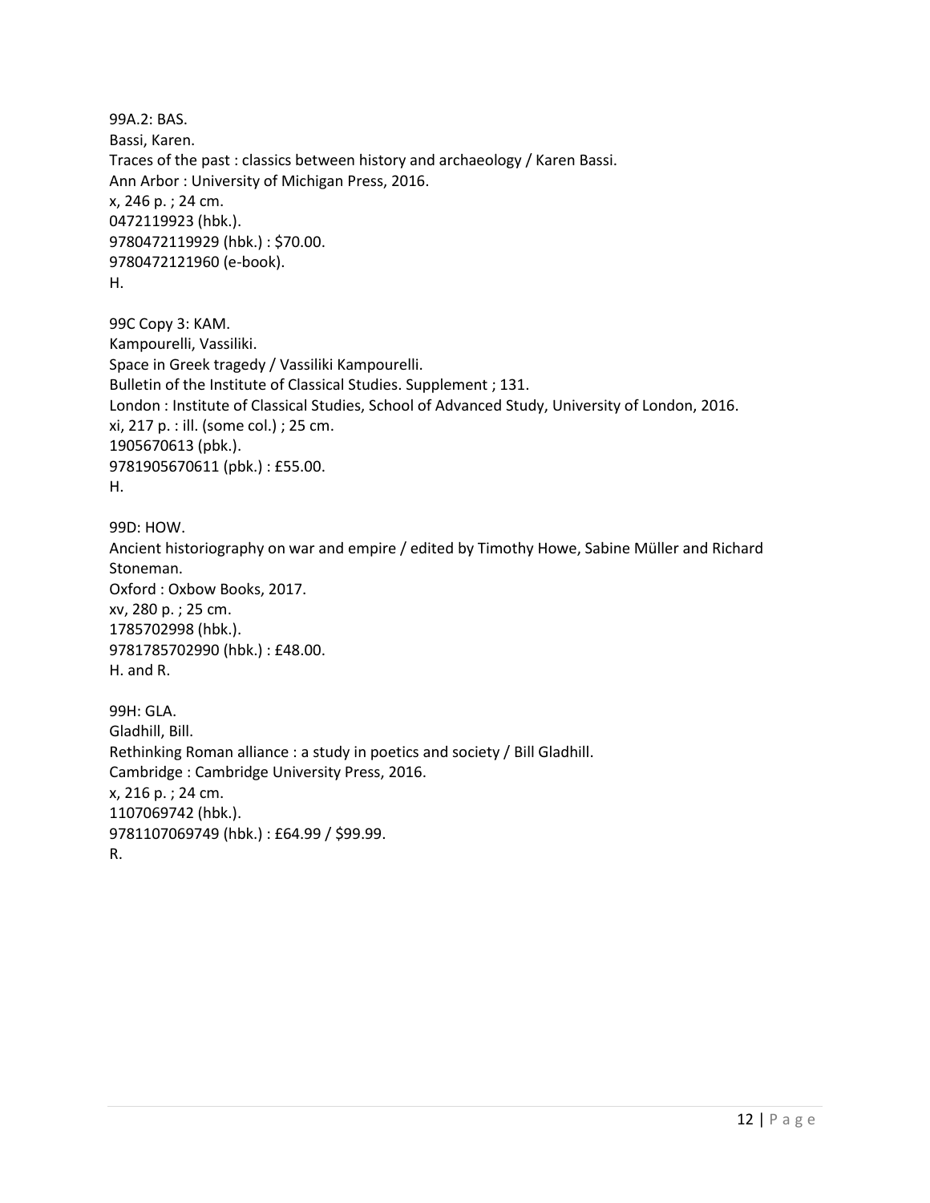99A.2: BAS.
Bassi, Karen.
Traces of the past : classics between history and archaeology / Karen Bassi.
Ann Arbor : University of Michigan Press, 2016.
x, 246 p. ; 24 cm.
0472119923 (hbk.).
9780472119929 (hbk.) : $70.00.
9780472121960 (e-book).
H.

99C Copy 3: KAM.
Kampourelli, Vassiliki.
Space in Greek tragedy / Vassiliki Kampourelli.
Bulletin of the Institute of Classical Studies. Supplement ; 131.
London : Institute of Classical Studies, School of Advanced Study, University of London, 2016.
xi, 217 p. : ill. (some col.) ; 25 cm.
1905670613 (pbk.).
9781905670611 (pbk.) : £55.00.
H.

99D: HOW.
Ancient historiography on war and empire / edited by Timothy Howe, Sabine Müller and Richard Stoneman.
Oxford : Oxbow Books, 2017.
xv, 280 p. ; 25 cm.
1785702998 (hbk.).
9781785702990 (hbk.) : £48.00.
H. and R.

99H: GLA.
Gladhill, Bill.
Rethinking Roman alliance : a study in poetics and society / Bill Gladhill.
Cambridge : Cambridge University Press, 2016.
x, 216 p. ; 24 cm.
1107069742 (hbk.).
9781107069749 (hbk.) : £64.99 / $99.99.
R.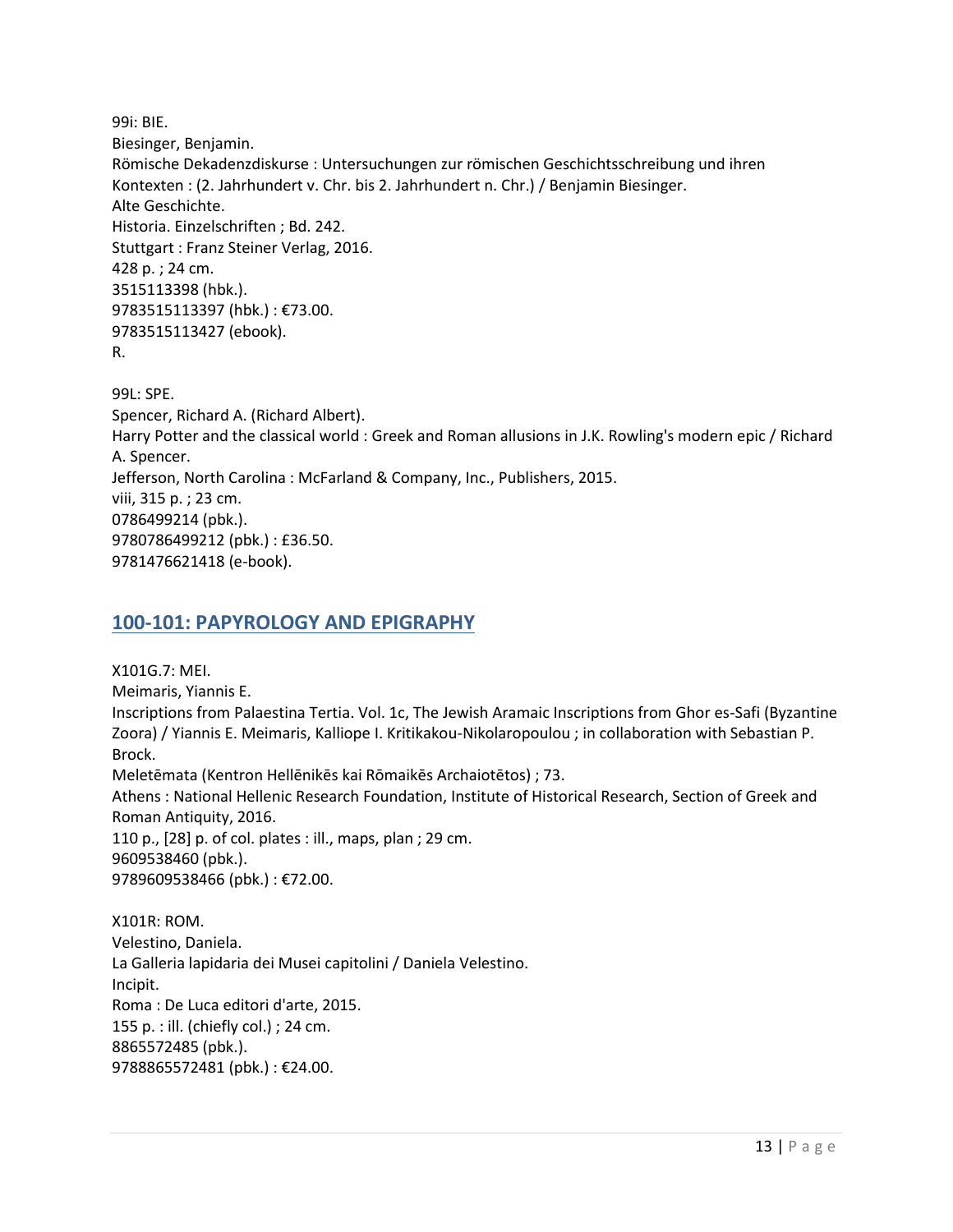99i: BIE.
Biesinger, Benjamin.
Römische Dekadenzdiskurse : Untersuchungen zur römischen Geschichtsschreibung und ihren Kontexten : (2. Jahrhundert v. Chr. bis 2. Jahrhundert n. Chr.) / Benjamin Biesinger.
Alte Geschichte.
Historia. Einzelschriften ; Bd. 242.
Stuttgart : Franz Steiner Verlag, 2016.
428 p. ; 24 cm.
3515113398 (hbk.).
9783515113397 (hbk.) : €73.00.
9783515113427 (ebook).
R.

99L: SPE.
Spencer, Richard A. (Richard Albert).
Harry Potter and the classical world : Greek and Roman allusions in J.K. Rowling's modern epic / Richard A. Spencer.
Jefferson, North Carolina : McFarland & Company, Inc., Publishers, 2015.
viii, 315 p. ; 23 cm.
0786499214 (pbk.).
9780786499212 (pbk.) : £36.50.
9781476621418 (e-book).

## 100-101: PAPYROLOGY AND EPIGRAPHY

X101G.7: MEI.
Meimaris, Yiannis E.
Inscriptions from Palaestina Tertia. Vol. 1c, The Jewish Aramaic Inscriptions from Ghor es-Safi (Byzantine Zoora) / Yiannis E. Meimaris, Kalliope I. Kritikakou-Nikolaropoulou ; in collaboration with Sebastian P. Brock.
Meletēmata (Kentron Hellēnikēs kai Rōmaikēs Archaiotētos) ; 73.
Athens : National Hellenic Research Foundation, Institute of Historical Research, Section of Greek and Roman Antiquity, 2016.
110 p., [28] p. of col. plates : ill., maps, plan ; 29 cm.
9609538460 (pbk.).
9789609538466 (pbk.) : €72.00.

X101R: ROM.
Velestino, Daniela.
La Galleria lapidaria dei Musei capitolini / Daniela Velestino.
Incipit.
Roma : De Luca editori d'arte, 2015.
155 p. : ill. (chiefly col.) ; 24 cm.
8865572485 (pbk.).
9788865572481 (pbk.) : €24.00.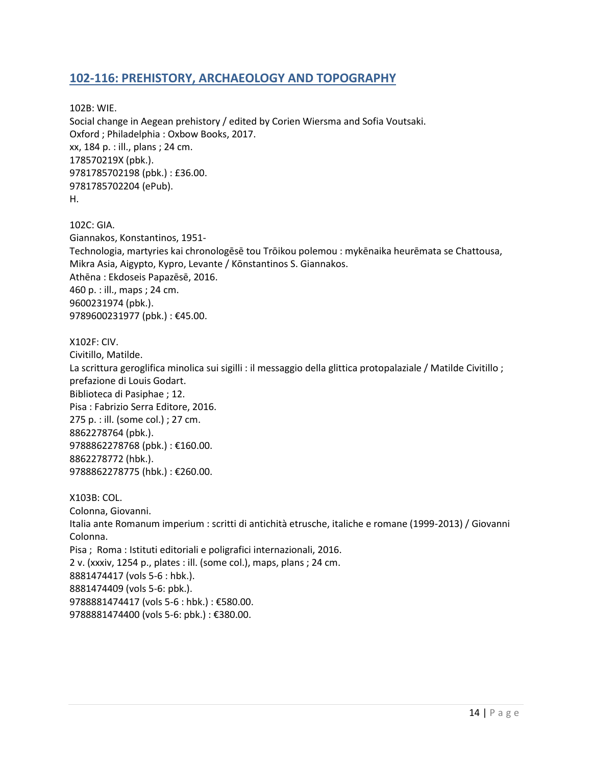## 102-116: PREHISTORY, ARCHAEOLOGY AND TOPOGRAPHY

102B: WIE.
Social change in Aegean prehistory / edited by Corien Wiersma and Sofia Voutsaki.
Oxford ; Philadelphia : Oxbow Books, 2017.
xx, 184 p. : ill., plans ; 24 cm.
178570219X (pbk.).
9781785702198 (pbk.) : £36.00.
9781785702204 (ePub).
H.

102C: GIA.
Giannakos, Konstantinos, 1951-
Technologia, martyries kai chronologēsē tou Trōikou polemou : mykēnaika heurēmata se Chattousa, Mikra Asia, Aigypto, Kypro, Levante / Kōnstantinos S. Giannakos.
Athēna : Ekdoseis Papazēsē, 2016.
460 p. : ill., maps ; 24 cm.
9600231974 (pbk.).
9789600231977 (pbk.) : €45.00.

X102F: CIV.
Civitillo, Matilde.
La scrittura geroglifica minoica sui sigilli : il messaggio della glittica protopalaziale / Matilde Civitillo ; prefazione di Louis Godart.
Biblioteca di Pasiphae ; 12.
Pisa : Fabrizio Serra Editore, 2016.
275 p. : ill. (some col.) ; 27 cm.
8862278764 (pbk.).
9788862278768 (pbk.) : €160.00.
8862278772 (hbk.).
9788862278775 (hbk.) : €260.00.

X103B: COL.
Colonna, Giovanni.
Italia ante Romanum imperium : scritti di antichità etrusche, italiche e romane (1999-2013) / Giovanni Colonna.
Pisa ; Roma : Istituti editoriali e poligrafici internazionali, 2016.
2 v. (xxxiv, 1254 p., plates : ill. (some col.), maps, plans ; 24 cm.
8881474417 (vols 5-6 : hbk.).
8881474409 (vols 5-6: pbk.).
9788881474417 (vols 5-6 : hbk.) : €580.00.
9788881474400 (vols 5-6: pbk.) : €380.00.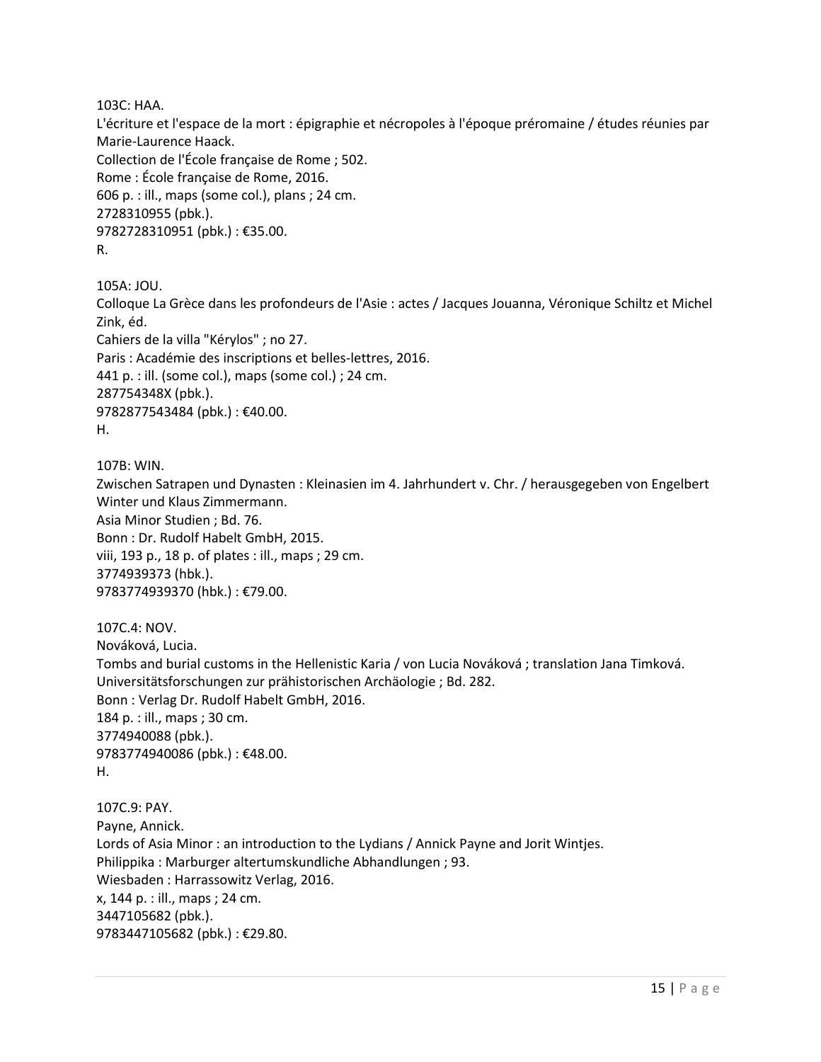103C: HAA.
L'écriture et l'espace de la mort : épigraphie et nécropoles à l'époque préromaine / études réunies par Marie-Laurence Haack.
Collection de l'École française de Rome ; 502.
Rome : École française de Rome, 2016.
606 p. : ill., maps (some col.), plans ; 24 cm.
2728310955 (pbk.).
9782728310951 (pbk.) : €35.00.
R.

105A: JOU.
Colloque La Grèce dans les profondeurs de l'Asie : actes / Jacques Jouanna, Véronique Schiltz et Michel Zink, éd.
Cahiers de la villa "Kérylos" ; no 27.
Paris : Académie des inscriptions et belles-lettres, 2016.
441 p. : ill. (some col.), maps (some col.) ; 24 cm.
287754348X (pbk.).
9782877543484 (pbk.) : €40.00.
H.

107B: WIN.
Zwischen Satrapen und Dynasten : Kleinasien im 4. Jahrhundert v. Chr. / herausgegeben von Engelbert Winter und Klaus Zimmermann.
Asia Minor Studien ; Bd. 76.
Bonn : Dr. Rudolf Habelt GmbH, 2015.
viii, 193 p., 18 p. of plates : ill., maps ; 29 cm.
3774939373 (hbk.).
9783774939370 (hbk.) : €79.00.

107C.4: NOV.
Nováková, Lucia.
Tombs and burial customs in the Hellenistic Karia / von Lucia Nováková ; translation Jana Timková.
Universitätsforschungen zur prähistorischen Archäologie ; Bd. 282.
Bonn : Verlag Dr. Rudolf Habelt GmbH, 2016.
184 p. : ill., maps ; 30 cm.
3774940088 (pbk.).
9783774940086 (pbk.) : €48.00.
H.

107C.9: PAY.
Payne, Annick.
Lords of Asia Minor : an introduction to the Lydians / Annick Payne and Jorit Wintjes.
Philippika : Marburger altertumskundliche Abhandlungen ; 93.
Wiesbaden : Harrassowitz Verlag, 2016.
x, 144 p. : ill., maps ; 24 cm.
3447105682 (pbk.).
9783447105682 (pbk.) : €29.80.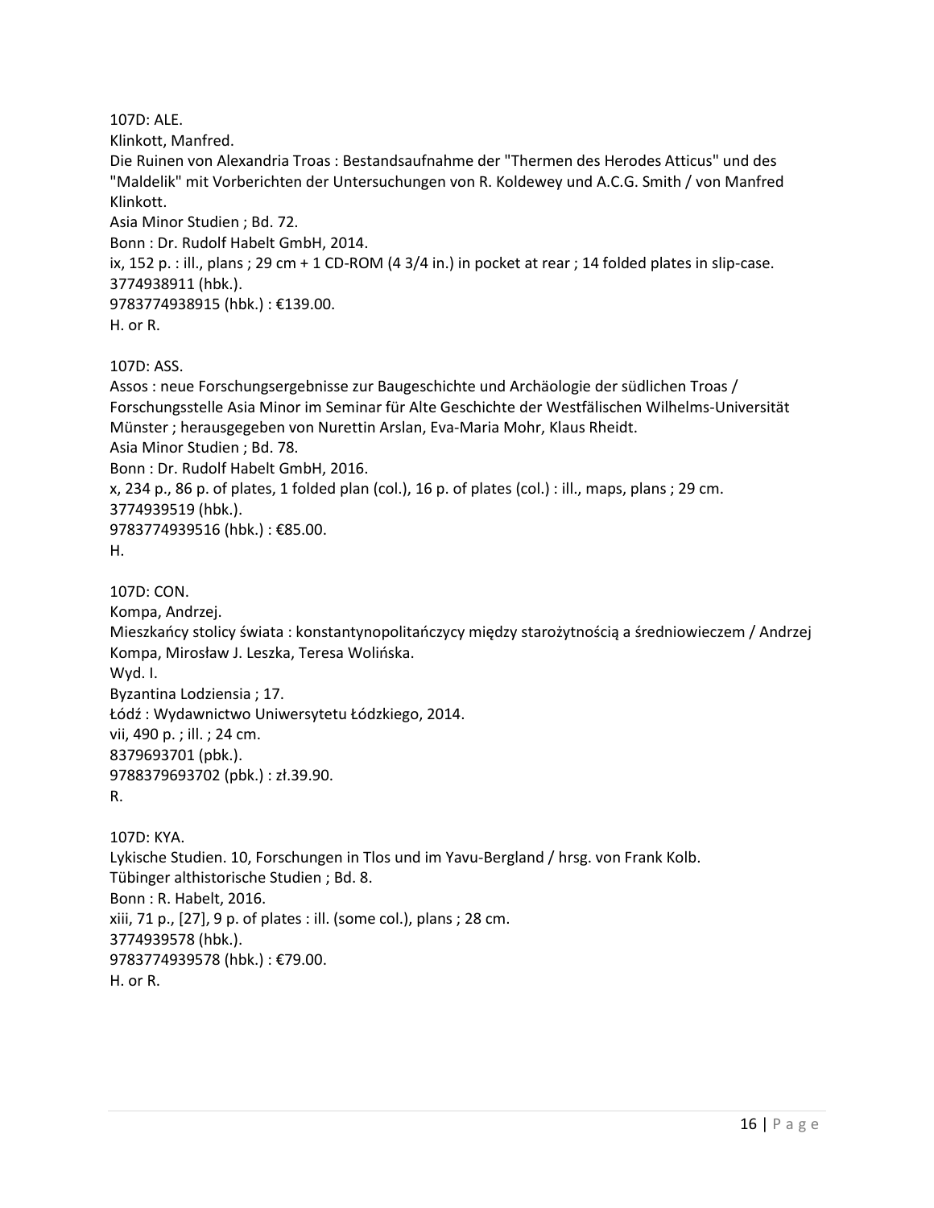107D: ALE.  
Klinkott, Manfred.  
Die Ruinen von Alexandria Troas : Bestandsaufnahme der "Thermen des Herodes Atticus" und des "Maldelik" mit Vorberichten der Untersuchungen von R. Koldewey und A.C.G. Smith / von Manfred Klinkott.  
Asia Minor Studien ; Bd. 72.  
Bonn : Dr. Rudolf Habelt GmbH, 2014.  
ix, 152 p. : ill., plans ; 29 cm + 1 CD-ROM (4 3/4 in.) in pocket at rear ; 14 folded plates in slip-case.  
3774938911 (hbk.).  
9783774938915 (hbk.) : €139.00.  
H. or R.

107D: ASS.  
Assos : neue Forschungsergebnisse zur Baugeschichte und Archäologie der südlichen Troas / Forschungsstelle Asia Minor im Seminar für Alte Geschichte der Westfälischen Wilhelms-Universität Münster ; herausgegeben von Nurettin Arslan, Eva-Maria Mohr, Klaus Rheidt.  
Asia Minor Studien ; Bd. 78.  
Bonn : Dr. Rudolf Habelt GmbH, 2016.  
x, 234 p., 86 p. of plates, 1 folded plan (col.), 16 p. of plates (col.) : ill., maps, plans ; 29 cm.  
3774939519 (hbk.).  
9783774939516 (hbk.) : €85.00.  
H.

107D: CON.  
Kompa, Andrzej.  
Mieszkańcy stolicy świata : konstantynopolitańczycy między starożytnością a średniowieczem / Andrzej Kompa, Mirosław J. Leszka, Teresa Wolińska.  
Wyd. I.  
Byzantina Lodziensia ; 17.  
Łódź : Wydawnictwo Uniwersytetu Łódzkiego, 2014.  
vii, 490 p. ; ill. ; 24 cm.  
8379693701 (pbk.).  
9788379693702 (pbk.) : zł.39.90.  
R.

107D: KYA.  
Lykische Studien. 10, Forschungen in Tlos und im Yavu-Bergland / hrsg. von Frank Kolb.  
Tübinger althistorische Studien ; Bd. 8.  
Bonn : R. Habelt, 2016.  
xiii, 71 p., [27], 9 p. of plates : ill. (some col.), plans ; 28 cm.  
3774939578 (hbk.).  
9783774939578 (hbk.) : €79.00.  
H. or R.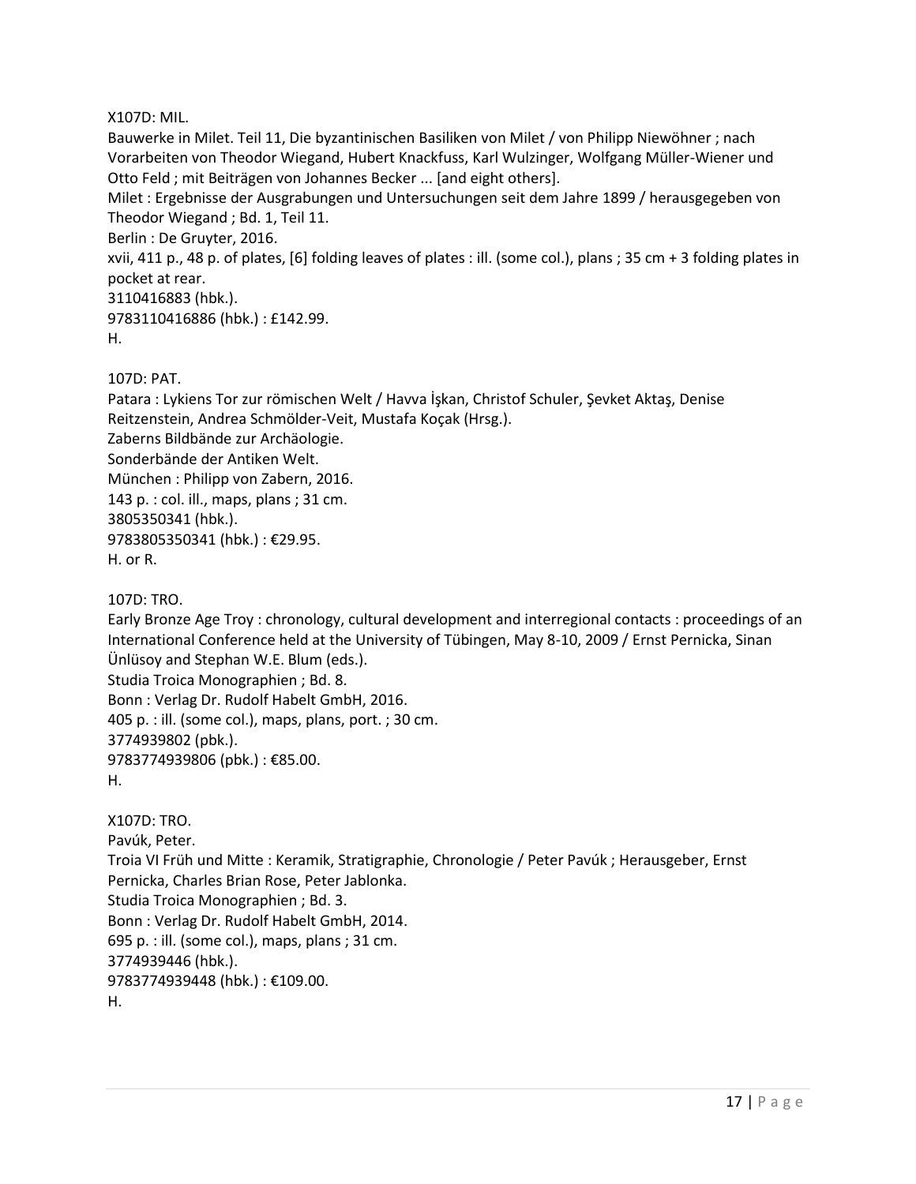X107D: MIL.
Bauwerke in Milet. Teil 11, Die byzantinischen Basiliken von Milet / von Philipp Niewöhner ; nach Vorarbeiten von Theodor Wiegand, Hubert Knackfuss, Karl Wulzinger, Wolfgang Müller-Wiener und Otto Feld ; mit Beiträgen von Johannes Becker ... [and eight others].
Milet : Ergebnisse der Ausgrabungen und Untersuchungen seit dem Jahre 1899 / herausgegeben von Theodor Wiegand ; Bd. 1, Teil 11.
Berlin : De Gruyter, 2016.
xvii, 411 p., 48 p. of plates, [6] folding leaves of plates : ill. (some col.), plans ; 35 cm + 3 folding plates in pocket at rear.
3110416883 (hbk.).
9783110416886 (hbk.) : £142.99.
H.

107D: PAT.
Patara : Lykiens Tor zur römischen Welt / Havva İşkan, Christof Schuler, Şevket Aktaş, Denise Reitzenstein, Andrea Schmölder-Veit, Mustafa Koçak (Hrsg.).
Zaberns Bildbände zur Archäologie.
Sonderbände der Antiken Welt.
München : Philipp von Zabern, 2016.
143 p. : col. ill., maps, plans ; 31 cm.
3805350341 (hbk.).
9783805350341 (hbk.) : €29.95.
H. or R.

107D: TRO.
Early Bronze Age Troy : chronology, cultural development and interregional contacts : proceedings of an International Conference held at the University of Tübingen, May 8-10, 2009 / Ernst Pernicka, Sinan Ünlüsoy and Stephan W.E. Blum (eds.).
Studia Troica Monographien ; Bd. 8.
Bonn : Verlag Dr. Rudolf Habelt GmbH, 2016.
405 p. : ill. (some col.), maps, plans, port. ; 30 cm.
3774939802 (pbk.).
9783774939806 (pbk.) : €85.00.
H.

X107D: TRO.
Pavúk, Peter.
Troia VI Früh und Mitte : Keramik, Stratigraphie, Chronologie / Peter Pavúk ; Herausgeber, Ernst Pernicka, Charles Brian Rose, Peter Jablonka.
Studia Troica Monographien ; Bd. 3.
Bonn : Verlag Dr. Rudolf Habelt GmbH, 2014.
695 p. : ill. (some col.), maps, plans ; 31 cm.
3774939446 (hbk.).
9783774939448 (hbk.) : €109.00.
H.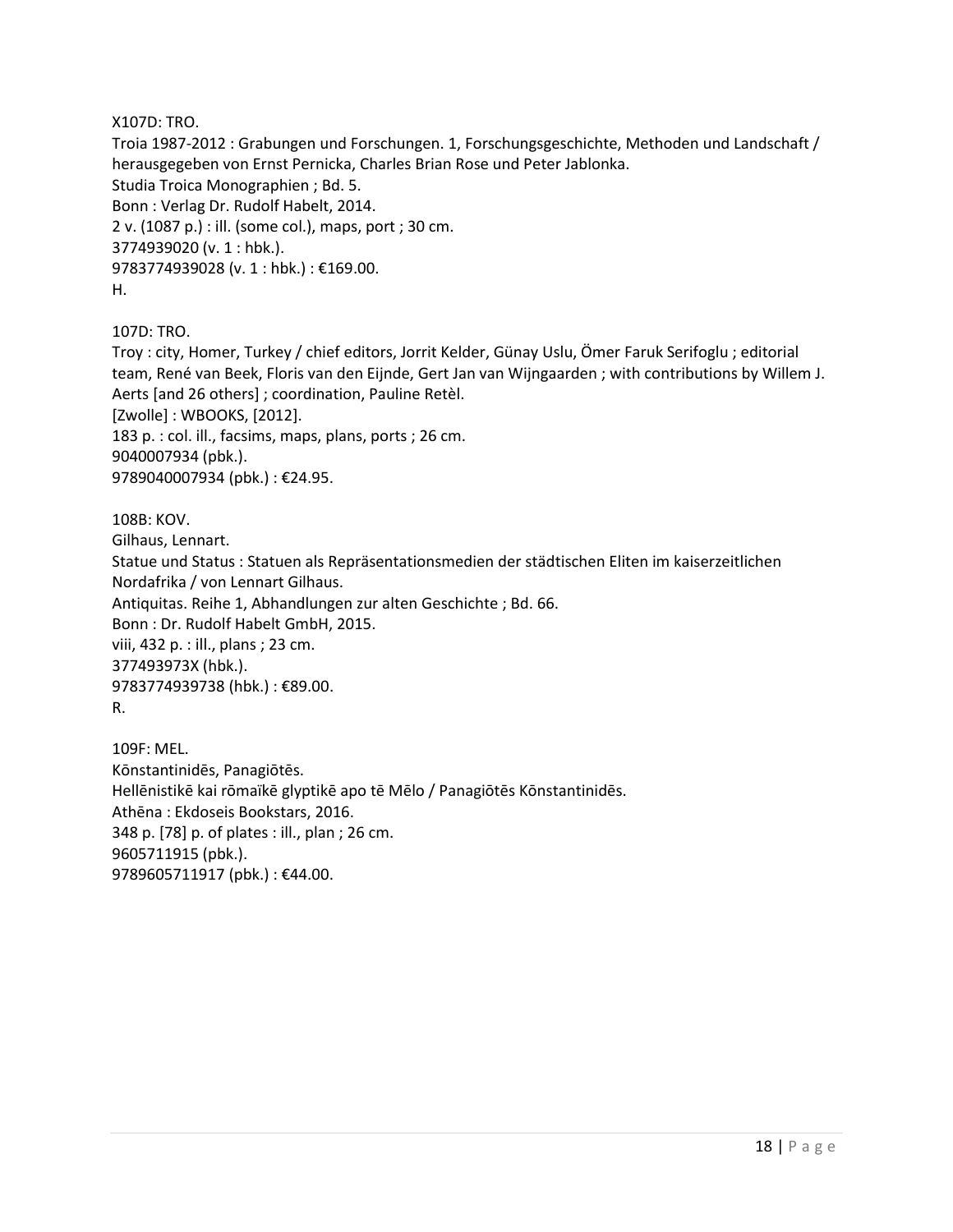X107D: TRO.
Troia 1987-2012 : Grabungen und Forschungen. 1, Forschungsgeschichte, Methoden und Landschaft / herausgegeben von Ernst Pernicka, Charles Brian Rose und Peter Jablonka.
Studia Troica Monographien ; Bd. 5.
Bonn : Verlag Dr. Rudolf Habelt, 2014.
2 v. (1087 p.) : ill. (some col.), maps, port ; 30 cm.
3774939020 (v. 1 : hbk.).
9783774939028 (v. 1 : hbk.) : €169.00.
H.

107D: TRO.
Troy : city, Homer, Turkey / chief editors, Jorrit Kelder, Günay Uslu, Ömer Faruk Serifoglu ; editorial team, René van Beek, Floris van den Eijnde, Gert Jan van Wijngaarden ; with contributions by Willem J. Aerts [and 26 others] ; coordination, Pauline Retèl.
[Zwolle] : WBOOKS, [2012].
183 p. : col. ill., facsims, maps, plans, ports ; 26 cm.
9040007934 (pbk.).
9789040007934 (pbk.) : €24.95.

108B: KOV.
Gilhaus, Lennart.
Statue und Status : Statuen als Repräsentationsmedien der städtischen Eliten im kaiserzeitlichen Nordafrika / von Lennart Gilhaus.
Antiquitas. Reihe 1, Abhandlungen zur alten Geschichte ; Bd. 66.
Bonn : Dr. Rudolf Habelt GmbH, 2015.
viii, 432 p. : ill., plans ; 23 cm.
377493973X (hbk.).
9783774939738 (hbk.) : €89.00.
R.

109F: MEL.
Kōnstantinidēs, Panagiōtēs.
Hellēnistikē kai rōmaïkē glyptikē apo tē Mēlo / Panagiōtēs Kōnstantinidēs.
Athēna : Ekdoseis Bookstars, 2016.
348 p. [78] p. of plates : ill., plan ; 26 cm.
9605711915 (pbk.).
9789605711917 (pbk.) : €44.00.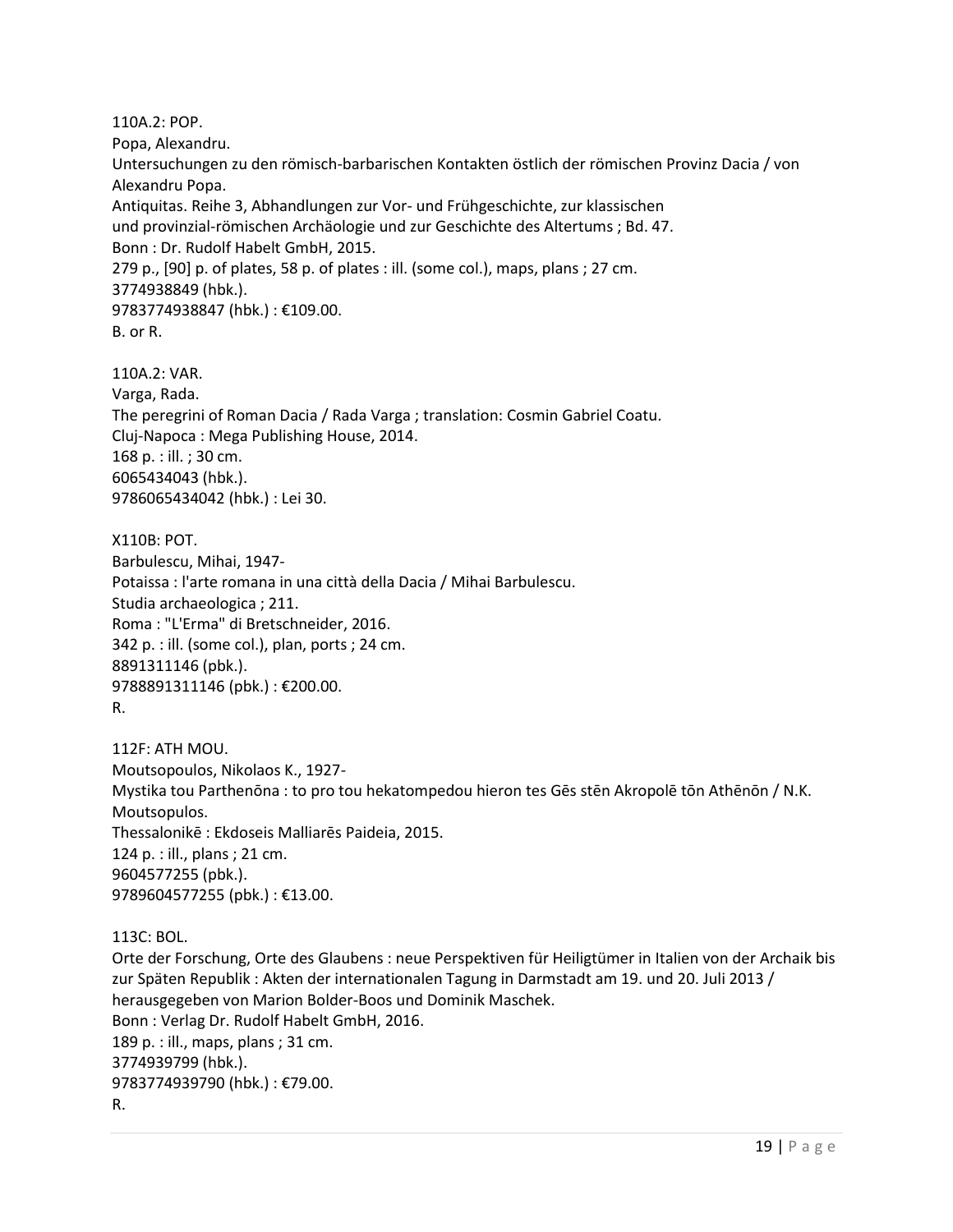110A.2: POP.
Popa, Alexandru.
Untersuchungen zu den römisch-barbarischen Kontakten östlich der römischen Provinz Dacia / von Alexandru Popa.
Antiquitas. Reihe 3, Abhandlungen zur Vor- und Frühgeschichte, zur klassischen und provinzial-römischen Archäologie und zur Geschichte des Altertums ; Bd. 47.
Bonn : Dr. Rudolf Habelt GmbH, 2015.
279 p., [90] p. of plates, 58 p. of plates : ill. (some col.), maps, plans ; 27 cm.
3774938849 (hbk.).
9783774938847 (hbk.) : €109.00.
B. or R.

110A.2: VAR.
Varga, Rada.
The peregrini of Roman Dacia / Rada Varga ; translation: Cosmin Gabriel Coatu.
Cluj-Napoca : Mega Publishing House, 2014.
168 p. : ill. ; 30 cm.
6065434043 (hbk.).
9786065434042 (hbk.) : Lei 30.

X110B: POT.
Barbulescu, Mihai, 1947-
Potaissa : l'arte romana in una città della Dacia / Mihai Barbulescu.
Studia archaeologica ; 211.
Roma : "L'Erma" di Bretschneider, 2016.
342 p. : ill. (some col.), plan, ports ; 24 cm.
8891311146 (pbk.).
9788891311146 (pbk.) : €200.00.
R.

112F: ATH MOU.
Moutsopoulos, Nikolaos K., 1927-
Mystika tou Parthenōna : to pro tou hekatompedou hieron tes Gēs stēn Akropolē tōn Athēnōn / N.K. Moutsopulos.
Thessalonikē : Ekdoseis Malliarēs Paideia, 2015.
124 p. : ill., plans ; 21 cm.
9604577255 (pbk.).
9789604577255 (pbk.) : €13.00.

113C: BOL.
Orte der Forschung, Orte des Glaubens : neue Perspektiven für Heiligtümer in Italien von der Archaik bis zur Späten Republik : Akten der internationalen Tagung in Darmstadt am 19. und 20. Juli 2013 / herausgegeben von Marion Bolder-Boos und Dominik Maschek.
Bonn : Verlag Dr. Rudolf Habelt GmbH, 2016.
189 p. : ill., maps, plans ; 31 cm.
3774939799 (hbk.).
9783774939790 (hbk.) : €79.00.
R.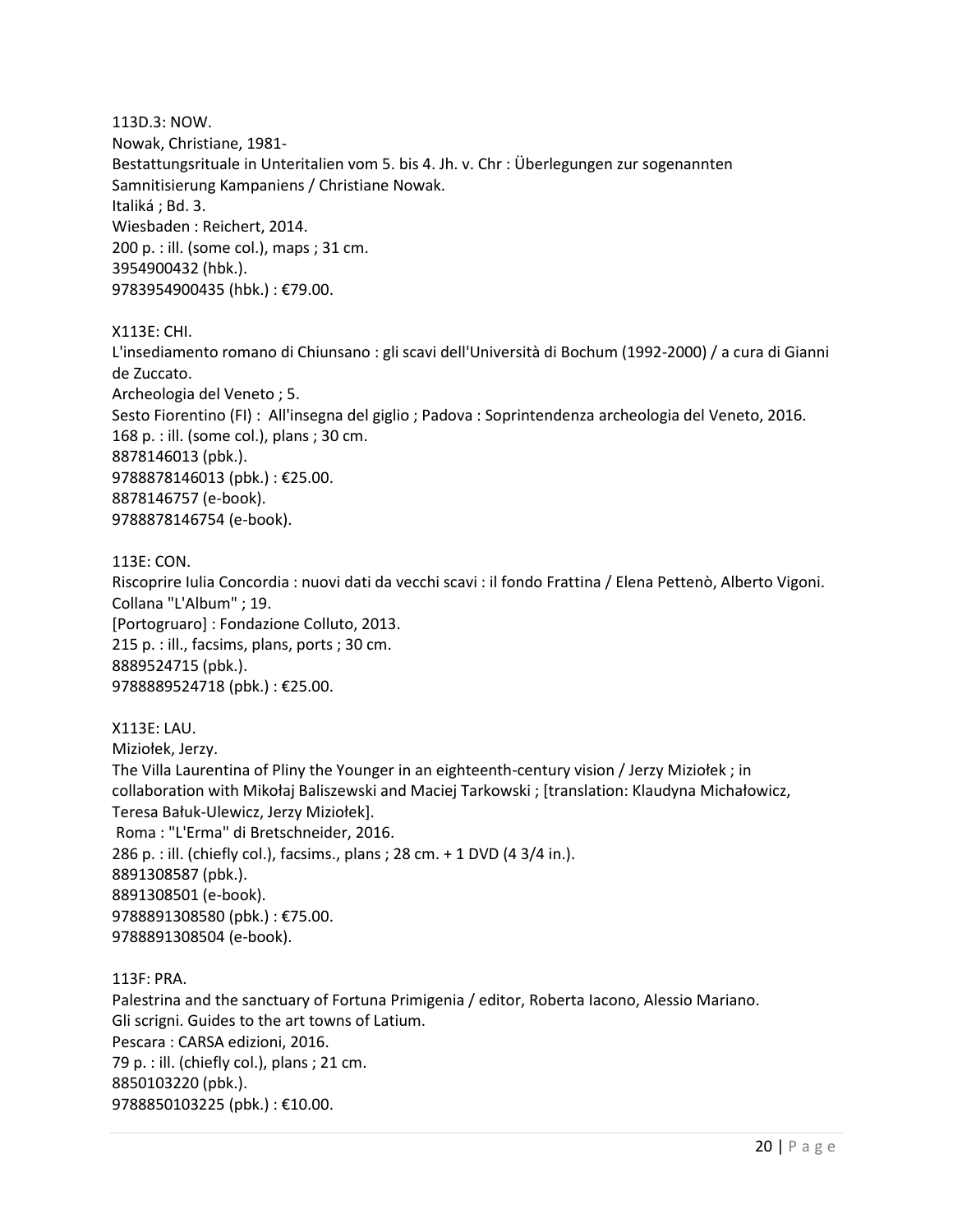113D.3: NOW.
Nowak, Christiane, 1981-
Bestattungsrituale in Unteritalien vom 5. bis 4. Jh. v. Chr : Überlegungen zur sogenannten Samnitisierung Kampaniens / Christiane Nowak.
Italiká ; Bd. 3.
Wiesbaden : Reichert, 2014.
200 p. : ill. (some col.), maps ; 31 cm.
3954900432 (hbk.).
9783954900435 (hbk.) : €79.00.

X113E: CHI.
L'insediamento romano di Chiunsano : gli scavi dell'Università di Bochum (1992-2000) / a cura di Gianni de Zuccato.
Archeologia del Veneto ; 5.
Sesto Fiorentino (FI) : All'insegna del giglio ; Padova : Soprintendenza archeologia del Veneto, 2016.
168 p. : ill. (some col.), plans ; 30 cm.
8878146013 (pbk.).
9788878146013 (pbk.) : €25.00.
8878146757 (e-book).
9788878146754 (e-book).

113E: CON.
Riscoprire Iulia Concordia : nuovi dati da vecchi scavi : il fondo Frattina / Elena Pettenò, Alberto Vigoni.
Collana "L'Album" ; 19.
[Portogruaro] : Fondazione Colluto, 2013.
215 p. : ill., facsims, plans, ports ; 30 cm.
8889524715 (pbk.).
9788889524718 (pbk.) : €25.00.

X113E: LAU.
Miziołek, Jerzy.
The Villa Laurentina of Pliny the Younger in an eighteenth-century vision / Jerzy Miziołek ; in collaboration with Mikołaj Baliszewski and Maciej Tarkowski ; [translation: Klaudyna Michałowicz, Teresa Bałuk-Ulewicz, Jerzy Miziołek].
Roma : "L'Erma" di Bretschneider, 2016.
286 p. : ill. (chiefly col.), facsims., plans ; 28 cm. + 1 DVD (4 3/4 in.).
8891308587 (pbk.).
8891308501 (e-book).
9788891308580 (pbk.) : €75.00.
9788891308504 (e-book).

113F: PRA.
Palestrina and the sanctuary of Fortuna Primigenia / editor, Roberta Iacono, Alessio Mariano.
Gli scrigni. Guides to the art towns of Latium.
Pescara : CARSA edizioni, 2016.
79 p. : ill. (chiefly col.), plans ; 21 cm.
8850103220 (pbk.).
9788850103225 (pbk.) : €10.00.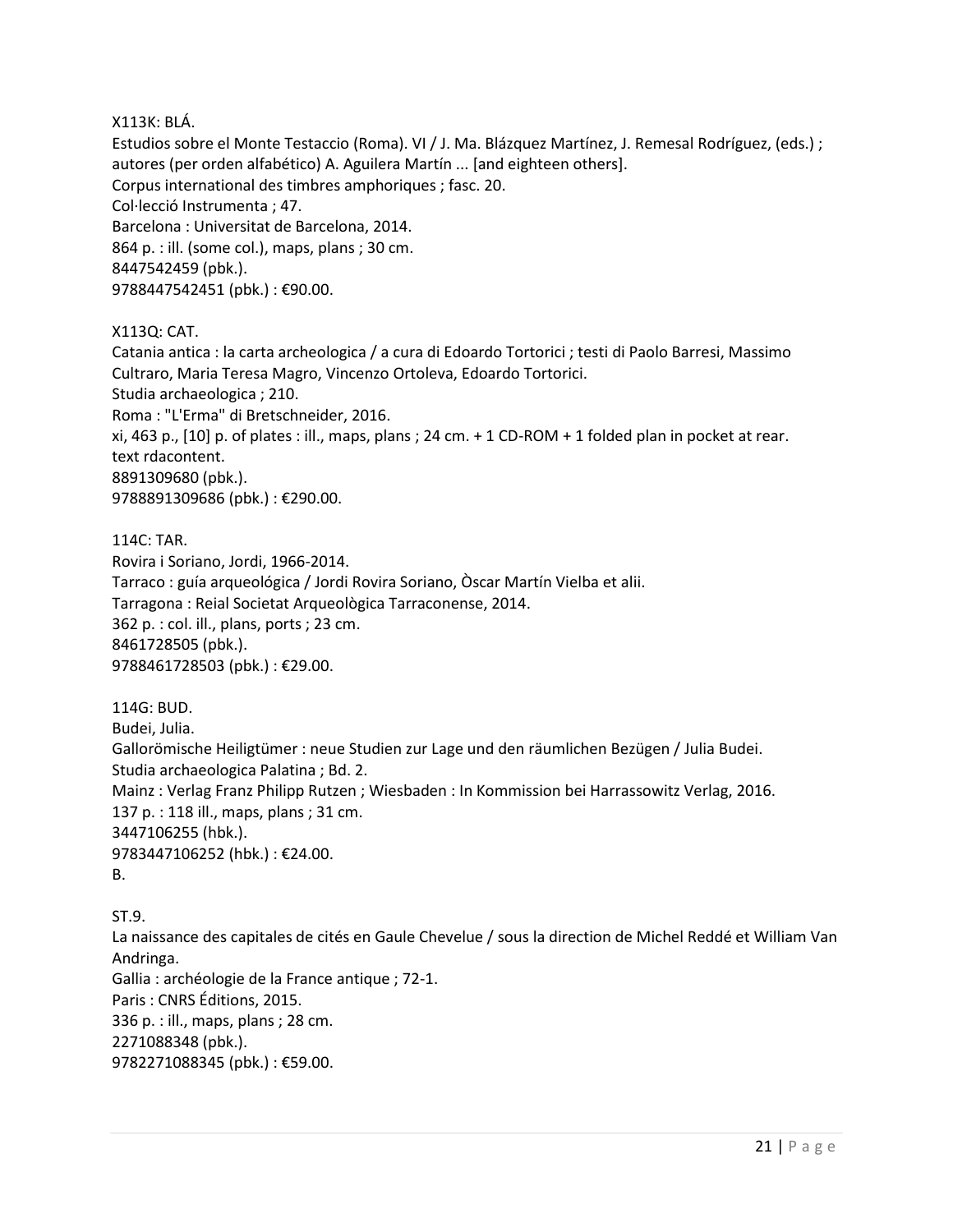X113K: BLÁ.
Estudios sobre el Monte Testaccio (Roma). VI / J. Ma. Blázquez Martínez, J. Remesal Rodríguez, (eds.) ; autores (per orden alfabético) A. Aguilera Martín ... [and eighteen others].
Corpus international des timbres amphoriques ; fasc. 20.
Col·lecció Instrumenta ; 47.
Barcelona : Universitat de Barcelona, 2014.
864 p. : ill. (some col.), maps, plans ; 30 cm.
8447542459 (pbk.).
9788447542451 (pbk.) : €90.00.

X113Q: CAT.
Catania antica : la carta archeologica / a cura di Edoardo Tortorici ; testi di Paolo Barresi, Massimo Cultraro, Maria Teresa Magro, Vincenzo Ortoleva, Edoardo Tortorici.
Studia archaeologica ; 210.
Roma : "L'Erma" di Bretschneider, 2016.
xi, 463 p., [10] p. of plates : ill., maps, plans ; 24 cm. + 1 CD-ROM + 1 folded plan in pocket at rear.
text rdacontent.
8891309680 (pbk.).
9788891309686 (pbk.) : €290.00.

114C: TAR.
Rovira i Soriano, Jordi, 1966-2014.
Tarraco : guía arqueológica / Jordi Rovira Soriano, Òscar Martín Vielba et alii.
Tarragona : Reial Societat Arqueològica Tarraconense, 2014.
362 p. : col. ill., plans, ports ; 23 cm.
8461728505 (pbk.).
9788461728503 (pbk.) : €29.00.

114G: BUD.
Budei, Julia.
Gallorömische Heiligtümer : neue Studien zur Lage und den räumlichen Bezügen / Julia Budei.
Studia archaeologica Palatina ; Bd. 2.
Mainz : Verlag Franz Philipp Rutzen ; Wiesbaden : In Kommission bei Harrassowitz Verlag, 2016.
137 p. : 118 ill., maps, plans ; 31 cm.
3447106255 (hbk.).
9783447106252 (hbk.) : €24.00.
B.

ST.9.
La naissance des capitales de cités en Gaule Chevelue / sous la direction de Michel Reddé et William Van Andringa.
Gallia : archéologie de la France antique ; 72-1.
Paris : CNRS Éditions, 2015.
336 p. : ill., maps, plans ; 28 cm.
2271088348 (pbk.).
9782271088345 (pbk.) : €59.00.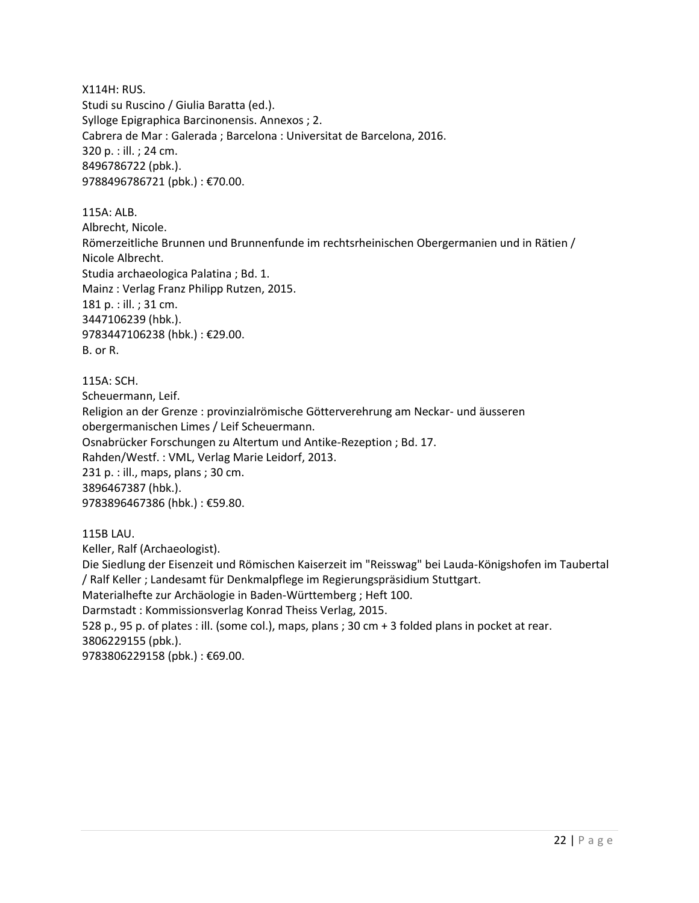X114H: RUS.
Studi su Ruscino / Giulia Baratta (ed.).
Sylloge Epigraphica Barcinonensis. Annexos ; 2.
Cabrera de Mar : Galerada ; Barcelona : Universitat de Barcelona, 2016.
320 p. : ill. ; 24 cm.
8496786722 (pbk.).
9788496786721 (pbk.) : €70.00.

115A: ALB.
Albrecht, Nicole.
Römerzeitliche Brunnen und Brunnenfunde im rechtsrheinischen Obergermanien und in Rätien / Nicole Albrecht.
Studia archaeologica Palatina ; Bd. 1.
Mainz : Verlag Franz Philipp Rutzen, 2015.
181 p. : ill. ; 31 cm.
3447106239 (hbk.).
9783447106238 (hbk.) : €29.00.
B. or R.

115A: SCH.
Scheuermann, Leif.
Religion an der Grenze : provinzialrömische Götterverehrung am Neckar- und äusseren obergermanischen Limes / Leif Scheuermann.
Osnabrücker Forschungen zu Altertum und Antike-Rezeption ; Bd. 17.
Rahden/Westf. : VML, Verlag Marie Leidorf, 2013.
231 p. : ill., maps, plans ; 30 cm.
3896467387 (hbk.).
9783896467386 (hbk.) : €59.80.

115B LAU.
Keller, Ralf (Archaeologist).
Die Siedlung der Eisenzeit und Römischen Kaiserzeit im "Reisswag" bei Lauda-Königshofen im Taubertal / Ralf Keller ; Landesamt für Denkmalpflege im Regierungspräsidium Stuttgart.
Materialhefte zur Archäologie in Baden-Württemberg ; Heft 100.
Darmstadt : Kommissionsverlag Konrad Theiss Verlag, 2015.
528 p., 95 p. of plates : ill. (some col.), maps, plans ; 30 cm + 3 folded plans in pocket at rear.
3806229155 (pbk.).
9783806229158 (pbk.) : €69.00.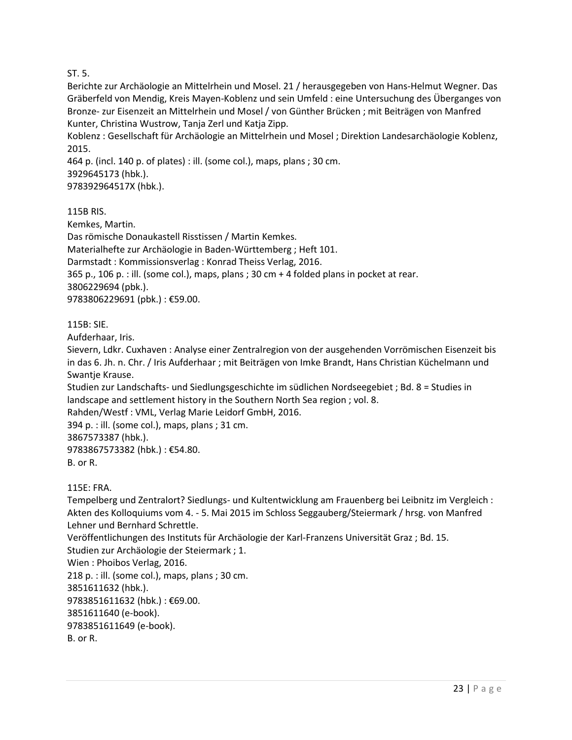ST. 5.
Berichte zur Archäologie an Mittelrhein und Mosel. 21 / herausgegeben von Hans-Helmut Wegner. Das Gräberfeld von Mendig, Kreis Mayen-Koblenz und sein Umfeld : eine Untersuchung des Überganges von Bronze- zur Eisenzeit an Mittelrhein und Mosel / von Günther Brücken ; mit Beiträgen von Manfred Kunter, Christina Wustrow, Tanja Zerl und Katja Zipp.
Koblenz : Gesellschaft für Archäologie an Mittelrhein und Mosel ; Direktion Landesarchäologie Koblenz, 2015.
464 p. (incl. 140 p. of plates) : ill. (some col.), maps, plans ; 30 cm.
3929645173 (hbk.).
978392964517X (hbk.).

115B RIS.
Kemkes, Martin.
Das römische Donaukastell Risstissen / Martin Kemkes.
Materialhefte zur Archäologie in Baden-Württemberg ; Heft 101.
Darmstadt : Kommissionsverlag : Konrad Theiss Verlag, 2016.
365 p., 106 p. : ill. (some col.), maps, plans ; 30 cm + 4 folded plans in pocket at rear.
3806229694 (pbk.).
9783806229691 (pbk.) : €59.00.

115B: SIE.
Aufderhaar, Iris.
Sievern, Ldkr. Cuxhaven : Analyse einer Zentralregion von der ausgehenden Vorrömischen Eisenzeit bis in das 6. Jh. n. Chr. / Iris Aufderhaar ; mit Beiträgen von Imke Brandt, Hans Christian Küchelmann und Swantje Krause.
Studien zur Landschafts- und Siedlungsgeschichte im südlichen Nordseegebiet ; Bd. 8 = Studies in landscape and settlement history in the Southern North Sea region ; vol. 8.
Rahden/Westf : VML, Verlag Marie Leidorf GmbH, 2016.
394 p. : ill. (some col.), maps, plans ; 31 cm.
3867573387 (hbk.).
9783867573382 (hbk.) : €54.80.
B. or R.

115E: FRA.
Tempelberg und Zentralort? Siedlungs- und Kultentwicklung am Frauenberg bei Leibnitz im Vergleich : Akten des Kolloquiums vom 4. - 5. Mai 2015 im Schloss Seggauberg/Steiermark / hrsg. von Manfred Lehner und Bernhard Schrettle.
Veröffentlichungen des Instituts für Archäologie der Karl-Franzens Universität Graz ; Bd. 15.
Studien zur Archäologie der Steiermark ; 1.
Wien : Phoibos Verlag, 2016.
218 p. : ill. (some col.), maps, plans ; 30 cm.
3851611632 (hbk.).
9783851611632 (hbk.) : €69.00.
3851611640 (e-book).
9783851611649 (e-book).
B. or R.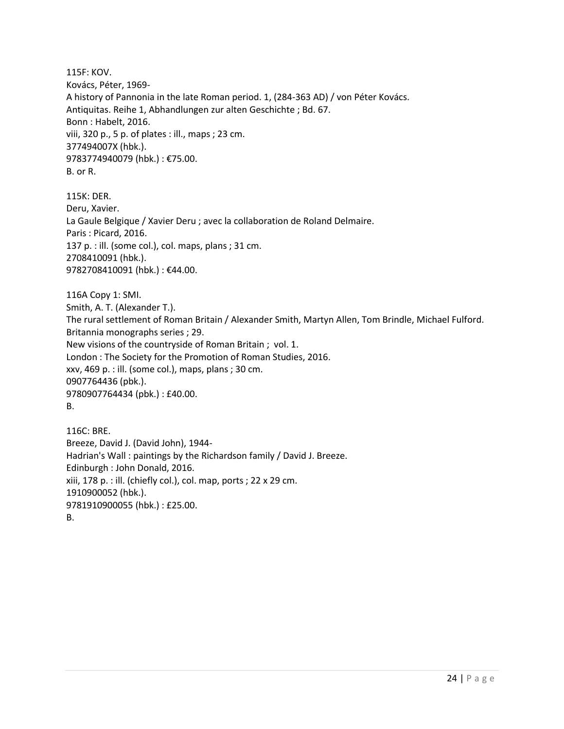115F: KOV.
Kovács, Péter, 1969-
A history of Pannonia in the late Roman period. 1, (284-363 AD) / von Péter Kovács.
Antiquitas. Reihe 1, Abhandlungen zur alten Geschichte ; Bd. 67.
Bonn : Habelt, 2016.
viii, 320 p., 5 p. of plates : ill., maps ; 23 cm.
377494007X (hbk.).
9783774940079 (hbk.) : €75.00.
B. or R.

115K: DER.
Deru, Xavier.
La Gaule Belgique / Xavier Deru ; avec la collaboration de Roland Delmaire.
Paris : Picard, 2016.
137 p. : ill. (some col.), col. maps, plans ; 31 cm.
2708410091 (hbk.).
9782708410091 (hbk.) : €44.00.

116A Copy 1: SMI.
Smith, A. T. (Alexander T.).
The rural settlement of Roman Britain / Alexander Smith, Martyn Allen, Tom Brindle, Michael Fulford.
Britannia monographs series ; 29.
New visions of the countryside of Roman Britain ; vol. 1.
London : The Society for the Promotion of Roman Studies, 2016.
xxv, 469 p. : ill. (some col.), maps, plans ; 30 cm.
0907764436 (pbk.).
9780907764434 (pbk.) : £40.00.
B.

116C: BRE.
Breeze, David J. (David John), 1944-
Hadrian's Wall : paintings by the Richardson family / David J. Breeze.
Edinburgh : John Donald, 2016.
xiii, 178 p. : ill. (chiefly col.), col. map, ports ; 22 x 29 cm.
1910900052 (hbk.).
9781910900055 (hbk.) : £25.00.
B.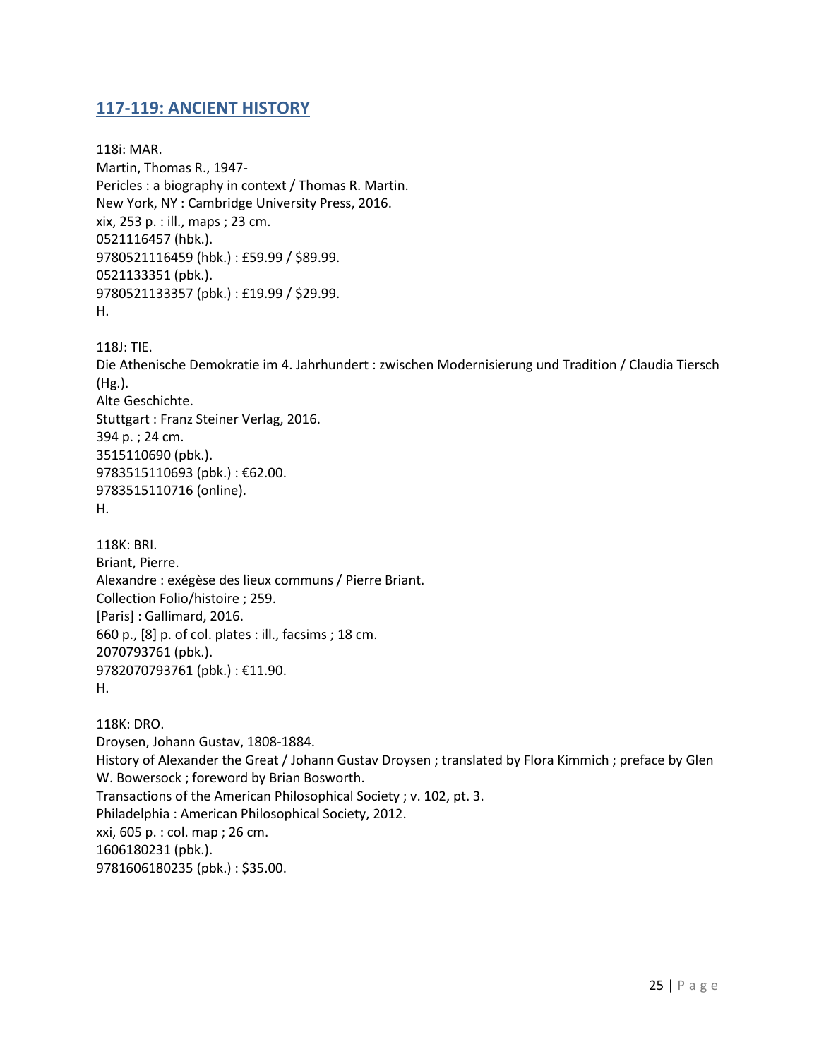## 117-119: ANCIENT HISTORY

118i: MAR.
Martin, Thomas R., 1947-
Pericles : a biography in context / Thomas R. Martin.
New York, NY : Cambridge University Press, 2016.
xix, 253 p. : ill., maps ; 23 cm.
0521116457 (hbk.).
9780521116459 (hbk.) : £59.99 / $89.99.
0521133351 (pbk.).
9780521133357 (pbk.) : £19.99 / $29.99.
H.

118J: TIE.
Die Athenische Demokratie im 4. Jahrhundert : zwischen Modernisierung und Tradition / Claudia Tiersch (Hg.).
Alte Geschichte.
Stuttgart : Franz Steiner Verlag, 2016.
394 p. ; 24 cm.
3515110690 (pbk.).
9783515110693 (pbk.) : €62.00.
9783515110716 (online).
H.

118K: BRI.
Briant, Pierre.
Alexandre : exégèse des lieux communs / Pierre Briant.
Collection Folio/histoire ; 259.
[Paris] : Gallimard, 2016.
660 p., [8] p. of col. plates : ill., facsims ; 18 cm.
2070793761 (pbk.).
9782070793761 (pbk.) : €11.90.
H.

118K: DRO.
Droysen, Johann Gustav, 1808-1884.
History of Alexander the Great / Johann Gustav Droysen ; translated by Flora Kimmich ; preface by Glen W. Bowersock ; foreword by Brian Bosworth.
Transactions of the American Philosophical Society ; v. 102, pt. 3.
Philadelphia : American Philosophical Society, 2012.
xxi, 605 p. : col. map ; 26 cm.
1606180231 (pbk.).
9781606180235 (pbk.) : $35.00.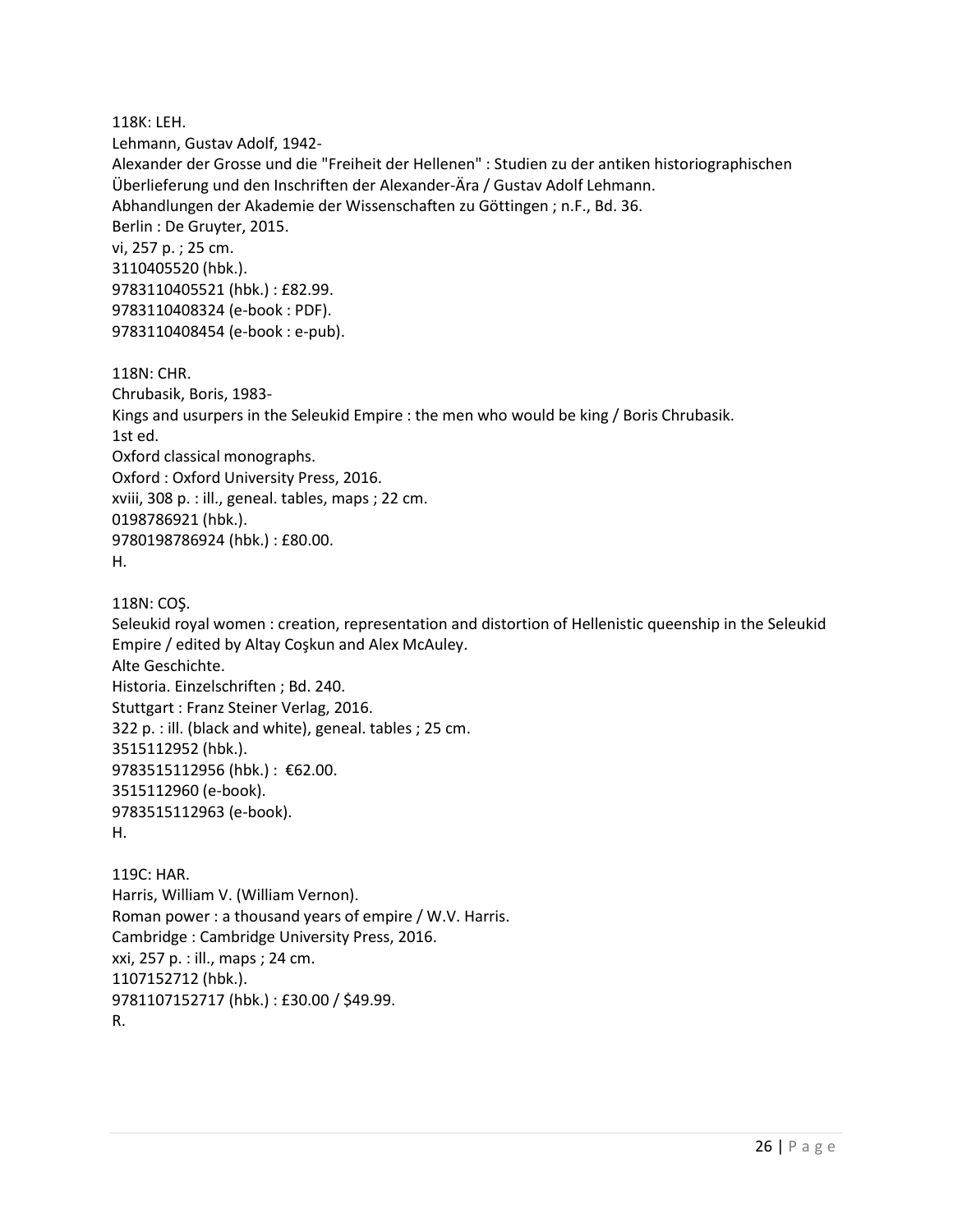118K: LEH.
Lehmann, Gustav Adolf, 1942-
Alexander der Grosse und die "Freiheit der Hellenen" : Studien zu der antiken historiographischen Überlieferung und den Inschriften der Alexander-Ära / Gustav Adolf Lehmann.
Abhandlungen der Akademie der Wissenschaften zu Göttingen ; n.F., Bd. 36.
Berlin : De Gruyter, 2015.
vi, 257 p. ; 25 cm.
3110405520 (hbk.).
9783110405521 (hbk.) : £82.99.
9783110408324 (e-book : PDF).
9783110408454 (e-book : e-pub).

118N: CHR.
Chrubasik, Boris, 1983-
Kings and usurpers in the Seleukid Empire : the men who would be king / Boris Chrubasik.
1st ed.
Oxford classical monographs.
Oxford : Oxford University Press, 2016.
xviii, 308 p. : ill., geneal. tables, maps ; 22 cm.
0198786921 (hbk.).
9780198786924 (hbk.) : £80.00.
H.

118N: COŞ.
Seleukid royal women : creation, representation and distortion of Hellenistic queenship in the Seleukid Empire / edited by Altay Coşkun and Alex McAuley.
Alte Geschichte.
Historia. Einzelschriften ; Bd. 240.
Stuttgart : Franz Steiner Verlag, 2016.
322 p. : ill. (black and white), geneal. tables ; 25 cm.
3515112952 (hbk.).
9783515112956 (hbk.) : €62.00.
3515112960 (e-book).
9783515112963 (e-book).
H.

119C: HAR.
Harris, William V. (William Vernon).
Roman power : a thousand years of empire / W.V. Harris.
Cambridge : Cambridge University Press, 2016.
xxi, 257 p. : ill., maps ; 24 cm.
1107152712 (hbk.).
9781107152717 (hbk.) : £30.00 / $49.99.
R.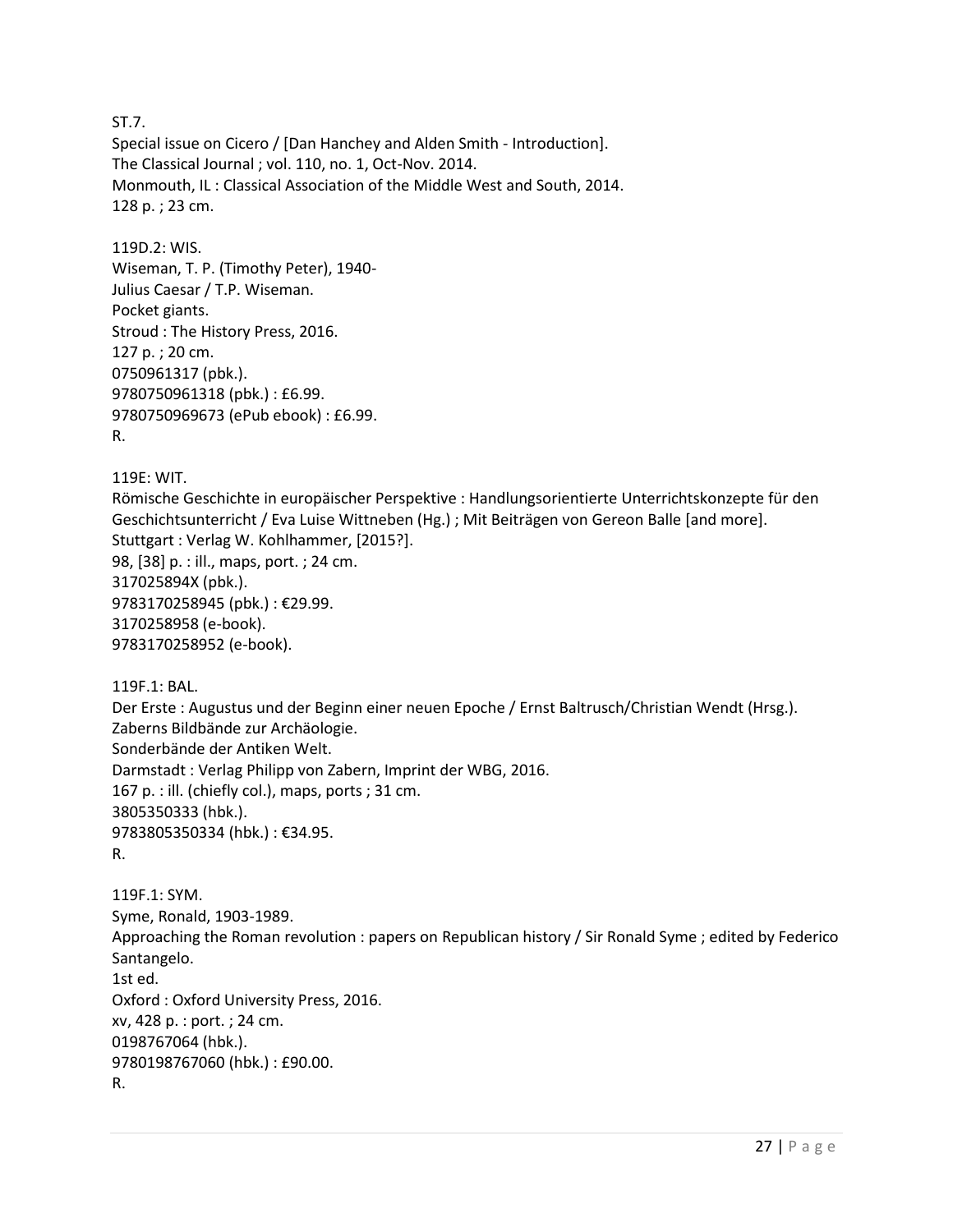ST.7.
Special issue on Cicero / [Dan Hanchey and Alden Smith - Introduction].
The Classical Journal ; vol. 110, no. 1, Oct-Nov. 2014.
Monmouth, IL : Classical Association of the Middle West and South, 2014.
128 p. ; 23 cm.

119D.2: WIS.
Wiseman, T. P. (Timothy Peter), 1940-
Julius Caesar / T.P. Wiseman.
Pocket giants.
Stroud : The History Press, 2016.
127 p. ; 20 cm.
0750961317 (pbk.).
9780750961318 (pbk.) : £6.99.
9780750969673 (ePub ebook) : £6.99.
R.

119E: WIT.
Römische Geschichte in europäischer Perspektive : Handlungsorientierte Unterrichtskonzepte für den Geschichtsunterricht / Eva Luise Wittneben (Hg.) ; Mit Beiträgen von Gereon Balle [and more].
Stuttgart : Verlag W. Kohlhammer, [2015?].
98, [38] p. : ill., maps, port. ; 24 cm.
317025894X (pbk.).
9783170258945 (pbk.) : €29.99.
3170258958 (e-book).
9783170258952 (e-book).

119F.1: BAL.
Der Erste : Augustus und der Beginn einer neuen Epoche / Ernst Baltrusch/Christian Wendt (Hrsg.).
Zaberns Bildbände zur Archäologie.
Sonderbände der Antiken Welt.
Darmstadt : Verlag Philipp von Zabern, Imprint der WBG, 2016.
167 p. : ill. (chiefly col.), maps, ports ; 31 cm.
3805350333 (hbk.).
9783805350334 (hbk.) : €34.95.
R.

119F.1: SYM.
Syme, Ronald, 1903-1989.
Approaching the Roman revolution : papers on Republican history / Sir Ronald Syme ; edited by Federico Santangelo.
1st ed.
Oxford : Oxford University Press, 2016.
xv, 428 p. : port. ; 24 cm.
0198767064 (hbk.).
9780198767060 (hbk.) : £90.00.
R.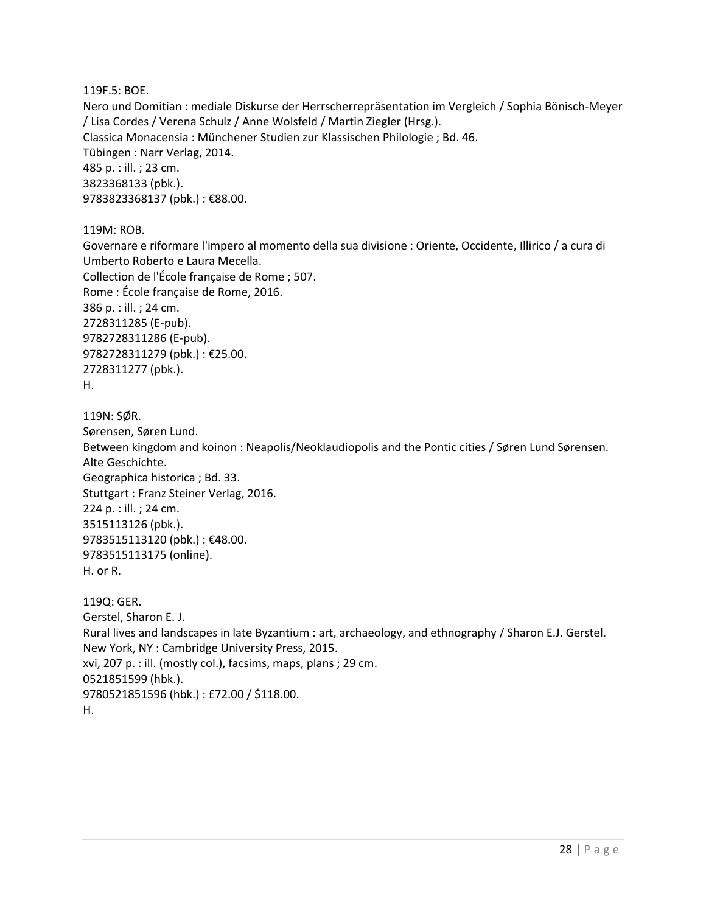119F.5: BOE.
Nero und Domitian : mediale Diskurse der Herrscherrepräsentation im Vergleich / Sophia Bönisch-Meyer / Lisa Cordes / Verena Schulz / Anne Wolsfeld / Martin Ziegler (Hrsg.).
Classica Monacensia : Münchener Studien zur Klassischen Philologie ; Bd. 46.
Tübingen : Narr Verlag, 2014.
485 p. : ill. ; 23 cm.
3823368133 (pbk.).
9783823368137 (pbk.) : €88.00.

119M: ROB.
Governare e riformare l'impero al momento della sua divisione : Oriente, Occidente, Illirico / a cura di Umberto Roberto e Laura Mecella.
Collection de l'École française de Rome ; 507.
Rome : École française de Rome, 2016.
386 p. : ill. ; 24 cm.
2728311285 (E-pub).
9782728311286 (E-pub).
9782728311279 (pbk.) : €25.00.
2728311277 (pbk.).
H.

119N: SØR.
Sørensen, Søren Lund.
Between kingdom and koinon : Neapolis/Neoklaudiopolis and the Pontic cities / Søren Lund Sørensen.
Alte Geschichte.
Geographica historica ; Bd. 33.
Stuttgart : Franz Steiner Verlag, 2016.
224 p. : ill. ; 24 cm.
3515113126 (pbk.).
9783515113120 (pbk.) : €48.00.
9783515113175 (online).
H. or R.

119Q: GER.
Gerstel, Sharon E. J.
Rural lives and landscapes in late Byzantium : art, archaeology, and ethnography / Sharon E.J. Gerstel.
New York, NY : Cambridge University Press, 2015.
xvi, 207 p. : ill. (mostly col.), facsims, maps, plans ; 29 cm.
0521851599 (hbk.).
9780521851596 (hbk.) : £72.00 / $118.00.
H.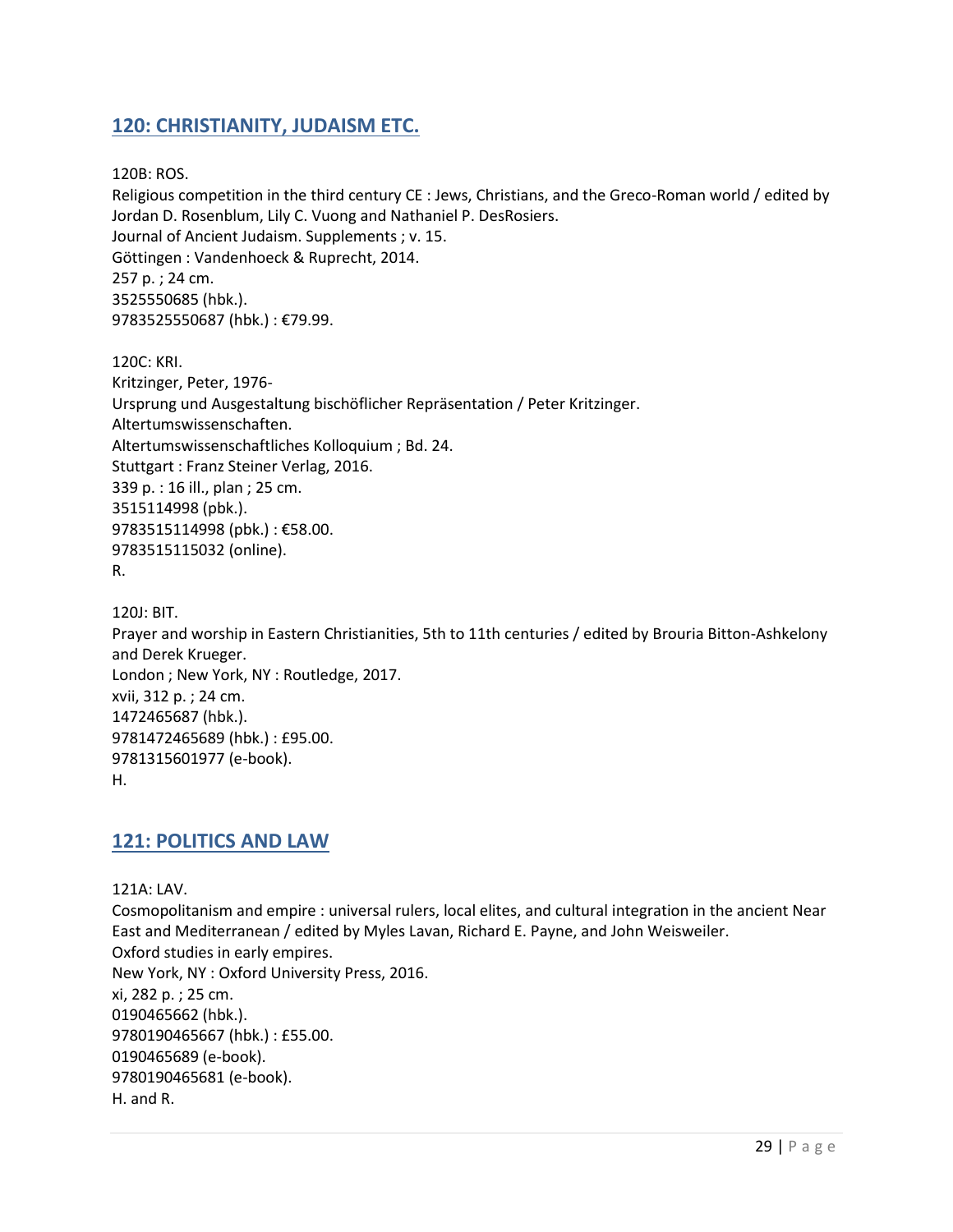## 120: CHRISTIANITY, JUDAISM ETC.

120B: ROS.
Religious competition in the third century CE : Jews, Christians, and the Greco-Roman world / edited by Jordan D. Rosenblum, Lily C. Vuong and Nathaniel P. DesRosiers.
Journal of Ancient Judaism. Supplements ; v. 15.
Göttingen : Vandenhoeck & Ruprecht, 2014.
257 p. ; 24 cm.
3525550685 (hbk.).
9783525550687 (hbk.) : €79.99.

120C: KRI.
Kritzinger, Peter, 1976-
Ursprung und Ausgestaltung bischöflicher Repräsentation / Peter Kritzinger.
Altertumswissenschaften.
Altertumswissenschaftliches Kolloquium ; Bd. 24.
Stuttgart : Franz Steiner Verlag, 2016.
339 p. : 16 ill., plan ; 25 cm.
3515114998 (pbk.).
9783515114998 (pbk.) : €58.00.
9783515115032 (online).
R.

120J: BIT.
Prayer and worship in Eastern Christianities, 5th to 11th centuries / edited by Brouria Bitton-Ashkelony and Derek Krueger.
London ; New York, NY : Routledge, 2017.
xvii, 312 p. ; 24 cm.
1472465687 (hbk.).
9781472465689 (hbk.) : £95.00.
9781315601977 (e-book).
H.

## 121: POLITICS AND LAW

121A: LAV.
Cosmopolitanism and empire : universal rulers, local elites, and cultural integration in the ancient Near East and Mediterranean / edited by Myles Lavan, Richard E. Payne, and John Weisweiler.
Oxford studies in early empires.
New York, NY : Oxford University Press, 2016.
xi, 282 p. ; 25 cm.
0190465662 (hbk.).
9780190465667 (hbk.) : £55.00.
0190465689 (e-book).
9780190465681 (e-book).
H. and R.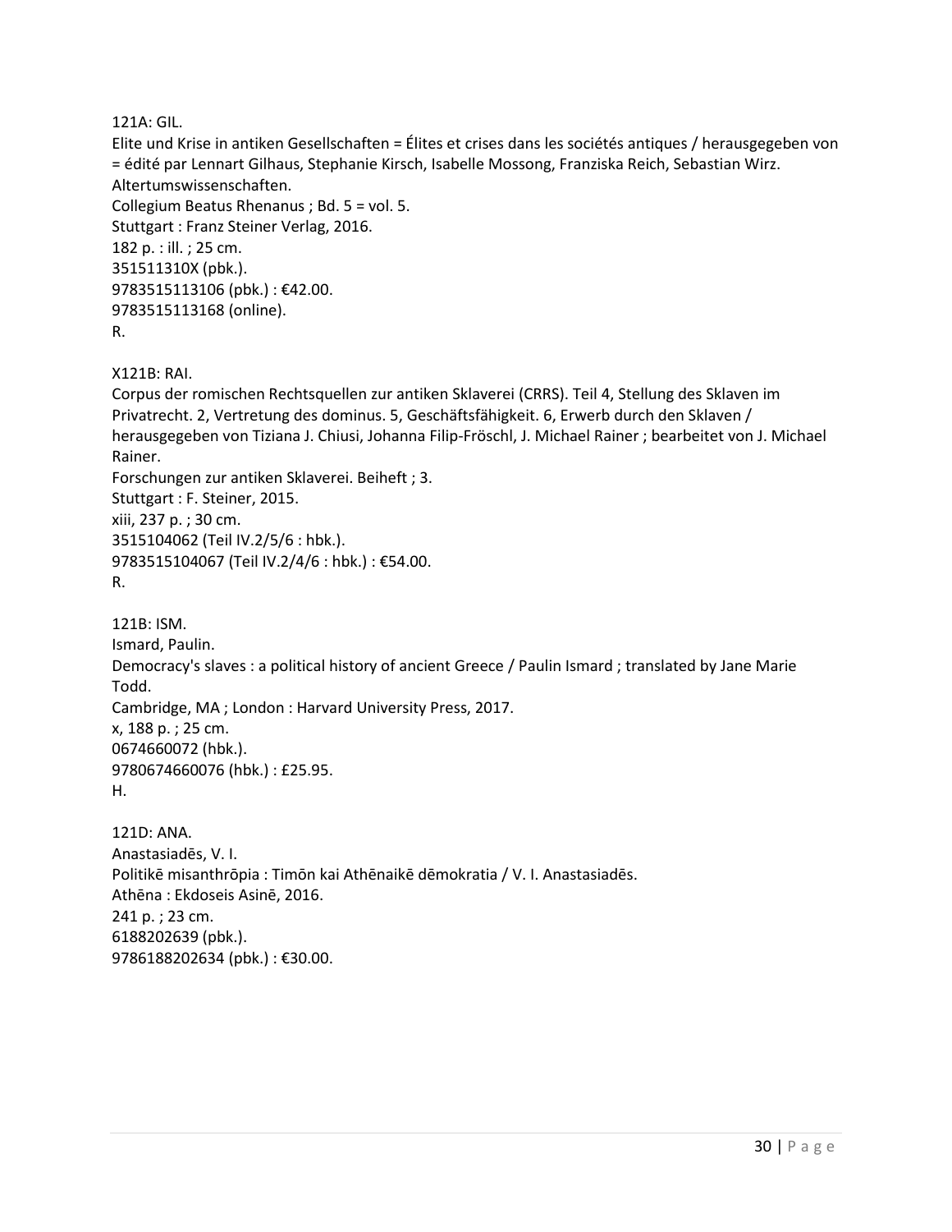121A: GIL.
Elite und Krise in antiken Gesellschaften = Élites et crises dans les sociétés antiques / herausgegeben von = édité par Lennart Gilhaus, Stephanie Kirsch, Isabelle Mossong, Franziska Reich, Sebastian Wirz.
Altertumswissenschaften.
Collegium Beatus Rhenanus ; Bd. 5 = vol. 5.
Stuttgart : Franz Steiner Verlag, 2016.
182 p. : ill. ; 25 cm.
351511310X (pbk.).
9783515113106 (pbk.) : €42.00.
9783515113168 (online).
R.

X121B: RAI.
Corpus der romischen Rechtsquellen zur antiken Sklaverei (CRRS). Teil 4, Stellung des Sklaven im Privatrecht. 2, Vertretung des dominus. 5, Geschäftsfähigkeit. 6, Erwerb durch den Sklaven / herausgegeben von Tiziana J. Chiusi, Johanna Filip-Fröschl, J. Michael Rainer ; bearbeitet von J. Michael Rainer.
Forschungen zur antiken Sklaverei. Beiheft ; 3.
Stuttgart : F. Steiner, 2015.
xiii, 237 p. ; 30 cm.
3515104062 (Teil IV.2/5/6 : hbk.).
9783515104067 (Teil IV.2/4/6 : hbk.) : €54.00.
R.

121B: ISM.
Ismard, Paulin.
Democracy's slaves : a political history of ancient Greece / Paulin Ismard ; translated by Jane Marie Todd.
Cambridge, MA ; London : Harvard University Press, 2017.
x, 188 p. ; 25 cm.
0674660072 (hbk.).
9780674660076 (hbk.) : £25.95.
H.

121D: ANA.
Anastasiadēs, V. I.
Politikē misanthrōpia : Timōn kai Athēnaikē dēmokratia / V. I. Anastasiadēs.
Athēna : Ekdoseis Asinē, 2016.
241 p. ; 23 cm.
6188202639 (pbk.).
9786188202634 (pbk.) : €30.00.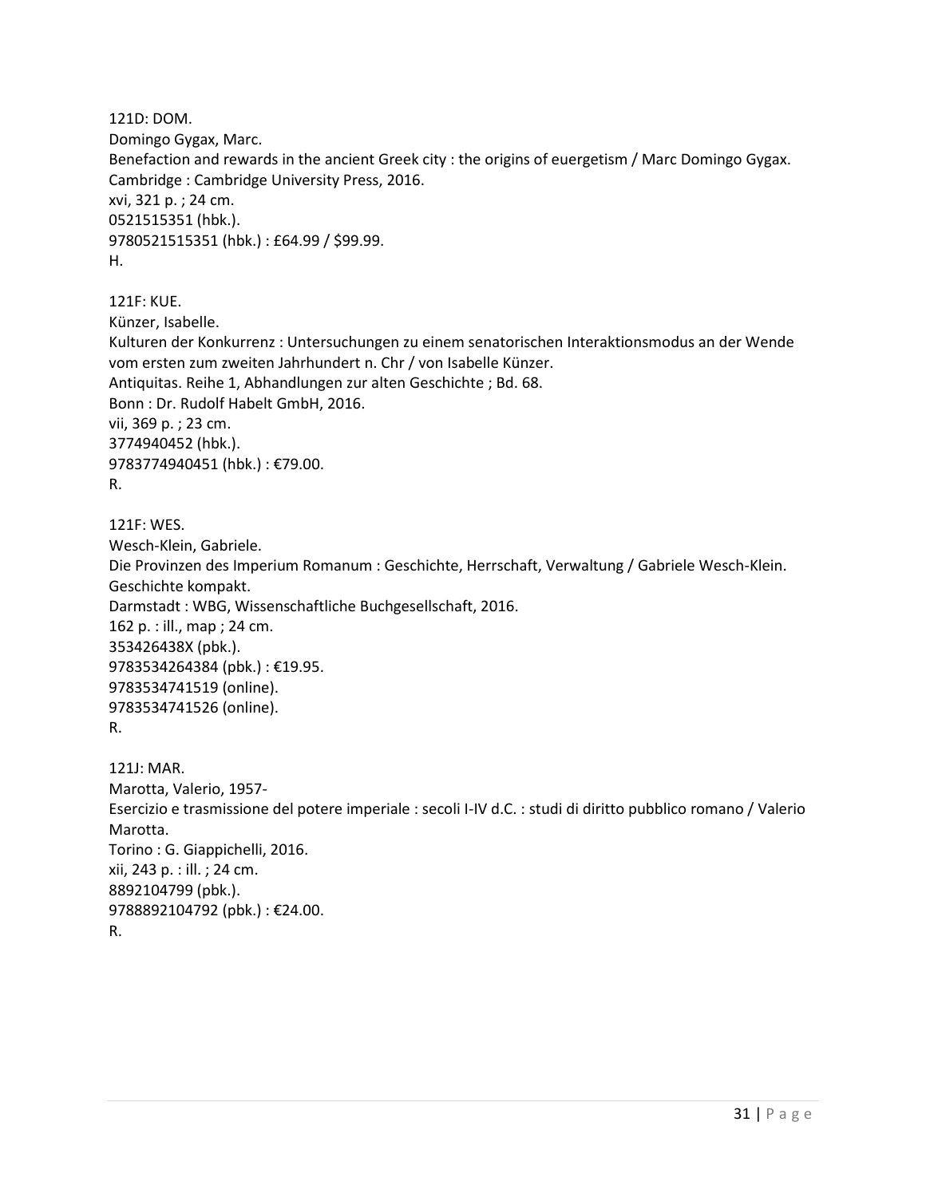121D: DOM.  
Domingo Gygax, Marc.  
Benefaction and rewards in the ancient Greek city : the origins of euergetism / Marc Domingo Gygax.  
Cambridge : Cambridge University Press, 2016.  
xvi, 321 p. ; 24 cm.  
0521515351 (hbk.).  
9780521515351 (hbk.) : £64.99 / $99.99.  
H.

121F: KUE.  
Künzer, Isabelle.  
Kulturen der Konkurrenz : Untersuchungen zu einem senatorischen Interaktionsmodus an der Wende vom ersten zum zweiten Jahrhundert n. Chr / von Isabelle Künzer.  
Antiquitas. Reihe 1, Abhandlungen zur alten Geschichte ; Bd. 68.  
Bonn : Dr. Rudolf Habelt GmbH, 2016.  
vii, 369 p. ; 23 cm.  
3774940452 (hbk.).  
9783774940451 (hbk.) : €79.00.  
R.

121F: WES.  
Wesch-Klein, Gabriele.  
Die Provinzen des Imperium Romanum : Geschichte, Herrschaft, Verwaltung / Gabriele Wesch-Klein.  
Geschichte kompakt.  
Darmstadt : WBG, Wissenschaftliche Buchgesellschaft, 2016.  
162 p. : ill., map ; 24 cm.  
353426438X (pbk.).  
9783534264384 (pbk.) : €19.95.  
9783534741519 (online).  
9783534741526 (online).  
R.

121J: MAR.  
Marotta, Valerio, 1957-  
Esercizio e trasmissione del potere imperiale : secoli I-IV d.C. : studi di diritto pubblico romano / Valerio Marotta.  
Torino : G. Giappichelli, 2016.  
xii, 243 p. : ill. ; 24 cm.  
8892104799 (pbk.).  
9788892104792 (pbk.) : €24.00.  
R.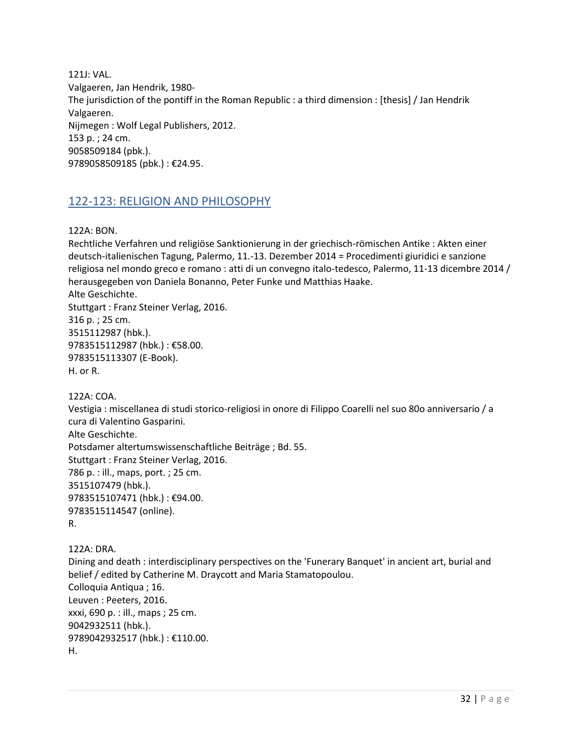121J: VAL.
Valgaeren, Jan Hendrik, 1980-
The jurisdiction of the pontiff in the Roman Republic : a third dimension : [thesis] / Jan Hendrik Valgaeren.
Nijmegen : Wolf Legal Publishers, 2012.
153 p. ; 24 cm.
9058509184 (pbk.).
9789058509185 (pbk.) : €24.95.

## 122-123: RELIGION AND PHILOSOPHY

122A: BON.
Rechtliche Verfahren und religiöse Sanktionierung in der griechisch-römischen Antike : Akten einer deutsch-italienischen Tagung, Palermo, 11.-13. Dezember 2014 = Procedimenti giuridici e sanzione religiosa nel mondo greco e romano : atti di un convegno italo-tedesco, Palermo, 11-13 dicembre 2014 / herausgegeben von Daniela Bonanno, Peter Funke und Matthias Haake.
Alte Geschichte.
Stuttgart : Franz Steiner Verlag, 2016.
316 p. ; 25 cm.
3515112987 (hbk.).
9783515112987 (hbk.) : €58.00.
9783515113307 (E-Book).
H. or R.

122A: COA.
Vestigia : miscellanea di studi storico-religiosi in onore di Filippo Coarelli nel suo 80o anniversario / a cura di Valentino Gasparini.
Alte Geschichte.
Potsdamer altertumswissenschaftliche Beiträge ; Bd. 55.
Stuttgart : Franz Steiner Verlag, 2016.
786 p. : ill., maps, port. ; 25 cm.
3515107479 (hbk.).
9783515107471 (hbk.) : €94.00.
9783515114547 (online).
R.

122A: DRA.
Dining and death : interdisciplinary perspectives on the 'Funerary Banquet' in ancient art, burial and belief / edited by Catherine M. Draycott and Maria Stamatopoulou.
Colloquia Antiqua ; 16.
Leuven : Peeters, 2016.
xxxi, 690 p. : ill., maps ; 25 cm.
9042932511 (hbk.).
9789042932517 (hbk.) : €110.00.
H.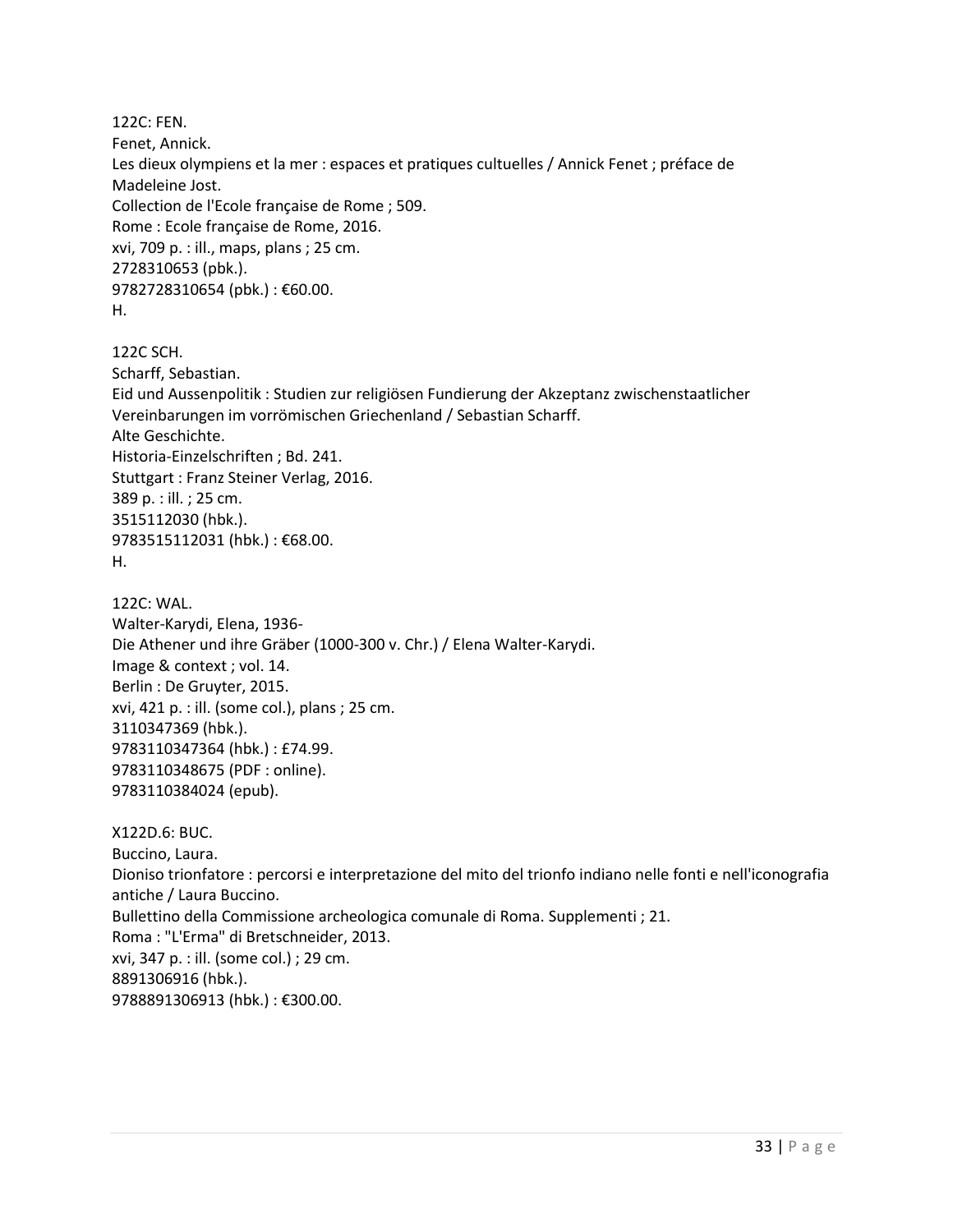122C: FEN.
Fenet, Annick.
Les dieux olympiens et la mer : espaces et pratiques cultuelles / Annick Fenet ; préface de Madeleine Jost.
Collection de l'Ecole française de Rome ; 509.
Rome : Ecole française de Rome, 2016.
xvi, 709 p. : ill., maps, plans ; 25 cm.
2728310653 (pbk.).
9782728310654 (pbk.) : €60.00.
H.

122C SCH.
Scharff, Sebastian.
Eid und Aussenpolitik : Studien zur religiösen Fundierung der Akzeptanz zwischenstaatlicher Vereinbarungen im vorrömischen Griechenland / Sebastian Scharff.
Alte Geschichte.
Historia-Einzelschriften ; Bd. 241.
Stuttgart : Franz Steiner Verlag, 2016.
389 p. : ill. ; 25 cm.
3515112030 (hbk.).
9783515112031 (hbk.) : €68.00.
H.

122C: WAL.
Walter-Karydi, Elena, 1936-
Die Athener und ihre Gräber (1000-300 v. Chr.) / Elena Walter-Karydi.
Image & context ; vol. 14.
Berlin : De Gruyter, 2015.
xvi, 421 p. : ill. (some col.), plans ; 25 cm.
3110347369 (hbk.).
9783110347364 (hbk.) : £74.99.
9783110348675 (PDF : online).
9783110384024 (epub).

X122D.6: BUC.
Buccino, Laura.
Dioniso trionfatore : percorsi e interpretazione del mito del trionfo indiano nelle fonti e nell'iconografia antiche / Laura Buccino.
Bullettino della Commissione archeologica comunale di Roma. Supplementi ; 21.
Roma : "L'Erma" di Bretschneider, 2013.
xvi, 347 p. : ill. (some col.) ; 29 cm.
8891306916 (hbk.).
9788891306913 (hbk.) : €300.00.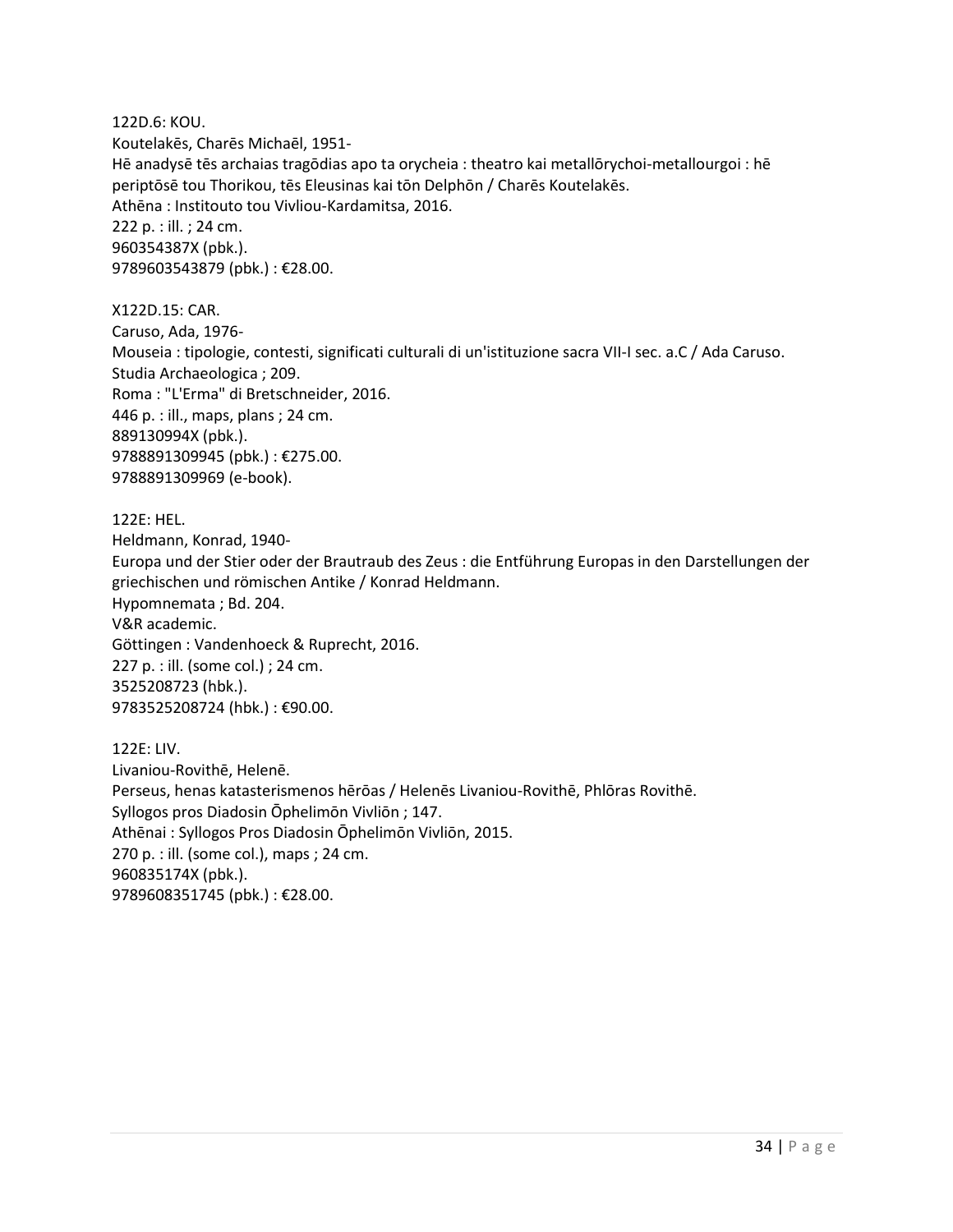122D.6: KOU.
Koutelakēs, Charēs Michaēl, 1951-
Hē anadysē tēs archaias tragōdias apo ta orycheia : theatro kai metallōrychoi-metallourgoi : hē periptōsē tou Thorikou, tēs Eleusinas kai tōn Delphōn / Charēs Koutelakēs.
Athēna : Institouto tou Vivliou-Kardamitsa, 2016.
222 p. : ill. ; 24 cm.
960354387X (pbk.).
9789603543879 (pbk.) : €28.00.

X122D.15: CAR.
Caruso, Ada, 1976-
Mouseia : tipologie, contesti, significati culturali di un'istituzione sacra VII-I sec. a.C / Ada Caruso.
Studia Archaeologica ; 209.
Roma : "L'Erma" di Bretschneider, 2016.
446 p. : ill., maps, plans ; 24 cm.
889130994X (pbk.).
9788891309945 (pbk.) : €275.00.
9788891309969 (e-book).

122E: HEL.
Heldmann, Konrad, 1940-
Europa und der Stier oder der Brautraub des Zeus : die Entführung Europas in den Darstellungen der griechischen und römischen Antike / Konrad Heldmann.
Hypomnemata ; Bd. 204.
V&R academic.
Göttingen : Vandenhoeck & Ruprecht, 2016.
227 p. : ill. (some col.) ; 24 cm.
3525208723 (hbk.).
9783525208724 (hbk.) : €90.00.

122E: LIV.
Livaniou-Rovithē, Helenē.
Perseus, henas katasterismenos hērōas / Helenēs Livaniou-Rovithē, Phlōras Rovithē.
Syllogos pros Diadosin Ōphelimōn Vivliōn ; 147.
Athēnai : Syllogos Pros Diadosin Ōphelimōn Vivliōn, 2015.
270 p. : ill. (some col.), maps ; 24 cm.
960835174X (pbk.).
9789608351745 (pbk.) : €28.00.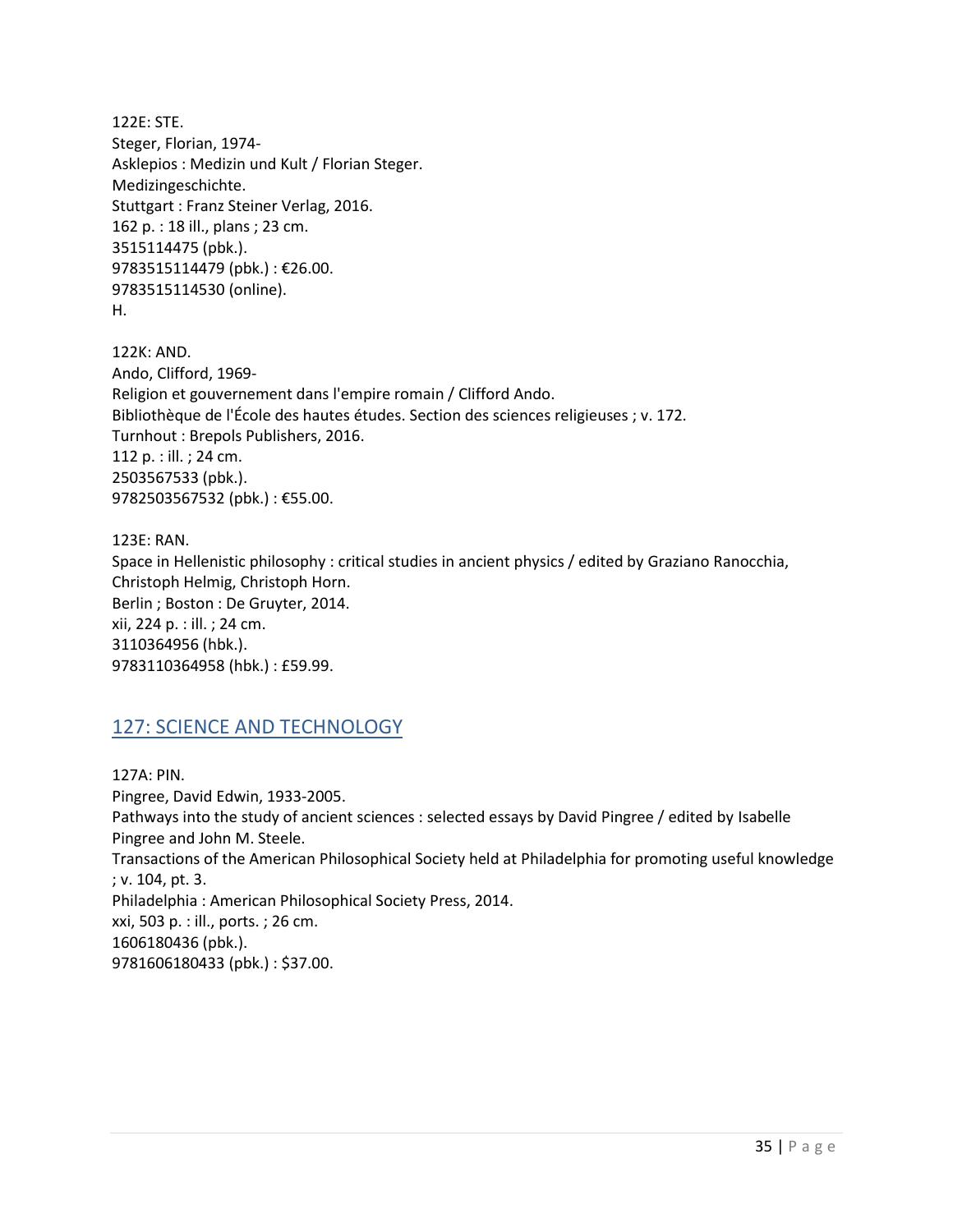122E: STE.
Steger, Florian, 1974-
Asklepios : Medizin und Kult / Florian Steger.
Medizingeschichte.
Stuttgart : Franz Steiner Verlag, 2016.
162 p. : 18 ill., plans ; 23 cm.
3515114475 (pbk.).
9783515114479 (pbk.) : €26.00.
9783515114530 (online).
H.

122K: AND.
Ando, Clifford, 1969-
Religion et gouvernement dans l'empire romain / Clifford Ando.
Bibliothèque de l'École des hautes études. Section des sciences religieuses ; v. 172.
Turnhout : Brepols Publishers, 2016.
112 p. : ill. ; 24 cm.
2503567533 (pbk.).
9782503567532 (pbk.) : €55.00.

123E: RAN.
Space in Hellenistic philosophy : critical studies in ancient physics / edited by Graziano Ranocchia, Christoph Helmig, Christoph Horn.
Berlin ; Boston : De Gruyter, 2014.
xii, 224 p. : ill. ; 24 cm.
3110364956 (hbk.).
9783110364958 (hbk.) : £59.99.

## 127: SCIENCE AND TECHNOLOGY

127A: PIN.
Pingree, David Edwin, 1933-2005.
Pathways into the study of ancient sciences : selected essays by David Pingree / edited by Isabelle Pingree and John M. Steele.
Transactions of the American Philosophical Society held at Philadelphia for promoting useful knowledge ; v. 104, pt. 3.
Philadelphia : American Philosophical Society Press, 2014.
xxi, 503 p. : ill., ports. ; 26 cm.
1606180436 (pbk.).
9781606180433 (pbk.) : $37.00.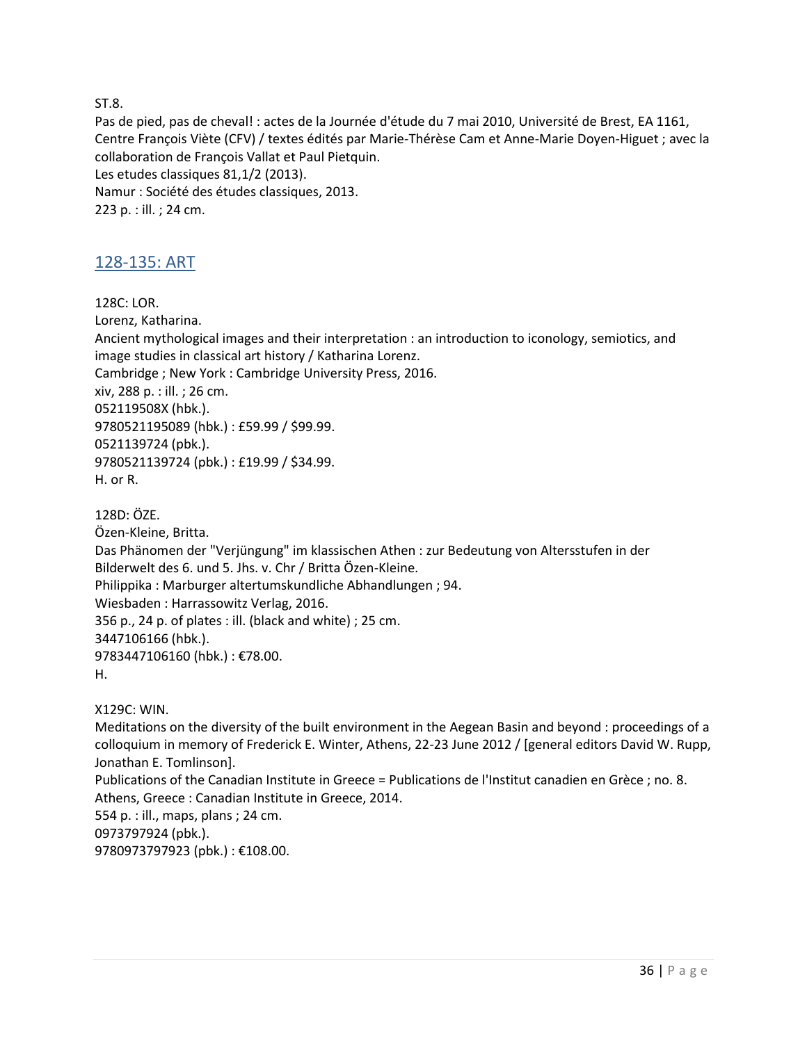ST.8.
Pas de pied, pas de cheval! : actes de la Journée d'étude du 7 mai 2010, Université de Brest, EA 1161, Centre François Viète (CFV) / textes édités par Marie-Thérèse Cam et Anne-Marie Doyen-Higuet ; avec la collaboration de François Vallat et Paul Pietquin.
Les etudes classiques 81,1/2 (2013).
Namur : Société des études classiques, 2013.
223 p. : ill. ; 24 cm.

## 128-135: ART

128C: LOR.
Lorenz, Katharina.
Ancient mythological images and their interpretation : an introduction to iconology, semiotics, and image studies in classical art history / Katharina Lorenz.
Cambridge ; New York : Cambridge University Press, 2016.
xiv, 288 p. : ill. ; 26 cm.
052119508X (hbk.).
9780521195089 (hbk.) : £59.99 / $99.99.
0521139724 (pbk.).
9780521139724 (pbk.) : £19.99 / $34.99.
H. or R.

128D: ÖZE.
Özen-Kleine, Britta.
Das Phänomen der "Verjüngung" im klassischen Athen : zur Bedeutung von Altersstufen in der Bilderwelt des 6. und 5. Jhs. v. Chr / Britta Özen-Kleine.
Philippika : Marburger altertumskundliche Abhandlungen ; 94.
Wiesbaden : Harrassowitz Verlag, 2016.
356 p., 24 p. of plates : ill. (black and white) ; 25 cm.
3447106166 (hbk.).
9783447106160 (hbk.) : €78.00.
H.

X129C: WIN.
Meditations on the diversity of the built environment in the Aegean Basin and beyond : proceedings of a colloquium in memory of Frederick E. Winter, Athens, 22-23 June 2012 / [general editors David W. Rupp, Jonathan E. Tomlinson].
Publications of the Canadian Institute in Greece = Publications de l'Institut canadien en Grèce ; no. 8.
Athens, Greece : Canadian Institute in Greece, 2014.
554 p. : ill., maps, plans ; 24 cm.
0973797924 (pbk.).
9780973797923 (pbk.) : €108.00.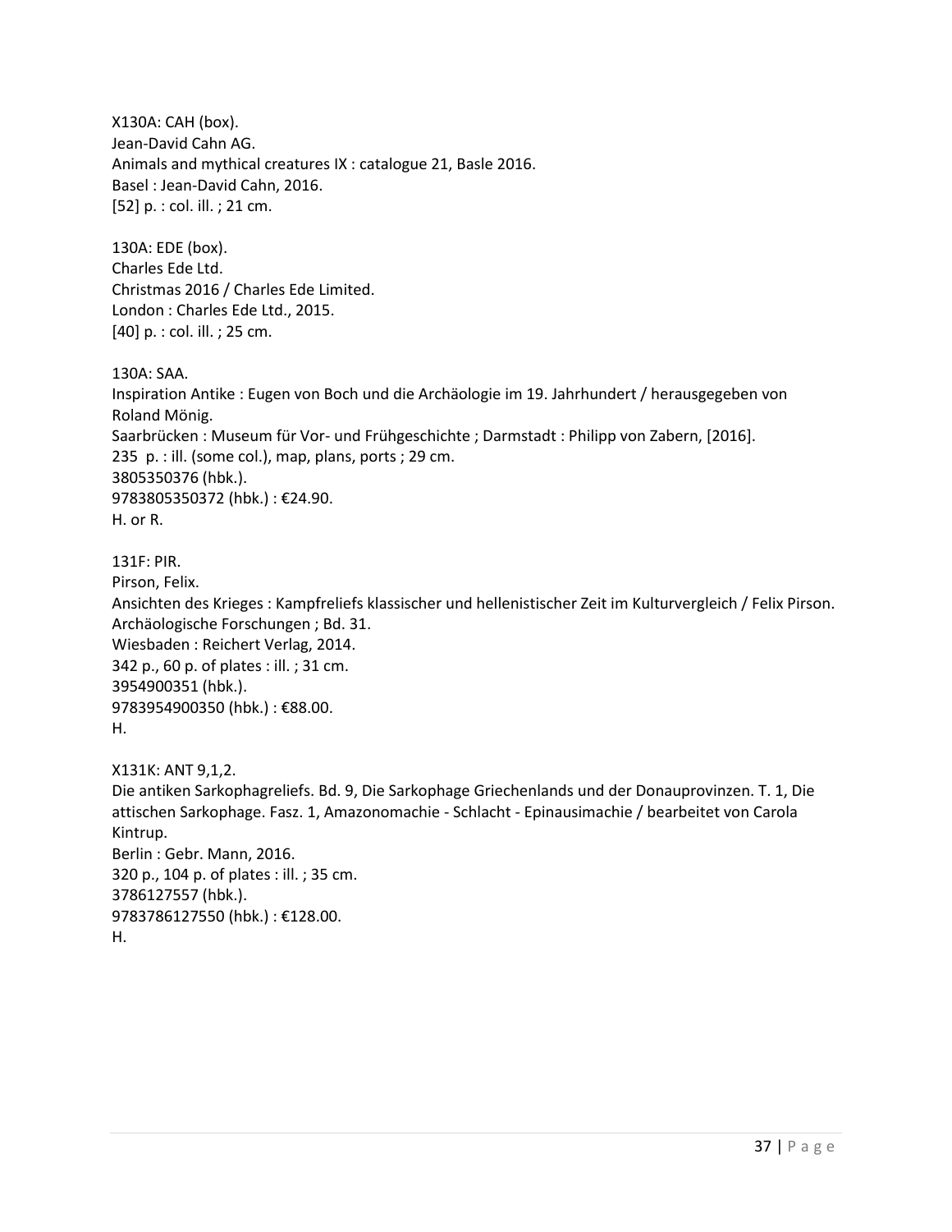X130A: CAH (box).
Jean-David Cahn AG.
Animals and mythical creatures IX : catalogue 21, Basle 2016.
Basel : Jean-David Cahn, 2016.
[52] p. : col. ill. ; 21 cm.

130A: EDE (box).
Charles Ede Ltd.
Christmas 2016 / Charles Ede Limited.
London : Charles Ede Ltd., 2015.
[40] p. : col. ill. ; 25 cm.

130A: SAA.
Inspiration Antike : Eugen von Boch und die Archäologie im 19. Jahrhundert / herausgegeben von Roland Mönig.
Saarbrücken : Museum für Vor- und Frühgeschichte ; Darmstadt : Philipp von Zabern, [2016].
235 p. : ill. (some col.), map, plans, ports ; 29 cm.
3805350376 (hbk.).
9783805350372 (hbk.) : €24.90.
H. or R.

131F: PIR.
Pirson, Felix.
Ansichten des Krieges : Kampfreliefs klassischer und hellenistischer Zeit im Kulturvergleich / Felix Pirson.
Archäologische Forschungen ; Bd. 31.
Wiesbaden : Reichert Verlag, 2014.
342 p., 60 p. of plates : ill. ; 31 cm.
3954900351 (hbk.).
9783954900350 (hbk.) : €88.00.
H.

X131K: ANT 9,1,2.
Die antiken Sarkophagreliefs. Bd. 9, Die Sarkophage Griechenlands und der Donauprovinzen. T. 1, Die attischen Sarkophage. Fasz. 1, Amazonomachie - Schlacht - Epinausimachie / bearbeitet von Carola Kintrup.
Berlin : Gebr. Mann, 2016.
320 p., 104 p. of plates : ill. ; 35 cm.
3786127557 (hbk.).
9783786127550 (hbk.) : €128.00.
H.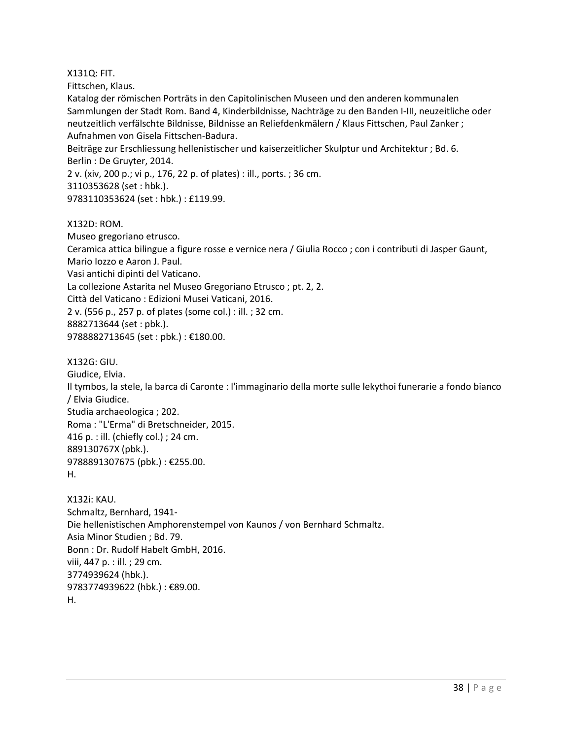X131Q: FIT.
Fittschen, Klaus.
Katalog der römischen Porträts in den Capitolinischen Museen und den anderen kommunalen Sammlungen der Stadt Rom. Band 4, Kinderbildnisse, Nachträge zu den Banden I-III, neuzeitliche oder neuzeitlich verfälschte Bildnisse, Bildnisse an Reliefdenkmälern / Klaus Fittschen, Paul Zanker ; Aufnahmen von Gisela Fittschen-Badura.
Beiträge zur Erschliessung hellenistischer und kaiserzeitlicher Skulptur und Architektur ; Bd. 6.
Berlin : De Gruyter, 2014.
2 v. (xiv, 200 p.; vi p., 176, 22 p. of plates) : ill., ports. ; 36 cm.
3110353628 (set : hbk.).
9783110353624 (set : hbk.) : £119.99.

X132D: ROM.
Museo gregoriano etrusco.
Ceramica attica bilingue a figure rosse e vernice nera / Giulia Rocco ; con i contributi di Jasper Gaunt, Mario Iozzo e Aaron J. Paul.
Vasi antichi dipinti del Vaticano.
La collezione Astarita nel Museo Gregoriano Etrusco ; pt. 2, 2.
Città del Vaticano : Edizioni Musei Vaticani, 2016.
2 v. (556 p., 257 p. of plates (some col.) : ill. ; 32 cm.
8882713644 (set : pbk.).
9788882713645 (set : pbk.) : €180.00.

X132G: GIU.
Giudice, Elvia.
Il tymbos, la stele, la barca di Caronte : l'immaginario della morte sulle lekythoi funerarie a fondo bianco / Elvia Giudice.
Studia archaeologica ; 202.
Roma : "L'Erma" di Bretschneider, 2015.
416 p. : ill. (chiefly col.) ; 24 cm.
889130767X (pbk.).
9788891307675 (pbk.) : €255.00.
H.

X132i: KAU.
Schmaltz, Bernhard, 1941-
Die hellenistischen Amphorenstempel von Kaunos / von Bernhard Schmaltz.
Asia Minor Studien ; Bd. 79.
Bonn : Dr. Rudolf Habelt GmbH, 2016.
viii, 447 p. : ill. ; 29 cm.
3774939624 (hbk.).
9783774939622 (hbk.) : €89.00.
H.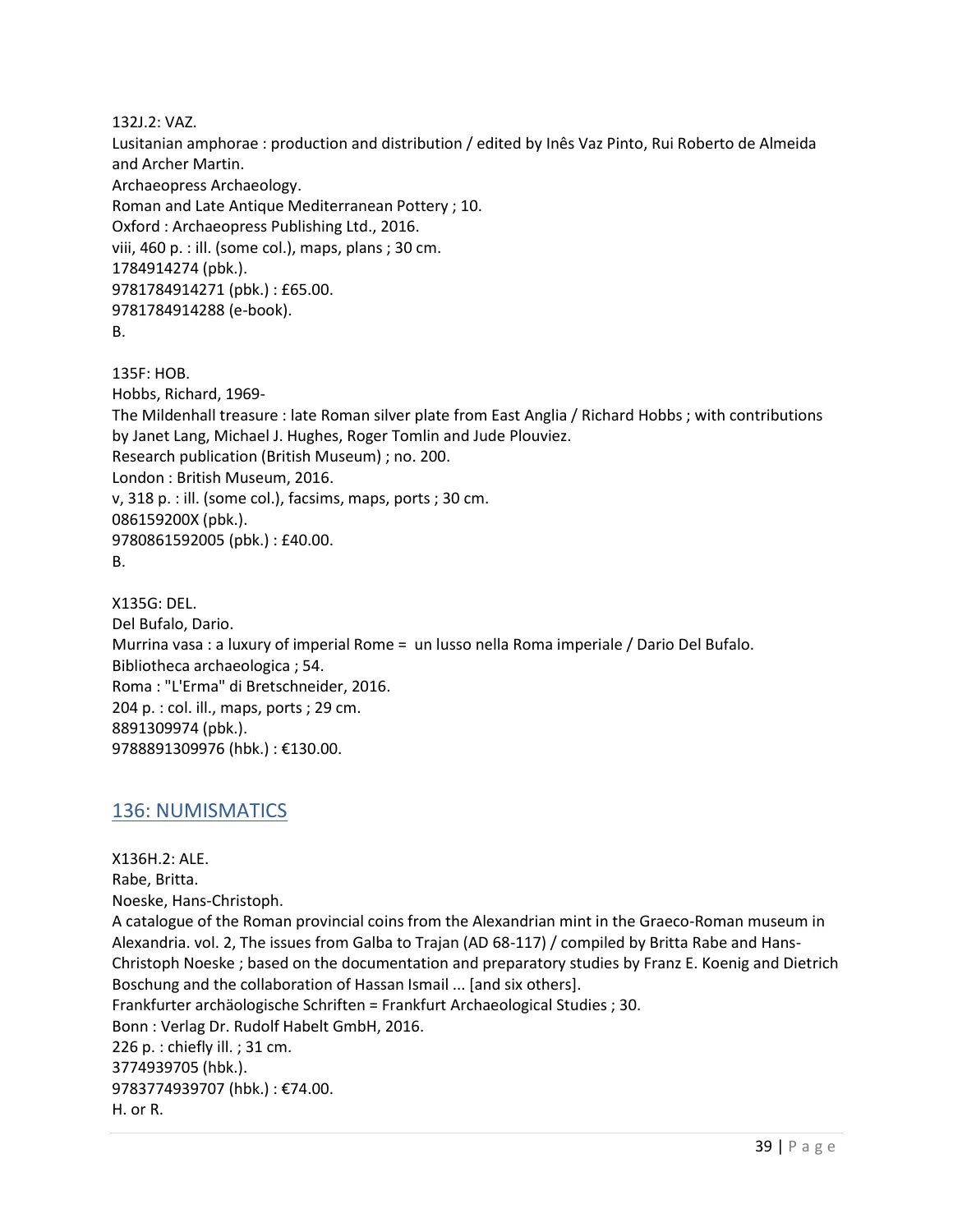132J.2: VAZ.
Lusitanian amphorae : production and distribution / edited by Inês Vaz Pinto, Rui Roberto de Almeida and Archer Martin.
Archaeopress Archaeology.
Roman and Late Antique Mediterranean Pottery ; 10.
Oxford : Archaeopress Publishing Ltd., 2016.
viii, 460 p. : ill. (some col.), maps, plans ; 30 cm.
1784914274 (pbk.).
9781784914271 (pbk.) : £65.00.
9781784914288 (e-book).
B.

135F: HOB.
Hobbs, Richard, 1969-
The Mildenhall treasure : late Roman silver plate from East Anglia / Richard Hobbs ; with contributions by Janet Lang, Michael J. Hughes, Roger Tomlin and Jude Plouviez.
Research publication (British Museum) ; no. 200.
London : British Museum, 2016.
v, 318 p. : ill. (some col.), facsims, maps, ports ; 30 cm.
086159200X (pbk.).
9780861592005 (pbk.) : £40.00.
B.

X135G: DEL.
Del Bufalo, Dario.
Murrina vasa : a luxury of imperial Rome = un lusso nella Roma imperiale / Dario Del Bufalo.
Bibliotheca archaeologica ; 54.
Roma : "L'Erma" di Bretschneider, 2016.
204 p. : col. ill., maps, ports ; 29 cm.
8891309974 (pbk.).
9788891309976 (hbk.) : €130.00.

## 136: NUMISMATICS

X136H.2: ALE.
Rabe, Britta.
Noeske, Hans-Christoph.
A catalogue of the Roman provincial coins from the Alexandrian mint in the Graeco-Roman museum in Alexandria. vol. 2, The issues from Galba to Trajan (AD 68-117) / compiled by Britta Rabe and Hans-Christoph Noeske ; based on the documentation and preparatory studies by Franz E. Koenig and Dietrich Boschung and the collaboration of Hassan Ismail ... [and six others].
Frankfurter archäologische Schriften = Frankfurt Archaeological Studies ; 30.
Bonn : Verlag Dr. Rudolf Habelt GmbH, 2016.
226 p. : chiefly ill. ; 31 cm.
3774939705 (hbk.).
9783774939707 (hbk.) : €74.00.
H. or R.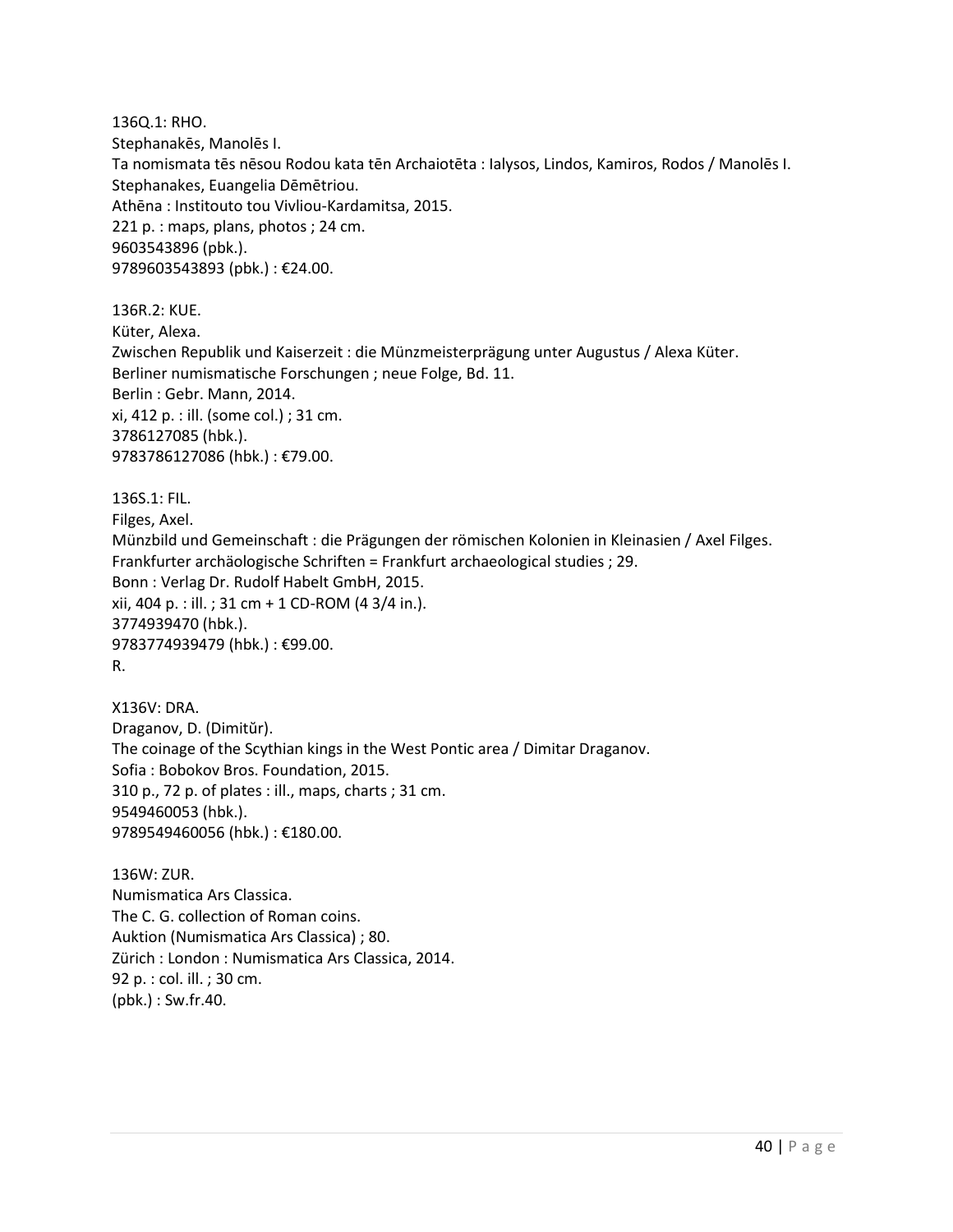136Q.1: RHO.
Stephanakēs, Manolēs I.
Ta nomismata tēs nēsou Rodou kata tēn Archaiotēta : Ialysos, Lindos, Kamiros, Rodos / Manolēs I. Stephanakes, Euangelia Dēmētriou.
Athēna : Institouto tou Vivliou-Kardamitsa, 2015.
221 p. : maps, plans, photos ; 24 cm.
9603543896 (pbk.).
9789603543893 (pbk.) : €24.00.

136R.2: KUE.
Küter, Alexa.
Zwischen Republik und Kaiserzeit : die Münzmeisterprägung unter Augustus / Alexa Küter.
Berliner numismatische Forschungen ; neue Folge, Bd. 11.
Berlin : Gebr. Mann, 2014.
xi, 412 p. : ill. (some col.) ; 31 cm.
3786127085 (hbk.).
9783786127086 (hbk.) : €79.00.

136S.1: FIL.
Filges, Axel.
Münzbild und Gemeinschaft : die Prägungen der römischen Kolonien in Kleinasien / Axel Filges.
Frankfurter archäologische Schriften = Frankfurt archaeological studies ; 29.
Bonn : Verlag Dr. Rudolf Habelt GmbH, 2015.
xii, 404 p. : ill. ; 31 cm + 1 CD-ROM (4 3/4 in.).
3774939470 (hbk.).
9783774939479 (hbk.) : €99.00.
R.

X136V: DRA.
Draganov, D. (Dimitŭr).
The coinage of the Scythian kings in the West Pontic area / Dimitar Draganov.
Sofia : Bobokov Bros. Foundation, 2015.
310 p., 72 p. of plates : ill., maps, charts ; 31 cm.
9549460053 (hbk.).
9789549460056 (hbk.) : €180.00.

136W: ZUR.
Numismatica Ars Classica.
The C. G. collection of Roman coins.
Auktion (Numismatica Ars Classica) ; 80.
Zürich : London : Numismatica Ars Classica, 2014.
92 p. : col. ill. ; 30 cm.
(pbk.) : Sw.fr.40.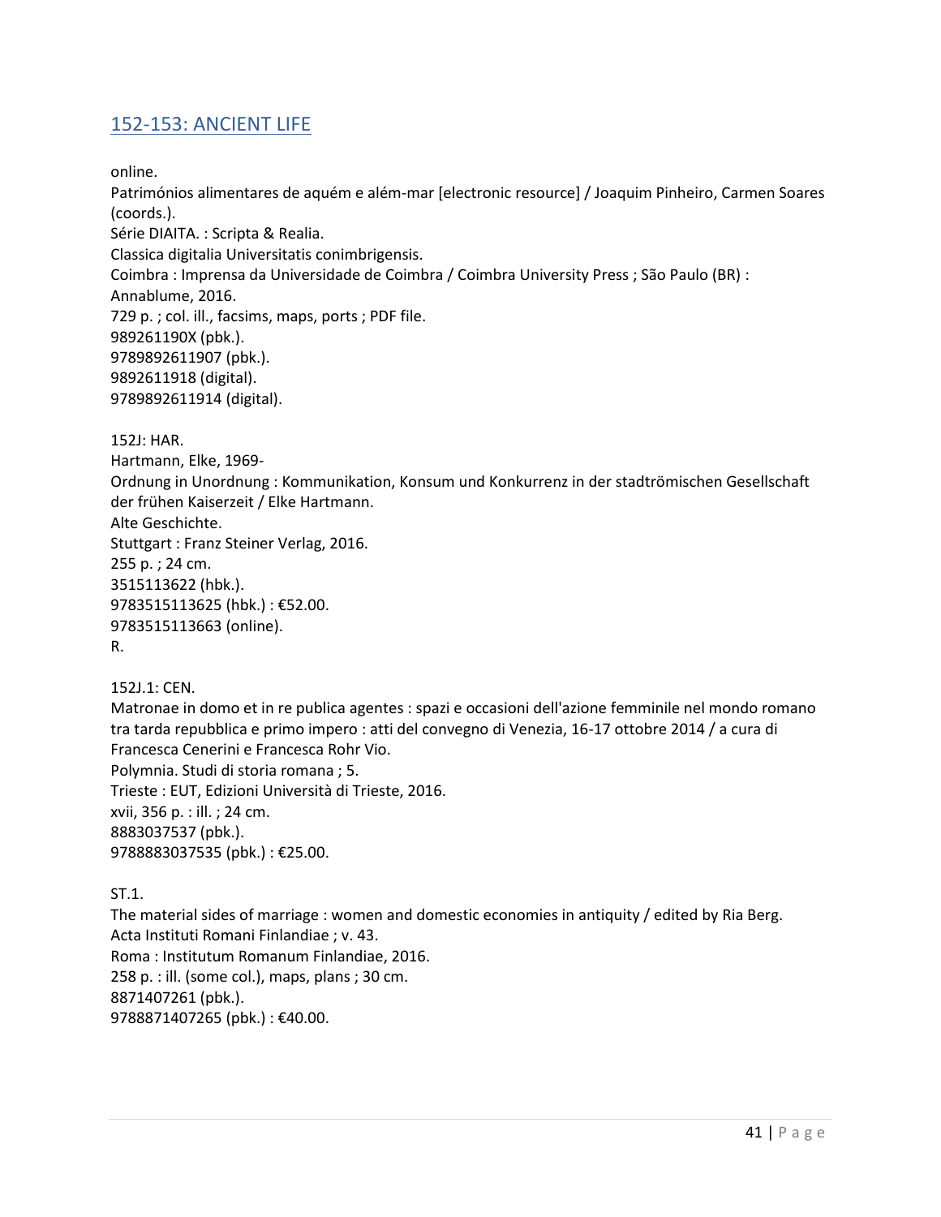## 152-153: ANCIENT LIFE

online.
Patrimónios alimentares de aquém e além-mar [electronic resource] / Joaquim Pinheiro, Carmen Soares (coords.).
Série DIAITA. : Scripta & Realia.
Classica digitalia Universitatis conimbrigensis.
Coimbra : Imprensa da Universidade de Coimbra / Coimbra University Press ; São Paulo (BR) : Annablume, 2016.
729 p. ; col. ill., facsims, maps, ports ; PDF file.
989261190X (pbk.).
9789892611907 (pbk.).
9892611918 (digital).
9789892611914 (digital).

152J: HAR.
Hartmann, Elke, 1969-
Ordnung in Unordnung : Kommunikation, Konsum und Konkurrenz in der stadtrömischen Gesellschaft der frühen Kaiserzeit / Elke Hartmann.
Alte Geschichte.
Stuttgart : Franz Steiner Verlag, 2016.
255 p. ; 24 cm.
3515113622 (hbk.).
9783515113625 (hbk.) : €52.00.
9783515113663 (online).
R.

152J.1: CEN.
Matronae in domo et in re publica agentes : spazi e occasioni dell'azione femminile nel mondo romano tra tarda repubblica e primo impero : atti del convegno di Venezia, 16-17 ottobre 2014 / a cura di Francesca Cenerini e Francesca Rohr Vio.
Polymnia. Studi di storia romana ; 5.
Trieste : EUT, Edizioni Università di Trieste, 2016.
xvii, 356 p. : ill. ; 24 cm.
8883037537 (pbk.).
9788883037535 (pbk.) : €25.00.

ST.1.
The material sides of marriage : women and domestic economies in antiquity / edited by Ria Berg.
Acta Instituti Romani Finlandiae ; v. 43.
Roma : Institutum Romanum Finlandiae, 2016.
258 p. : ill. (some col.), maps, plans ; 30 cm.
8871407261 (pbk.).
9788871407265 (pbk.) : €40.00.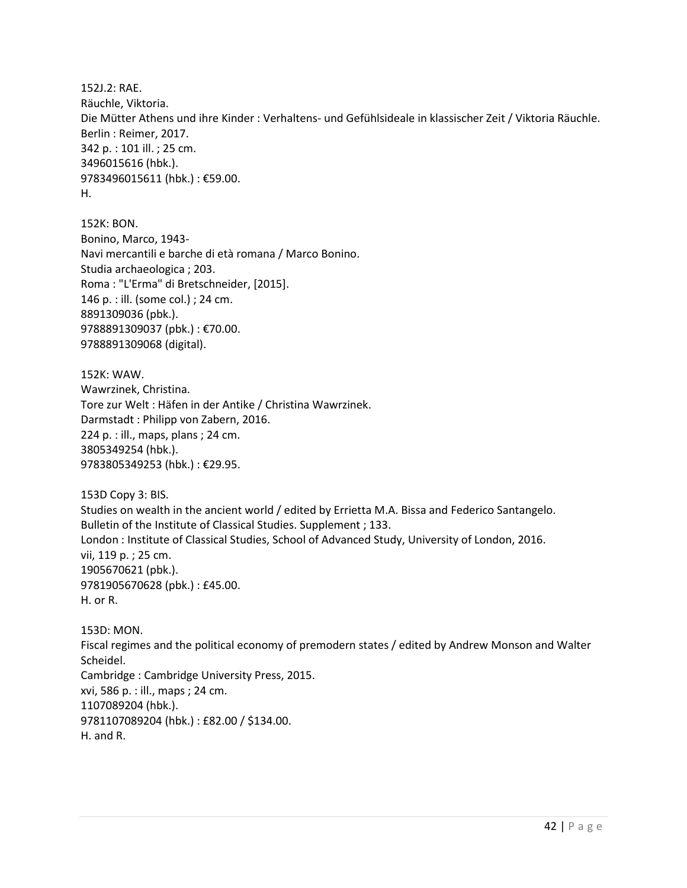152J.2: RAE.
Räuchle, Viktoria.
Die Mütter Athens und ihre Kinder : Verhaltens- und Gefühlsideale in klassischer Zeit / Viktoria Räuchle.
Berlin : Reimer, 2017.
342 p. : 101 ill. ; 25 cm.
3496015616 (hbk.).
9783496015611 (hbk.) : €59.00.
H.

152K: BON.
Bonino, Marco, 1943-
Navi mercantili e barche di età romana / Marco Bonino.
Studia archaeologica ; 203.
Roma : "L'Erma" di Bretschneider, [2015].
146 p. : ill. (some col.) ; 24 cm.
8891309036 (pbk.).
9788891309037 (pbk.) : €70.00.
9788891309068 (digital).

152K: WAW.
Wawrzinek, Christina.
Tore zur Welt : Häfen in der Antike / Christina Wawrzinek.
Darmstadt : Philipp von Zabern, 2016.
224 p. : ill., maps, plans ; 24 cm.
3805349254 (hbk.).
9783805349253 (hbk.) : €29.95.

153D Copy 3: BIS.
Studies on wealth in the ancient world / edited by Errietta M.A. Bissa and Federico Santangelo.
Bulletin of the Institute of Classical Studies. Supplement ; 133.
London : Institute of Classical Studies, School of Advanced Study, University of London, 2016.
vii, 119 p. ; 25 cm.
1905670621 (pbk.).
9781905670628 (pbk.) : £45.00.
H. or R.

153D: MON.
Fiscal regimes and the political economy of premodern states / edited by Andrew Monson and Walter Scheidel.
Cambridge : Cambridge University Press, 2015.
xvi, 586 p. : ill., maps ; 24 cm.
1107089204 (hbk.).
9781107089204 (hbk.) : £82.00 / $134.00.
H. and R.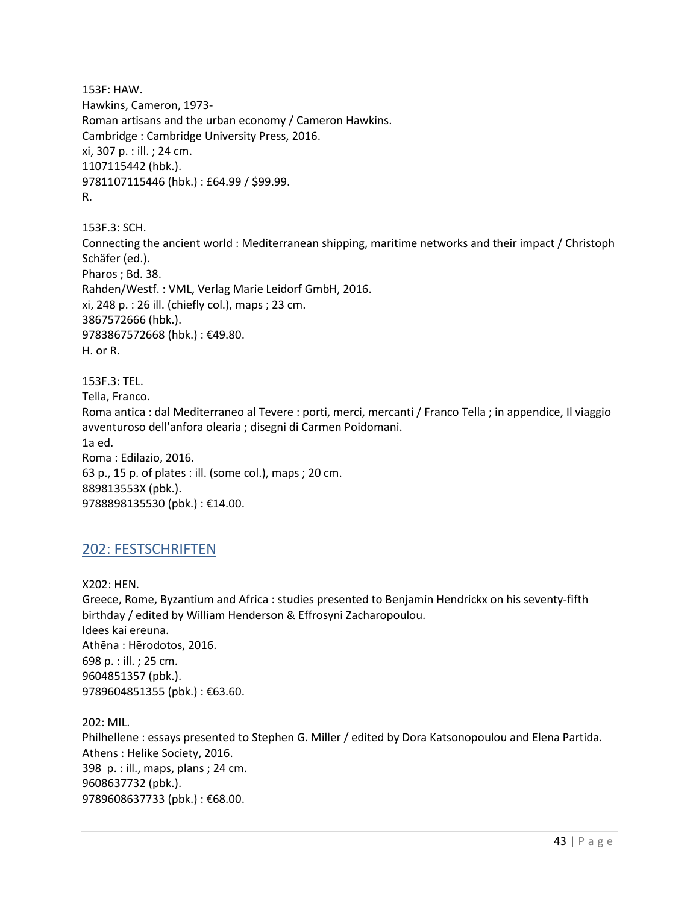153F: HAW.
Hawkins, Cameron, 1973-
Roman artisans and the urban economy / Cameron Hawkins.
Cambridge : Cambridge University Press, 2016.
xi, 307 p. : ill. ; 24 cm.
1107115442 (hbk.).
9781107115446 (hbk.) : £64.99 / $99.99.
R.

153F.3: SCH.
Connecting the ancient world : Mediterranean shipping, maritime networks and their impact / Christoph Schäfer (ed.).
Pharos ; Bd. 38.
Rahden/Westf. : VML, Verlag Marie Leidorf GmbH, 2016.
xi, 248 p. : 26 ill. (chiefly col.), maps ; 23 cm.
3867572666 (hbk.).
9783867572668 (hbk.) : €49.80.
H. or R.

153F.3: TEL.
Tella, Franco.
Roma antica : dal Mediterraneo al Tevere : porti, merci, mercanti / Franco Tella ; in appendice, Il viaggio avventuroso dell'anfora olearia ; disegni di Carmen Poidomani.
1a ed.
Roma : Edilazio, 2016.
63 p., 15 p. of plates : ill. (some col.), maps ; 20 cm.
889813553X (pbk.).
9788898135530 (pbk.) : €14.00.

## 202: FESTSCHRIFTEN

X202: HEN.
Greece, Rome, Byzantium and Africa : studies presented to Benjamin Hendrickx on his seventy-fifth birthday / edited by William Henderson & Effrosyni Zacharopoulou.
Idees kai ereuna.
Athēna : Hērodotos, 2016.
698 p. : ill. ; 25 cm.
9604851357 (pbk.).
9789604851355 (pbk.) : €63.60.

202: MIL.
Philhellene : essays presented to Stephen G. Miller / edited by Dora Katsonopoulou and Elena Partida.
Athens : Helike Society, 2016.
398 p. : ill., maps, plans ; 24 cm.
9608637732 (pbk.).
9789608637733 (pbk.) : €68.00.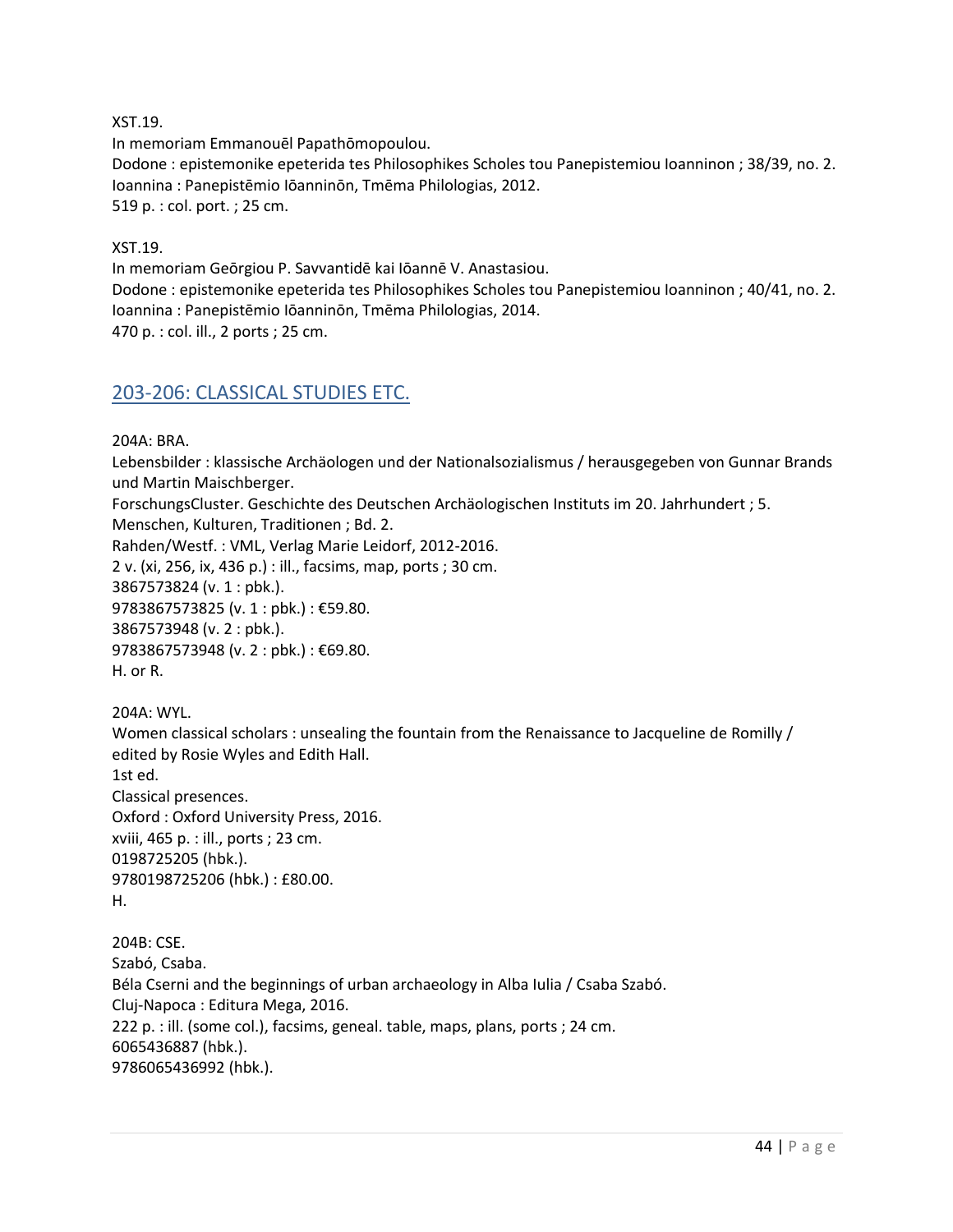XST.19.
In memoriam Emmanouēl Papathōmopoulou.
Dodone : epistemonike epeterida tes Philosophikes Scholes tou Panepistemiou Ioanninon ; 38/39, no. 2.
Ioannina : Panepistēmio Iōanninōn, Tmēma Philologias, 2012.
519 p. : col. port. ; 25 cm.

XST.19.
In memoriam Geōrgiou P. Savvantidē kai Iōannē V. Anastasiou.
Dodone : epistemonike epeterida tes Philosophikes Scholes tou Panepistemiou Ioanninon ; 40/41, no. 2.
Ioannina : Panepistēmio Iōanninōn, Tmēma Philologias, 2014.
470 p. : col. ill., 2 ports ; 25 cm.

## 203-206: CLASSICAL STUDIES ETC.

204A: BRA.
Lebensbilder : klassische Archäologen und der Nationalsozialismus / herausgegeben von Gunnar Brands und Martin Maischberger.
ForschungsCluster. Geschichte des Deutschen Archäologischen Instituts im 20. Jahrhundert ; 5.
Menschen, Kulturen, Traditionen ; Bd. 2.
Rahden/Westf. : VML, Verlag Marie Leidorf, 2012-2016.
2 v. (xi, 256, ix, 436 p.) : ill., facsims, map, ports ; 30 cm.
3867573824 (v. 1 : pbk.).
9783867573825 (v. 1 : pbk.) : €59.80.
3867573948 (v. 2 : pbk.).
9783867573948 (v. 2 : pbk.) : €69.80.
H. or R.

204A: WYL.
Women classical scholars : unsealing the fountain from the Renaissance to Jacqueline de Romilly / edited by Rosie Wyles and Edith Hall.
1st ed.
Classical presences.
Oxford : Oxford University Press, 2016.
xviii, 465 p. : ill., ports ; 23 cm.
0198725205 (hbk.).
9780198725206 (hbk.) : £80.00.
H.

204B: CSE.
Szabó, Csaba.
Béla Cserni and the beginnings of urban archaeology in Alba Iulia / Csaba Szabó.
Cluj-Napoca : Editura Mega, 2016.
222 p. : ill. (some col.), facsims, geneal. table, maps, plans, ports ; 24 cm.
6065436887 (hbk.).
9786065436992 (hbk.).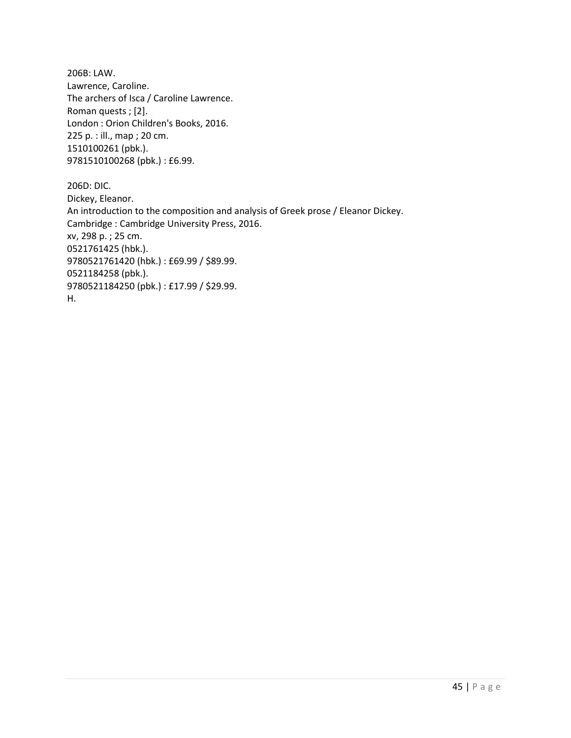206B: LAW.
Lawrence, Caroline.
The archers of Isca / Caroline Lawrence.
Roman quests ; [2].
London : Orion Children's Books, 2016.
225 p. : ill., map ; 20 cm.
1510100261 (pbk.).
9781510100268 (pbk.) : £6.99.

206D: DIC.
Dickey, Eleanor.
An introduction to the composition and analysis of Greek prose / Eleanor Dickey.
Cambridge : Cambridge University Press, 2016.
xv, 298 p. ; 25 cm.
0521761425 (hbk.).
9780521761420 (hbk.) : £69.99 / $89.99.
0521184258 (pbk.).
9780521184250 (pbk.) : £17.99 / $29.99.
H.